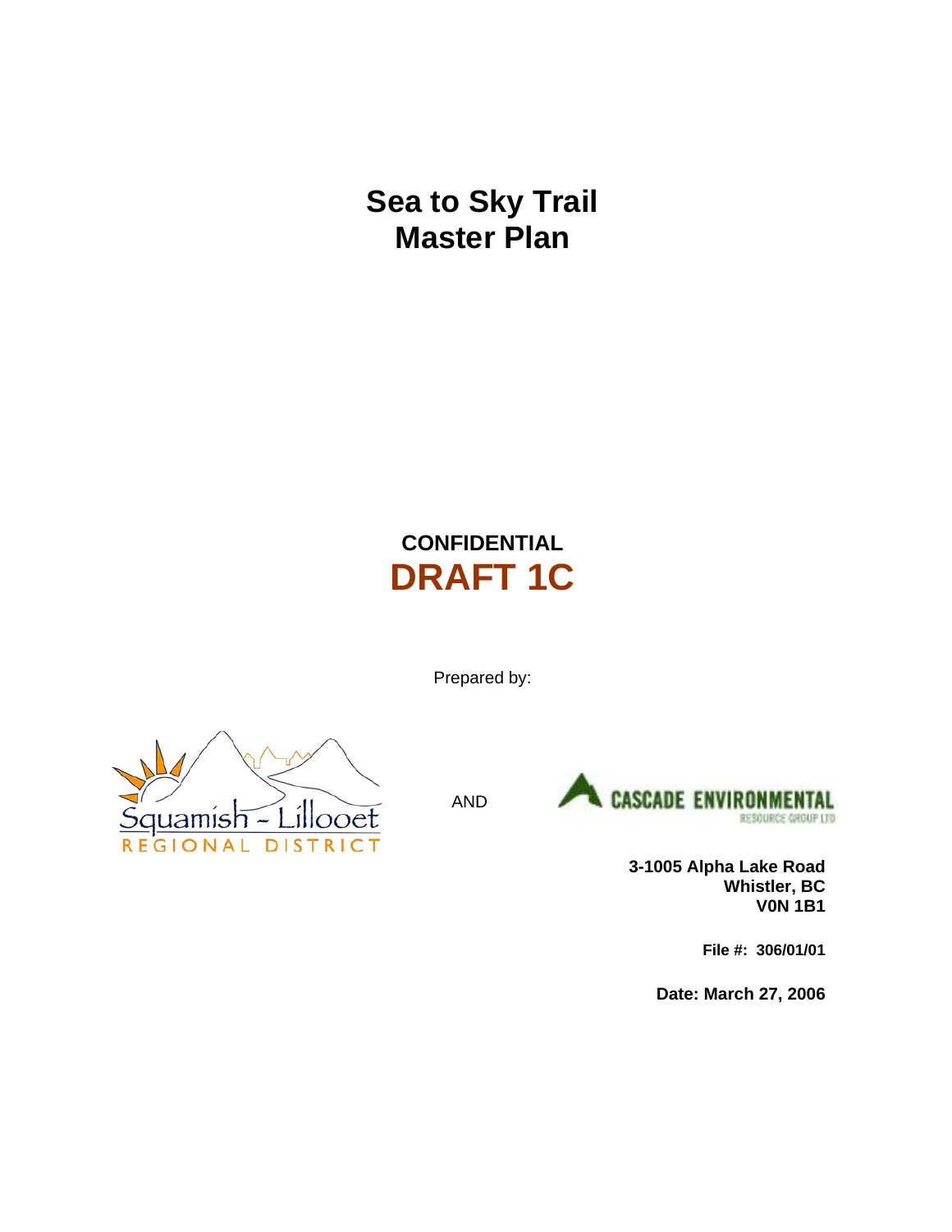# Sea to Sky Trail Master Plan

**CONFIDENTIAL**

**DRAFT 1C**

Prepared by:

Squamish - Lillooet REGIONAL DISTRICT

AND

CASCADE ENVIRONMENTAL RESOURCE GROUP LTD

**3-1005 Alpha Lake Road**
**Whistler, BC**
**V0N 1B1**

**File #: 306/01/01**

**Date: March 27, 2006**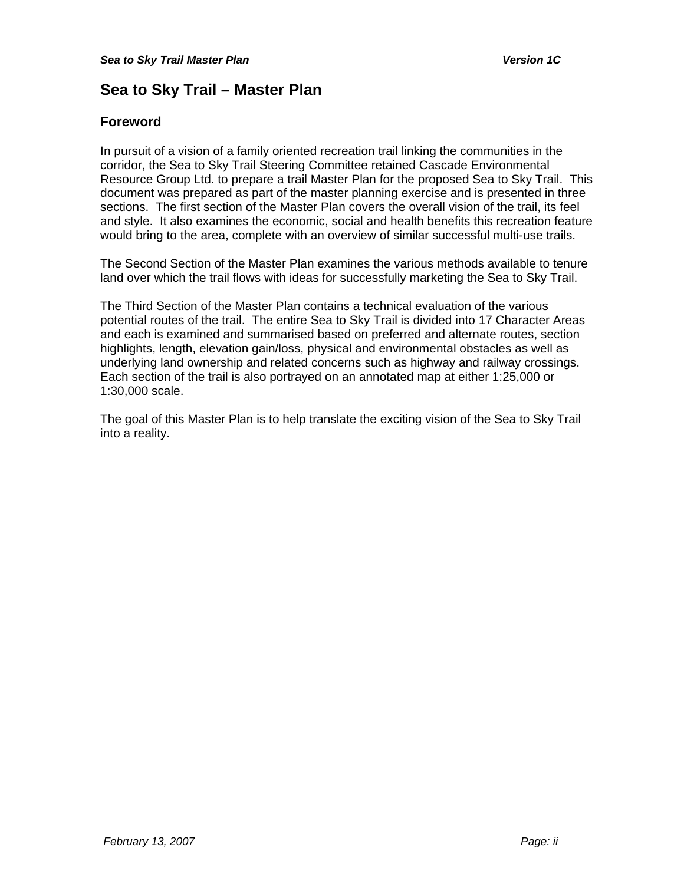# Sea to Sky Trail – Master Plan

## Foreword

In pursuit of a vision of a family oriented recreation trail linking the communities in the corridor, the Sea to Sky Trail Steering Committee retained Cascade Environmental Resource Group Ltd. to prepare a trail Master Plan for the proposed Sea to Sky Trail. This document was prepared as part of the master planning exercise and is presented in three sections. The first section of the Master Plan covers the overall vision of the trail, its feel and style. It also examines the economic, social and health benefits this recreation feature would bring to the area, complete with an overview of similar successful multi-use trails.

The Second Section of the Master Plan examines the various methods available to tenure land over which the trail flows with ideas for successfully marketing the Sea to Sky Trail.

The Third Section of the Master Plan contains a technical evaluation of the various potential routes of the trail. The entire Sea to Sky Trail is divided into 17 Character Areas and each is examined and summarised based on preferred and alternate routes, section highlights, length, elevation gain/loss, physical and environmental obstacles as well as underlying land ownership and related concerns such as highway and railway crossings. Each section of the trail is also portrayed on an annotated map at either 1:25,000 or 1:30,000 scale.

The goal of this Master Plan is to help translate the exciting vision of the Sea to Sky Trail into a reality.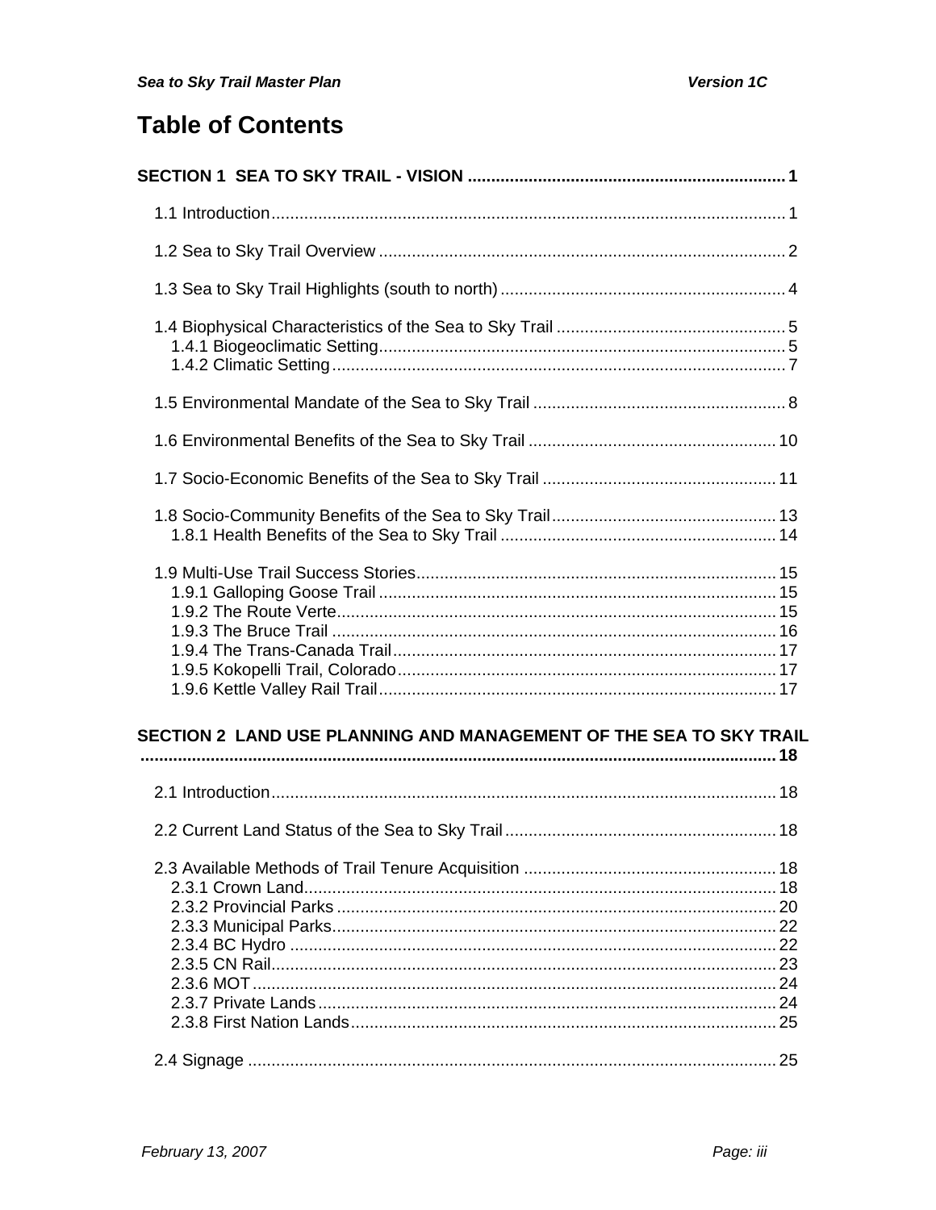# Table of Contents

**SECTION 1 SEA TO SKY TRAIL - VISION .................................................................... 1**

1.1 Introduction............................................................................................................. 1

1.2 Sea to Sky Trail Overview ....................................................................................... 2

1.3 Sea to Sky Trail Highlights (south to north)............................................................. 4

1.4 Biophysical Characteristics of the Sea to Sky Trail ................................................. 5
- 1.4.1 Biogeoclimatic Setting...................................................................................... 5
- 1.4.2 Climatic Setting................................................................................................ 7

1.5 Environmental Mandate of the Sea to Sky Trail ...................................................... 8

1.6 Environmental Benefits of the Sea to Sky Trail ..................................................... 10

1.7 Socio-Economic Benefits of the Sea to Sky Trail .................................................. 11

1.8 Socio-Community Benefits of the Sea to Sky Trail................................................ 13
- 1.8.1 Health Benefits of the Sea to Sky Trail ........................................................... 14

1.9 Multi-Use Trail Success Stories............................................................................ 15
- 1.9.1 Galloping Goose Trail .................................................................................... 15
- 1.9.2 The Route Verte............................................................................................. 15
- 1.9.3 The Bruce Trail .............................................................................................. 16
- 1.9.4 The Trans-Canada Trail.................................................................................. 17
- 1.9.5 Kokopelli Trail, Colorado................................................................................. 17
- 1.9.6 Kettle Valley Rail Trail.................................................................................... 17

**SECTION 2 LAND USE PLANNING AND MANAGEMENT OF THE SEA TO SKY TRAIL ...................................................................................................................... 18**

2.1 Introduction........................................................................................................... 18

2.2 Current Land Status of the Sea to Sky Trail.......................................................... 18

2.3 Available Methods of Trail Tenure Acquisition ...................................................... 18
- 2.3.1 Crown Land.................................................................................................... 18
- 2.3.2 Provincial Parks ............................................................................................. 20
- 2.3.3 Municipal Parks.............................................................................................. 22
- 2.3.4 BC Hydro ....................................................................................................... 22
- 2.3.5 CN Rail........................................................................................................... 23
- 2.3.6 MOT............................................................................................................... 24
- 2.3.7 Private Lands ................................................................................................. 24
- 2.3.8 First Nation Lands........................................................................................... 25

2.4 Signage ................................................................................................................ 25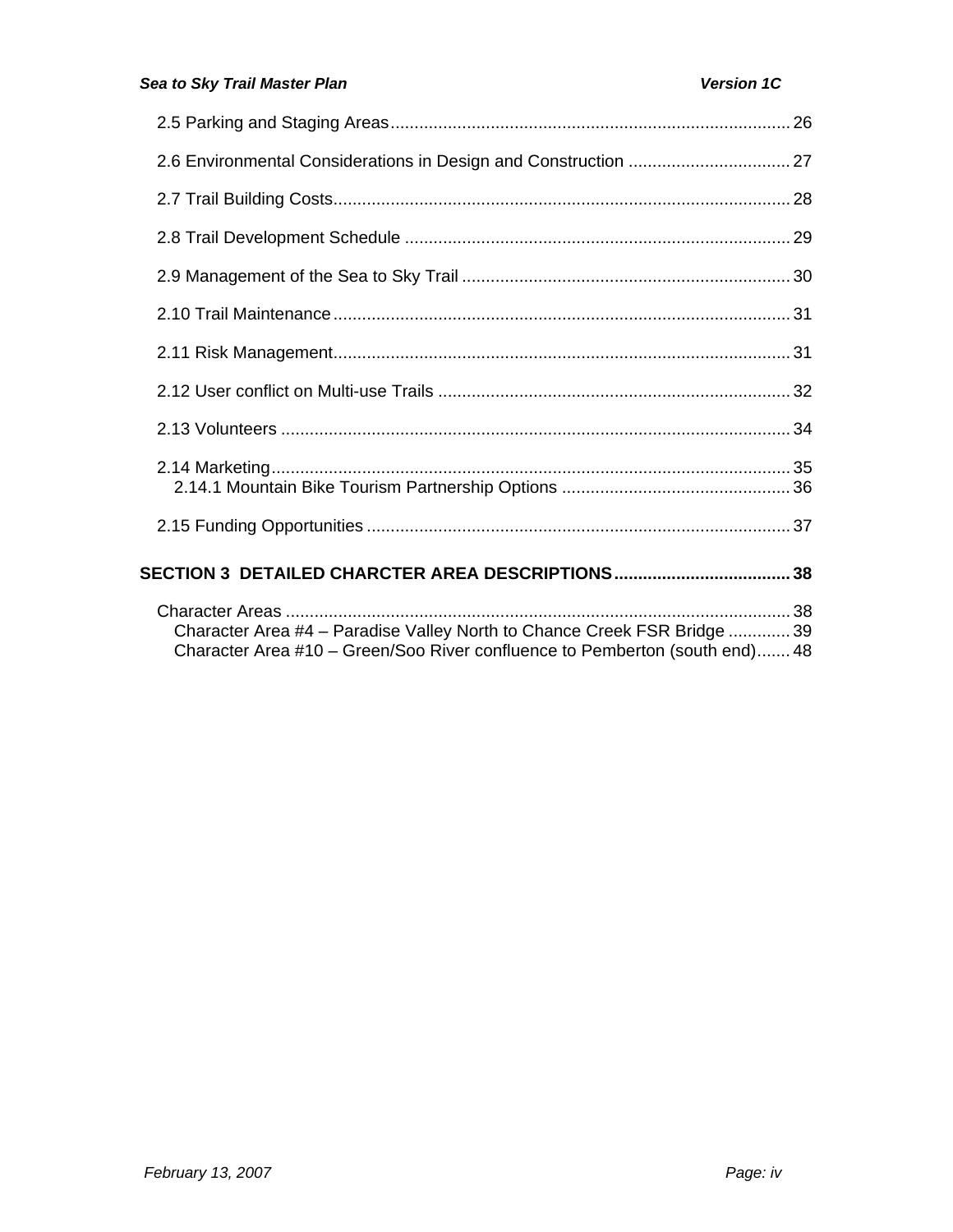2.5 Parking and Staging Areas ........ 26

2.6 Environmental Considerations in Design and Construction ........ 27

2.7 Trail Building Costs ........ 28

2.8 Trail Development Schedule ........ 29

2.9 Management of the Sea to Sky Trail ........ 30

2.10 Trail Maintenance ........ 31

2.11 Risk Management ........ 31

2.12 User conflict on Multi-use Trails ........ 32

2.13 Volunteers ........ 34

2.14 Marketing ........ 35
  2.14.1 Mountain Bike Tourism Partnership Options ........ 36

2.15 Funding Opportunities ........ 37

**SECTION 3 DETAILED CHARCTER AREA DESCRIPTIONS ........ 38**

Character Areas ........ 38
  Character Area #4 – Paradise Valley North to Chance Creek FSR Bridge ........ 39
  Character Area #10 – Green/Soo River confluence to Pemberton (south end) ........ 48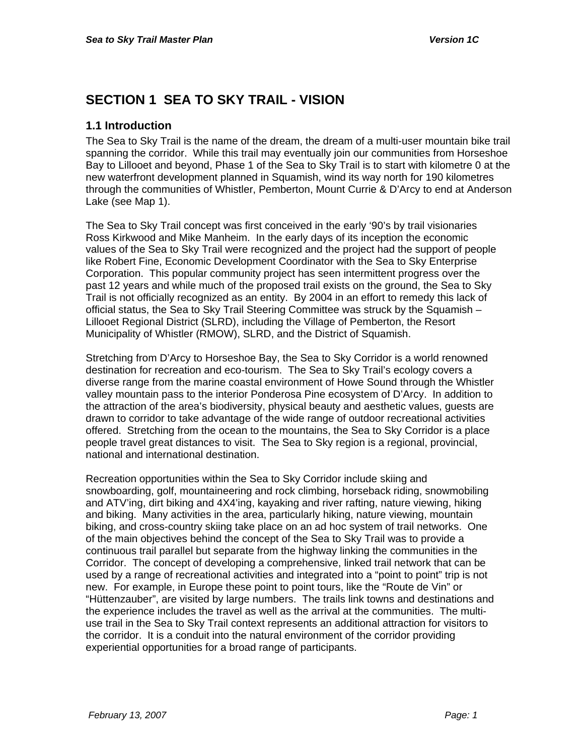# SECTION 1 SEA TO SKY TRAIL - VISION

## 1.1 Introduction

The Sea to Sky Trail is the name of the dream, the dream of a multi-user mountain bike trail spanning the corridor. While this trail may eventually join our communities from Horseshoe Bay to Lillooet and beyond, Phase 1 of the Sea to Sky Trail is to start with kilometre 0 at the new waterfront development planned in Squamish, wind its way north for 190 kilometres through the communities of Whistler, Pemberton, Mount Currie & D'Arcy to end at Anderson Lake (see Map 1).

The Sea to Sky Trail concept was first conceived in the early '90's by trail visionaries Ross Kirkwood and Mike Manheim. In the early days of its inception the economic values of the Sea to Sky Trail were recognized and the project had the support of people like Robert Fine, Economic Development Coordinator with the Sea to Sky Enterprise Corporation. This popular community project has seen intermittent progress over the past 12 years and while much of the proposed trail exists on the ground, the Sea to Sky Trail is not officially recognized as an entity. By 2004 in an effort to remedy this lack of official status, the Sea to Sky Trail Steering Committee was struck by the Squamish – Lillooet Regional District (SLRD), including the Village of Pemberton, the Resort Municipality of Whistler (RMOW), SLRD, and the District of Squamish.

Stretching from D'Arcy to Horseshoe Bay, the Sea to Sky Corridor is a world renowned destination for recreation and eco-tourism. The Sea to Sky Trail's ecology covers a diverse range from the marine coastal environment of Howe Sound through the Whistler valley mountain pass to the interior Ponderosa Pine ecosystem of D'Arcy. In addition to the attraction of the area's biodiversity, physical beauty and aesthetic values, guests are drawn to corridor to take advantage of the wide range of outdoor recreational activities offered. Stretching from the ocean to the mountains, the Sea to Sky Corridor is a place people travel great distances to visit. The Sea to Sky region is a regional, provincial, national and international destination.

Recreation opportunities within the Sea to Sky Corridor include skiing and snowboarding, golf, mountaineering and rock climbing, horseback riding, snowmobiling and ATV'ing, dirt biking and 4X4'ing, kayaking and river rafting, nature viewing, hiking and biking. Many activities in the area, particularly hiking, nature viewing, mountain biking, and cross-country skiing take place on an ad hoc system of trail networks. One of the main objectives behind the concept of the Sea to Sky Trail was to provide a continuous trail parallel but separate from the highway linking the communities in the Corridor. The concept of developing a comprehensive, linked trail network that can be used by a range of recreational activities and integrated into a "point to point" trip is not new. For example, in Europe these point to point tours, like the "Route de Vin" or "Hüttenzauber", are visited by large numbers. The trails link towns and destinations and the experience includes the travel as well as the arrival at the communities. The multi-use trail in the Sea to Sky Trail context represents an additional attraction for visitors to the corridor. It is a conduit into the natural environment of the corridor providing experiential opportunities for a broad range of participants.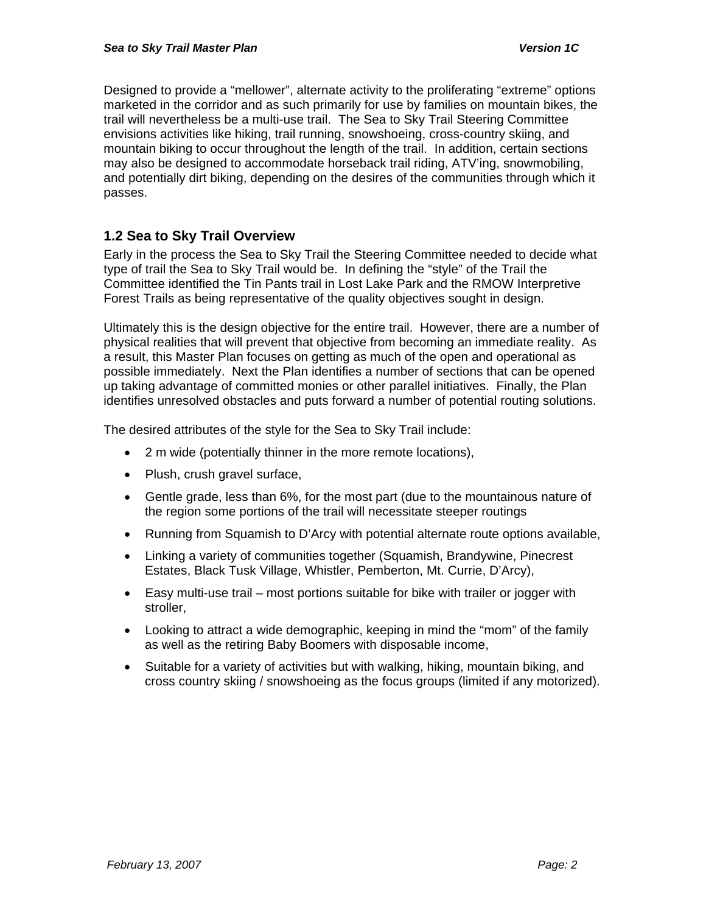Designed to provide a "mellower", alternate activity to the proliferating "extreme" options marketed in the corridor and as such primarily for use by families on mountain bikes, the trail will nevertheless be a multi-use trail. The Sea to Sky Trail Steering Committee envisions activities like hiking, trail running, snowshoeing, cross-country skiing, and mountain biking to occur throughout the length of the trail. In addition, certain sections may also be designed to accommodate horseback trail riding, ATV'ing, snowmobiling, and potentially dirt biking, depending on the desires of the communities through which it passes.

## 1.2 Sea to Sky Trail Overview

Early in the process the Sea to Sky Trail the Steering Committee needed to decide what type of trail the Sea to Sky Trail would be. In defining the "style" of the Trail the Committee identified the Tin Pants trail in Lost Lake Park and the RMOW Interpretive Forest Trails as being representative of the quality objectives sought in design.

Ultimately this is the design objective for the entire trail. However, there are a number of physical realities that will prevent that objective from becoming an immediate reality. As a result, this Master Plan focuses on getting as much of the open and operational as possible immediately. Next the Plan identifies a number of sections that can be opened up taking advantage of committed monies or other parallel initiatives. Finally, the Plan identifies unresolved obstacles and puts forward a number of potential routing solutions.

The desired attributes of the style for the Sea to Sky Trail include:

- 2 m wide (potentially thinner in the more remote locations),
- Plush, crush gravel surface,
- Gentle grade, less than 6%, for the most part (due to the mountainous nature of the region some portions of the trail will necessitate steeper routings
- Running from Squamish to D'Arcy with potential alternate route options available,
- Linking a variety of communities together (Squamish, Brandywine, Pinecrest Estates, Black Tusk Village, Whistler, Pemberton, Mt. Currie, D'Arcy),
- Easy multi-use trail – most portions suitable for bike with trailer or jogger with stroller,
- Looking to attract a wide demographic, keeping in mind the "mom" of the family as well as the retiring Baby Boomers with disposable income,
- Suitable for a variety of activities but with walking, hiking, mountain biking, and cross country skiing / snowshoeing as the focus groups (limited if any motorized).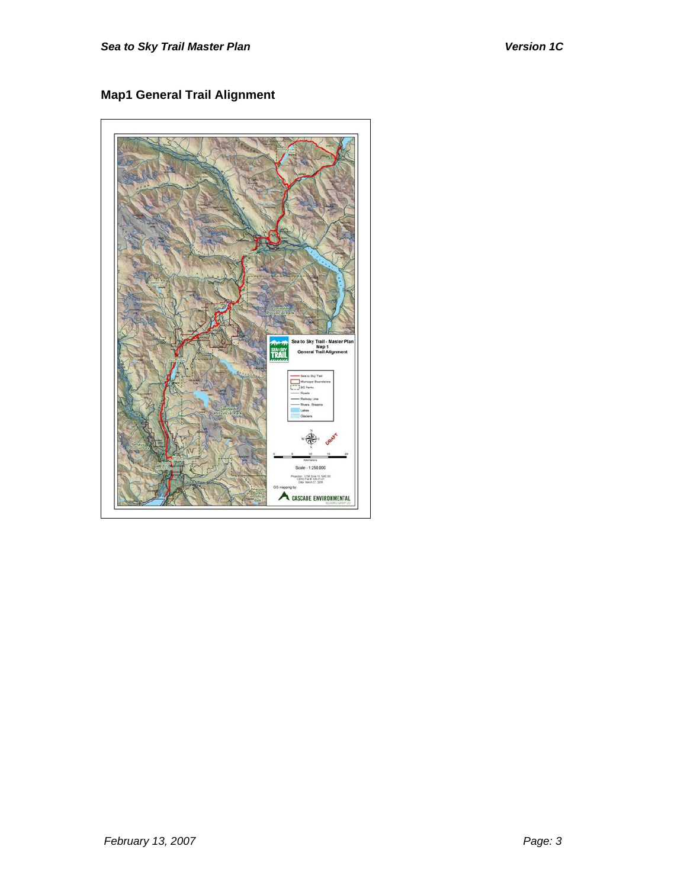## Map1 General Trail Alignment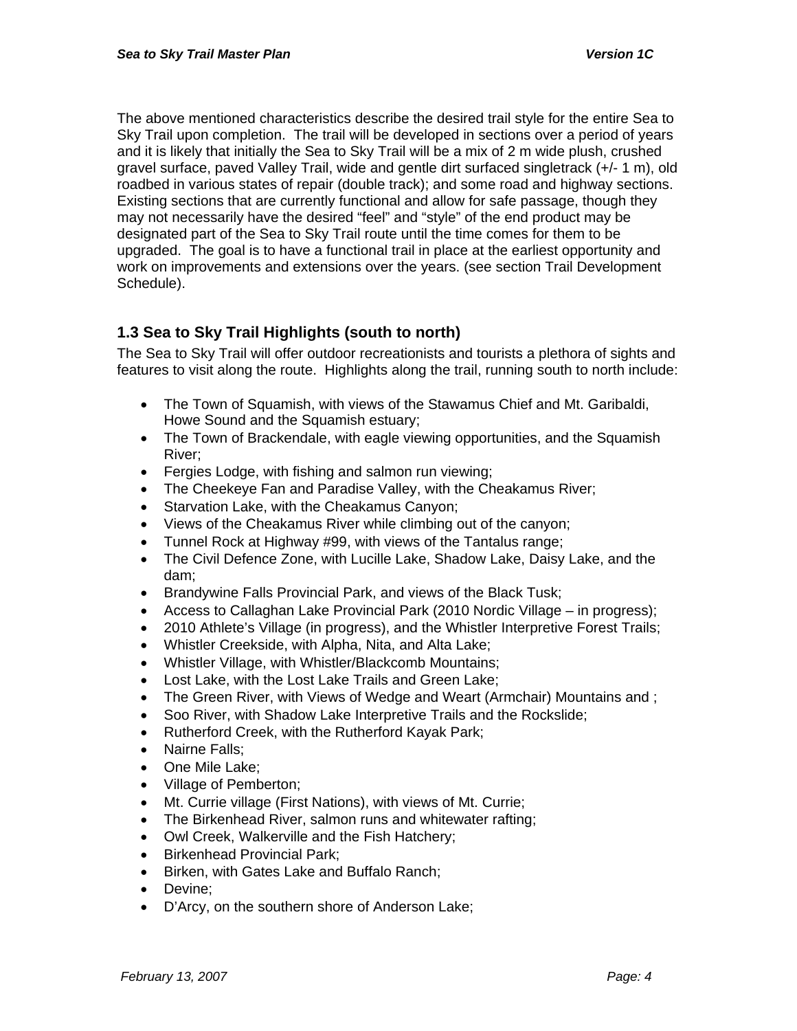The above mentioned characteristics describe the desired trail style for the entire Sea to Sky Trail upon completion. The trail will be developed in sections over a period of years and it is likely that initially the Sea to Sky Trail will be a mix of 2 m wide plush, crushed gravel surface, paved Valley Trail, wide and gentle dirt surfaced singletrack (+/- 1 m), old roadbed in various states of repair (double track); and some road and highway sections. Existing sections that are currently functional and allow for safe passage, though they may not necessarily have the desired "feel" and "style" of the end product may be designated part of the Sea to Sky Trail route until the time comes for them to be upgraded. The goal is to have a functional trail in place at the earliest opportunity and work on improvements and extensions over the years. (see section Trail Development Schedule).

## 1.3 Sea to Sky Trail Highlights (south to north)

The Sea to Sky Trail will offer outdoor recreationists and tourists a plethora of sights and features to visit along the route. Highlights along the trail, running south to north include:

- The Town of Squamish, with views of the Stawamus Chief and Mt. Garibaldi, Howe Sound and the Squamish estuary;
- The Town of Brackendale, with eagle viewing opportunities, and the Squamish River;
- Fergies Lodge, with fishing and salmon run viewing;
- The Cheekeye Fan and Paradise Valley, with the Cheakamus River;
- Starvation Lake, with the Cheakamus Canyon;
- Views of the Cheakamus River while climbing out of the canyon;
- Tunnel Rock at Highway #99, with views of the Tantalus range;
- The Civil Defence Zone, with Lucille Lake, Shadow Lake, Daisy Lake, and the dam;
- Brandywine Falls Provincial Park, and views of the Black Tusk;
- Access to Callaghan Lake Provincial Park (2010 Nordic Village – in progress);
- 2010 Athlete's Village (in progress), and the Whistler Interpretive Forest Trails;
- Whistler Creekside, with Alpha, Nita, and Alta Lake;
- Whistler Village, with Whistler/Blackcomb Mountains;
- Lost Lake, with the Lost Lake Trails and Green Lake;
- The Green River, with Views of Wedge and Weart (Armchair) Mountains and ;
- Soo River, with Shadow Lake Interpretive Trails and the Rockslide;
- Rutherford Creek, with the Rutherford Kayak Park;
- Nairne Falls;
- One Mile Lake;
- Village of Pemberton;
- Mt. Currie village (First Nations), with views of Mt. Currie;
- The Birkenhead River, salmon runs and whitewater rafting;
- Owl Creek, Walkerville and the Fish Hatchery;
- Birkenhead Provincial Park;
- Birken, with Gates Lake and Buffalo Ranch;
- Devine;
- D'Arcy, on the southern shore of Anderson Lake;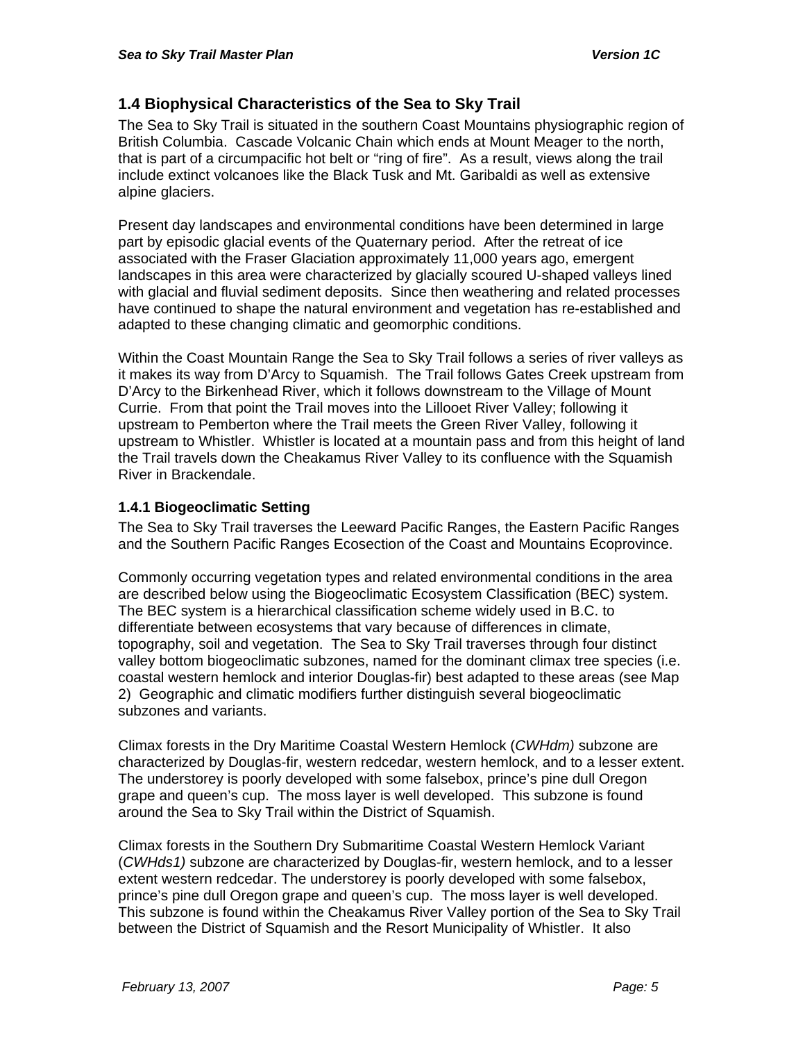## 1.4 Biophysical Characteristics of the Sea to Sky Trail

The Sea to Sky Trail is situated in the southern Coast Mountains physiographic region of British Columbia. Cascade Volcanic Chain which ends at Mount Meager to the north, that is part of a circumpacific hot belt or "ring of fire". As a result, views along the trail include extinct volcanoes like the Black Tusk and Mt. Garibaldi as well as extensive alpine glaciers.

Present day landscapes and environmental conditions have been determined in large part by episodic glacial events of the Quaternary period. After the retreat of ice associated with the Fraser Glaciation approximately 11,000 years ago, emergent landscapes in this area were characterized by glacially scoured U-shaped valleys lined with glacial and fluvial sediment deposits. Since then weathering and related processes have continued to shape the natural environment and vegetation has re-established and adapted to these changing climatic and geomorphic conditions.

Within the Coast Mountain Range the Sea to Sky Trail follows a series of river valleys as it makes its way from D'Arcy to Squamish. The Trail follows Gates Creek upstream from D'Arcy to the Birkenhead River, which it follows downstream to the Village of Mount Currie. From that point the Trail moves into the Lillooet River Valley; following it upstream to Pemberton where the Trail meets the Green River Valley, following it upstream to Whistler. Whistler is located at a mountain pass and from this height of land the Trail travels down the Cheakamus River Valley to its confluence with the Squamish River in Brackendale.

### 1.4.1 Biogeoclimatic Setting

The Sea to Sky Trail traverses the Leeward Pacific Ranges, the Eastern Pacific Ranges and the Southern Pacific Ranges Ecosection of the Coast and Mountains Ecoprovince.

Commonly occurring vegetation types and related environmental conditions in the area are described below using the Biogeoclimatic Ecosystem Classification (BEC) system. The BEC system is a hierarchical classification scheme widely used in B.C. to differentiate between ecosystems that vary because of differences in climate, topography, soil and vegetation. The Sea to Sky Trail traverses through four distinct valley bottom biogeoclimatic subzones, named for the dominant climax tree species (i.e. coastal western hemlock and interior Douglas-fir) best adapted to these areas (see Map 2) Geographic and climatic modifiers further distinguish several biogeoclimatic subzones and variants.

Climax forests in the Dry Maritime Coastal Western Hemlock (*CWHdm)* subzone are characterized by Douglas-fir, western redcedar, western hemlock, and to a lesser extent. The understorey is poorly developed with some falsebox, prince's pine dull Oregon grape and queen's cup. The moss layer is well developed. This subzone is found around the Sea to Sky Trail within the District of Squamish.

Climax forests in the Southern Dry Submaritime Coastal Western Hemlock Variant (*CWHds1)* subzone are characterized by Douglas-fir, western hemlock, and to a lesser extent western redcedar. The understorey is poorly developed with some falsebox, prince's pine dull Oregon grape and queen's cup. The moss layer is well developed. This subzone is found within the Cheakamus River Valley portion of the Sea to Sky Trail between the District of Squamish and the Resort Municipality of Whistler. It also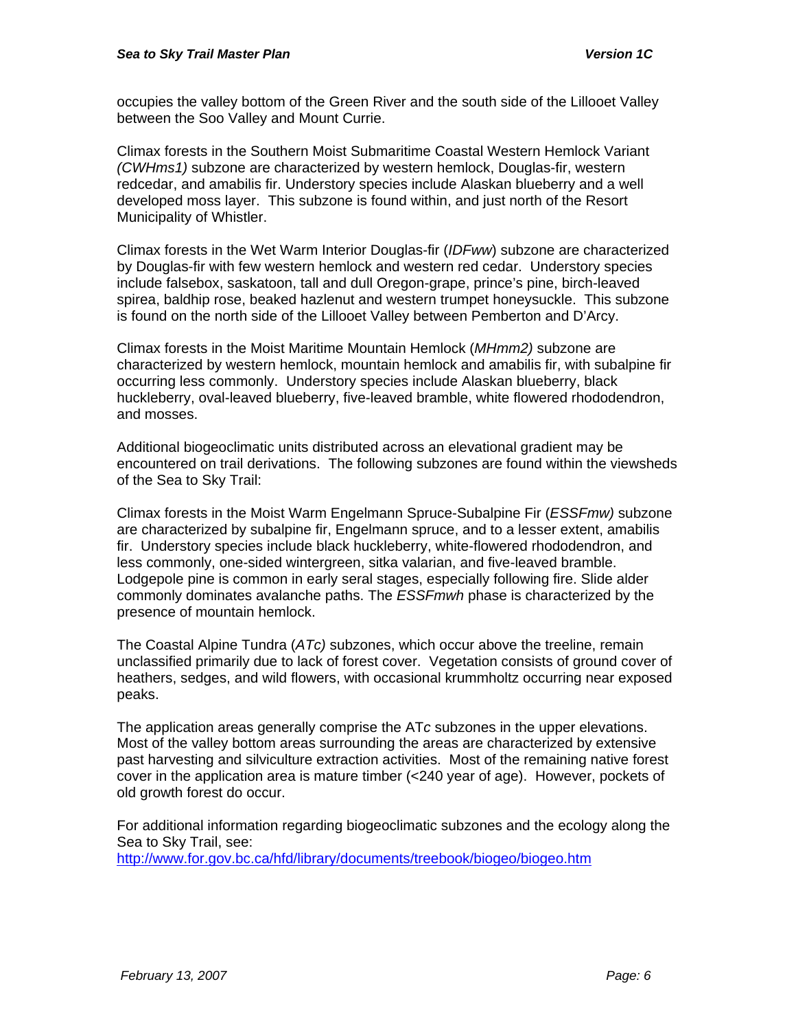occupies the valley bottom of the Green River and the south side of the Lillooet Valley between the Soo Valley and Mount Currie.

Climax forests in the Southern Moist Submaritime Coastal Western Hemlock Variant *(CWHms1)* subzone are characterized by western hemlock, Douglas-fir, western redcedar, and amabilis fir. Understory species include Alaskan blueberry and a well developed moss layer. This subzone is found within, and just north of the Resort Municipality of Whistler.

Climax forests in the Wet Warm Interior Douglas-fir (*IDFww*) subzone are characterized by Douglas-fir with few western hemlock and western red cedar. Understory species include falsebox, saskatoon, tall and dull Oregon-grape, prince's pine, birch-leaved spirea, baldhip rose, beaked hazlenut and western trumpet honeysuckle. This subzone is found on the north side of the Lillooet Valley between Pemberton and D'Arcy.

Climax forests in the Moist Maritime Mountain Hemlock (*MHmm2)* subzone are characterized by western hemlock, mountain hemlock and amabilis fir, with subalpine fir occurring less commonly. Understory species include Alaskan blueberry, black huckleberry, oval-leaved blueberry, five-leaved bramble, white flowered rhododendron, and mosses.

Additional biogeoclimatic units distributed across an elevational gradient may be encountered on trail derivations. The following subzones are found within the viewsheds of the Sea to Sky Trail:

Climax forests in the Moist Warm Engelmann Spruce-Subalpine Fir (*ESSFmw)* subzone are characterized by subalpine fir, Engelmann spruce, and to a lesser extent, amabilis fir. Understory species include black huckleberry, white-flowered rhododendron, and less commonly, one-sided wintergreen, sitka valarian, and five-leaved bramble. Lodgepole pine is common in early seral stages, especially following fire. Slide alder commonly dominates avalanche paths. The *ESSFmwh* phase is characterized by the presence of mountain hemlock.

The Coastal Alpine Tundra (*ATc)* subzones, which occur above the treeline, remain unclassified primarily due to lack of forest cover. Vegetation consists of ground cover of heathers, sedges, and wild flowers, with occasional krummholtz occurring near exposed peaks.

The application areas generally comprise the AT*c* subzones in the upper elevations. Most of the valley bottom areas surrounding the areas are characterized by extensive past harvesting and silviculture extraction activities. Most of the remaining native forest cover in the application area is mature timber (<240 year of age). However, pockets of old growth forest do occur.

For additional information regarding biogeoclimatic subzones and the ecology along the Sea to Sky Trail, see:
http://www.for.gov.bc.ca/hfd/library/documents/treebook/biogeo/biogeo.htm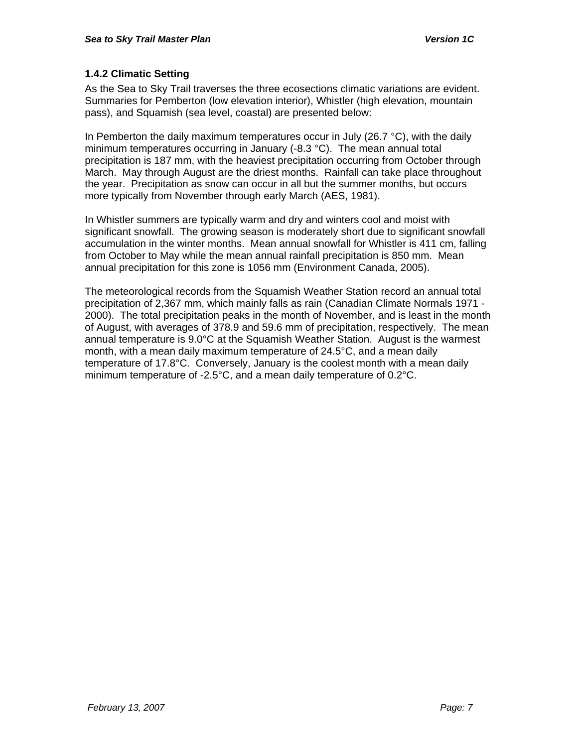### 1.4.2 Climatic Setting

As the Sea to Sky Trail traverses the three ecosections climatic variations are evident. Summaries for Pemberton (low elevation interior), Whistler (high elevation, mountain pass), and Squamish (sea level, coastal) are presented below:

In Pemberton the daily maximum temperatures occur in July (26.7 °C), with the daily minimum temperatures occurring in January (-8.3 °C). The mean annual total precipitation is 187 mm, with the heaviest precipitation occurring from October through March. May through August are the driest months. Rainfall can take place throughout the year. Precipitation as snow can occur in all but the summer months, but occurs more typically from November through early March (AES, 1981).

In Whistler summers are typically warm and dry and winters cool and moist with significant snowfall. The growing season is moderately short due to significant snowfall accumulation in the winter months. Mean annual snowfall for Whistler is 411 cm, falling from October to May while the mean annual rainfall precipitation is 850 mm. Mean annual precipitation for this zone is 1056 mm (Environment Canada, 2005).

The meteorological records from the Squamish Weather Station record an annual total precipitation of 2,367 mm, which mainly falls as rain (Canadian Climate Normals 1971 - 2000). The total precipitation peaks in the month of November, and is least in the month of August, with averages of 378.9 and 59.6 mm of precipitation, respectively. The mean annual temperature is 9.0°C at the Squamish Weather Station. August is the warmest month, with a mean daily maximum temperature of 24.5°C, and a mean daily temperature of 17.8°C. Conversely, January is the coolest month with a mean daily minimum temperature of -2.5°C, and a mean daily temperature of 0.2°C.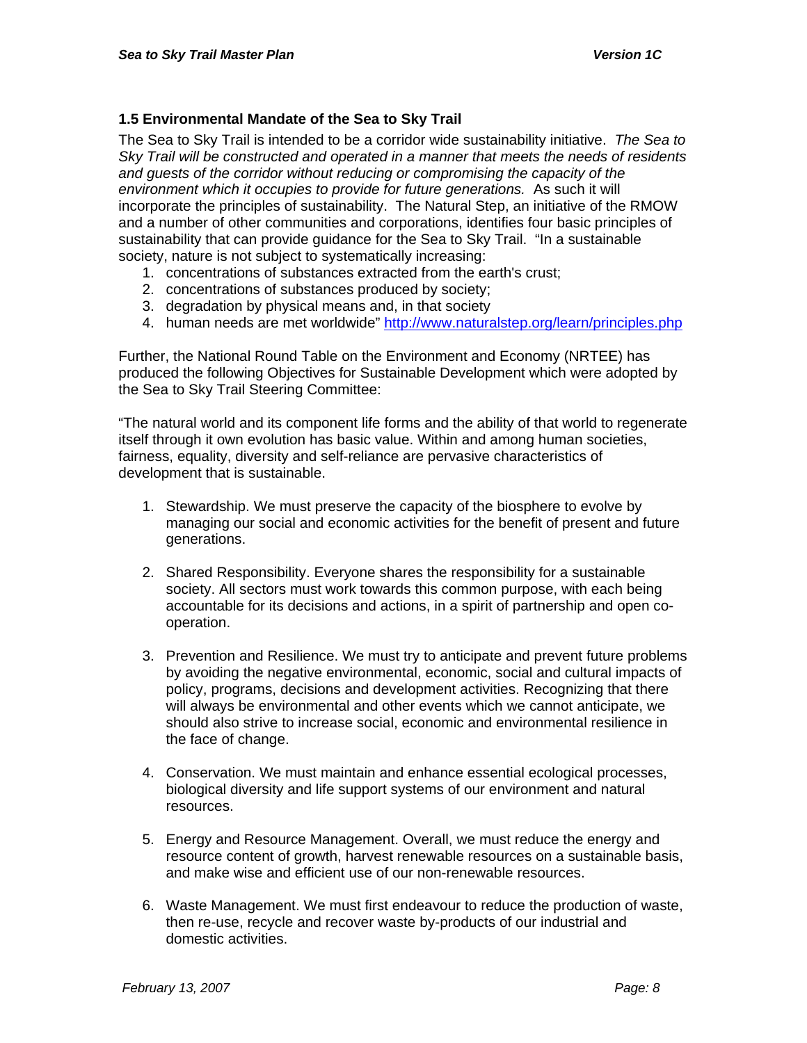### 1.5 Environmental Mandate of the Sea to Sky Trail

The Sea to Sky Trail is intended to be a corridor wide sustainability initiative. *The Sea to Sky Trail will be constructed and operated in a manner that meets the needs of residents and guests of the corridor without reducing or compromising the capacity of the environment which it occupies to provide for future generations.* As such it will incorporate the principles of sustainability. The Natural Step, an initiative of the RMOW and a number of other communities and corporations, identifies four basic principles of sustainability that can provide guidance for the Sea to Sky Trail. "In a sustainable society, nature is not subject to systematically increasing:

1. concentrations of substances extracted from the earth's crust;
2. concentrations of substances produced by society;
3. degradation by physical means and, in that society
4. human needs are met worldwide" [http://www.naturalstep.org/learn/principles.php](http://www.naturalstep.org/learn/principles.php)

Further, the National Round Table on the Environment and Economy (NRTEE) has produced the following Objectives for Sustainable Development which were adopted by the Sea to Sky Trail Steering Committee:

"The natural world and its component life forms and the ability of that world to regenerate itself through it own evolution has basic value. Within and among human societies, fairness, equality, diversity and self-reliance are pervasive characteristics of development that is sustainable.

1. Stewardship. We must preserve the capacity of the biosphere to evolve by managing our social and economic activities for the benefit of present and future generations.

2. Shared Responsibility. Everyone shares the responsibility for a sustainable society. All sectors must work towards this common purpose, with each being accountable for its decisions and actions, in a spirit of partnership and open co-operation.

3. Prevention and Resilience. We must try to anticipate and prevent future problems by avoiding the negative environmental, economic, social and cultural impacts of policy, programs, decisions and development activities. Recognizing that there will always be environmental and other events which we cannot anticipate, we should also strive to increase social, economic and environmental resilience in the face of change.

4. Conservation. We must maintain and enhance essential ecological processes, biological diversity and life support systems of our environment and natural resources.

5. Energy and Resource Management. Overall, we must reduce the energy and resource content of growth, harvest renewable resources on a sustainable basis, and make wise and efficient use of our non-renewable resources.

6. Waste Management. We must first endeavour to reduce the production of waste, then re-use, recycle and recover waste by-products of our industrial and domestic activities.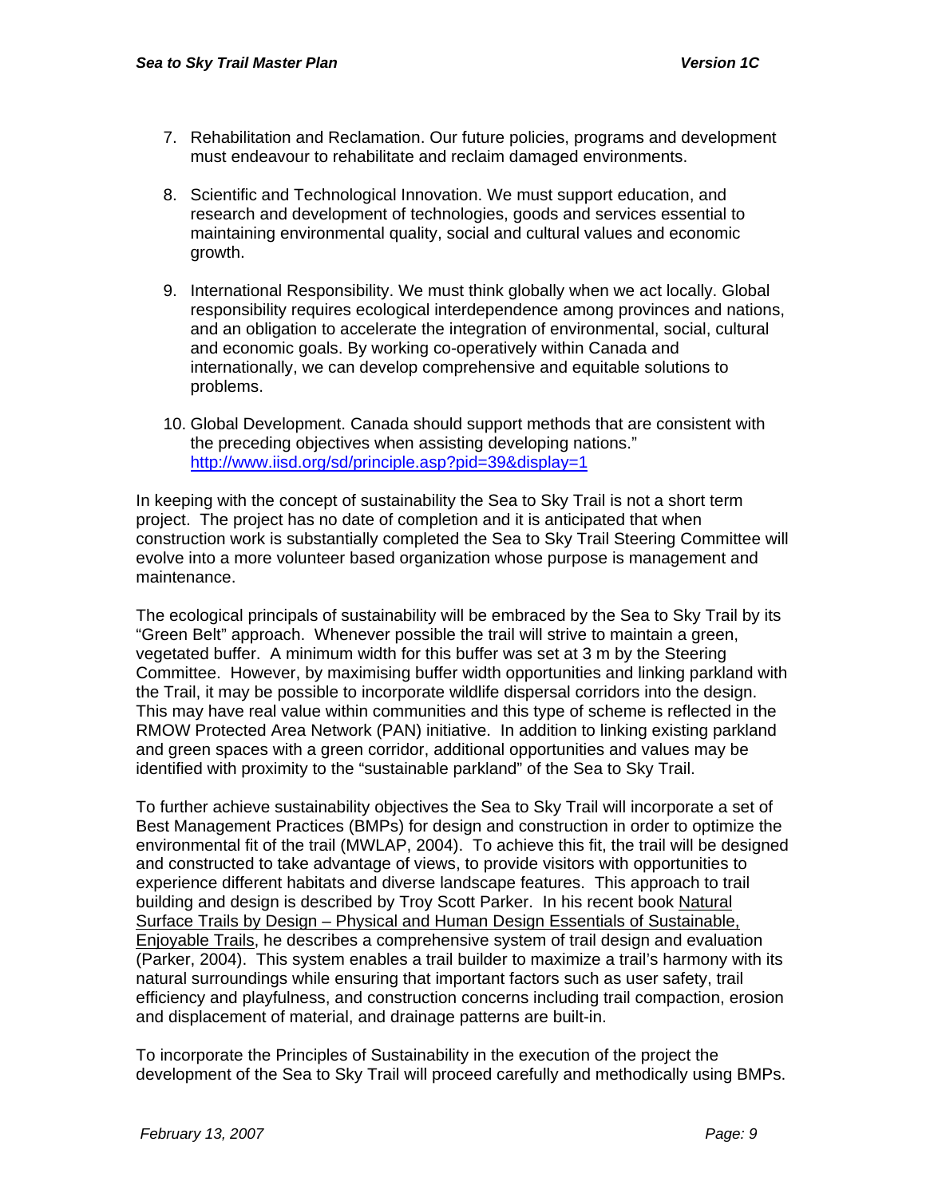7. Rehabilitation and Reclamation. Our future policies, programs and development must endeavour to rehabilitate and reclaim damaged environments.

8. Scientific and Technological Innovation. We must support education, and research and development of technologies, goods and services essential to maintaining environmental quality, social and cultural values and economic growth.

9. International Responsibility. We must think globally when we act locally. Global responsibility requires ecological interdependence among provinces and nations, and an obligation to accelerate the integration of environmental, social, cultural and economic goals. By working co-operatively within Canada and internationally, we can develop comprehensive and equitable solutions to problems.

10. Global Development. Canada should support methods that are consistent with the preceding objectives when assisting developing nations." http://www.iisd.org/sd/principle.asp?pid=39&display=1

In keeping with the concept of sustainability the Sea to Sky Trail is not a short term project. The project has no date of completion and it is anticipated that when construction work is substantially completed the Sea to Sky Trail Steering Committee will evolve into a more volunteer based organization whose purpose is management and maintenance.

The ecological principals of sustainability will be embraced by the Sea to Sky Trail by its "Green Belt" approach. Whenever possible the trail will strive to maintain a green, vegetated buffer. A minimum width for this buffer was set at 3 m by the Steering Committee. However, by maximising buffer width opportunities and linking parkland with the Trail, it may be possible to incorporate wildlife dispersal corridors into the design. This may have real value within communities and this type of scheme is reflected in the RMOW Protected Area Network (PAN) initiative. In addition to linking existing parkland and green spaces with a green corridor, additional opportunities and values may be identified with proximity to the "sustainable parkland" of the Sea to Sky Trail.

To further achieve sustainability objectives the Sea to Sky Trail will incorporate a set of Best Management Practices (BMPs) for design and construction in order to optimize the environmental fit of the trail (MWLAP, 2004). To achieve this fit, the trail will be designed and constructed to take advantage of views, to provide visitors with opportunities to experience different habitats and diverse landscape features. This approach to trail building and design is described by Troy Scott Parker. In his recent book Natural Surface Trails by Design – Physical and Human Design Essentials of Sustainable, Enjoyable Trails, he describes a comprehensive system of trail design and evaluation (Parker, 2004). This system enables a trail builder to maximize a trail's harmony with its natural surroundings while ensuring that important factors such as user safety, trail efficiency and playfulness, and construction concerns including trail compaction, erosion and displacement of material, and drainage patterns are built-in.

To incorporate the Principles of Sustainability in the execution of the project the development of the Sea to Sky Trail will proceed carefully and methodically using BMPs.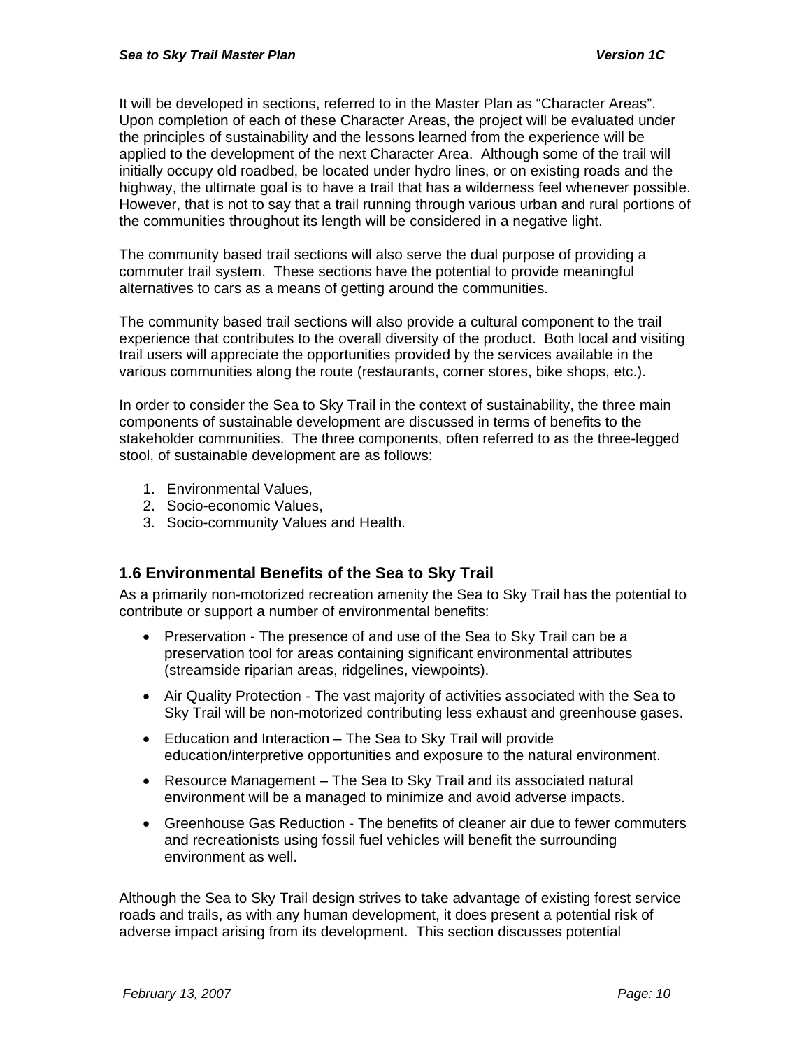It will be developed in sections, referred to in the Master Plan as "Character Areas". Upon completion of each of these Character Areas, the project will be evaluated under the principles of sustainability and the lessons learned from the experience will be applied to the development of the next Character Area. Although some of the trail will initially occupy old roadbed, be located under hydro lines, or on existing roads and the highway, the ultimate goal is to have a trail that has a wilderness feel whenever possible. However, that is not to say that a trail running through various urban and rural portions of the communities throughout its length will be considered in a negative light.

The community based trail sections will also serve the dual purpose of providing a commuter trail system. These sections have the potential to provide meaningful alternatives to cars as a means of getting around the communities.

The community based trail sections will also provide a cultural component to the trail experience that contributes to the overall diversity of the product. Both local and visiting trail users will appreciate the opportunities provided by the services available in the various communities along the route (restaurants, corner stores, bike shops, etc.).

In order to consider the Sea to Sky Trail in the context of sustainability, the three main components of sustainable development are discussed in terms of benefits to the stakeholder communities. The three components, often referred to as the three-legged stool, of sustainable development are as follows:

1. Environmental Values,
2. Socio-economic Values,
3. Socio-community Values and Health.

## 1.6 Environmental Benefits of the Sea to Sky Trail

As a primarily non-motorized recreation amenity the Sea to Sky Trail has the potential to contribute or support a number of environmental benefits:

- Preservation - The presence of and use of the Sea to Sky Trail can be a preservation tool for areas containing significant environmental attributes (streamside riparian areas, ridgelines, viewpoints).
- Air Quality Protection - The vast majority of activities associated with the Sea to Sky Trail will be non-motorized contributing less exhaust and greenhouse gases.
- Education and Interaction – The Sea to Sky Trail will provide education/interpretive opportunities and exposure to the natural environment.
- Resource Management – The Sea to Sky Trail and its associated natural environment will be a managed to minimize and avoid adverse impacts.
- Greenhouse Gas Reduction - The benefits of cleaner air due to fewer commuters and recreationists using fossil fuel vehicles will benefit the surrounding environment as well.

Although the Sea to Sky Trail design strives to take advantage of existing forest service roads and trails, as with any human development, it does present a potential risk of adverse impact arising from its development. This section discusses potential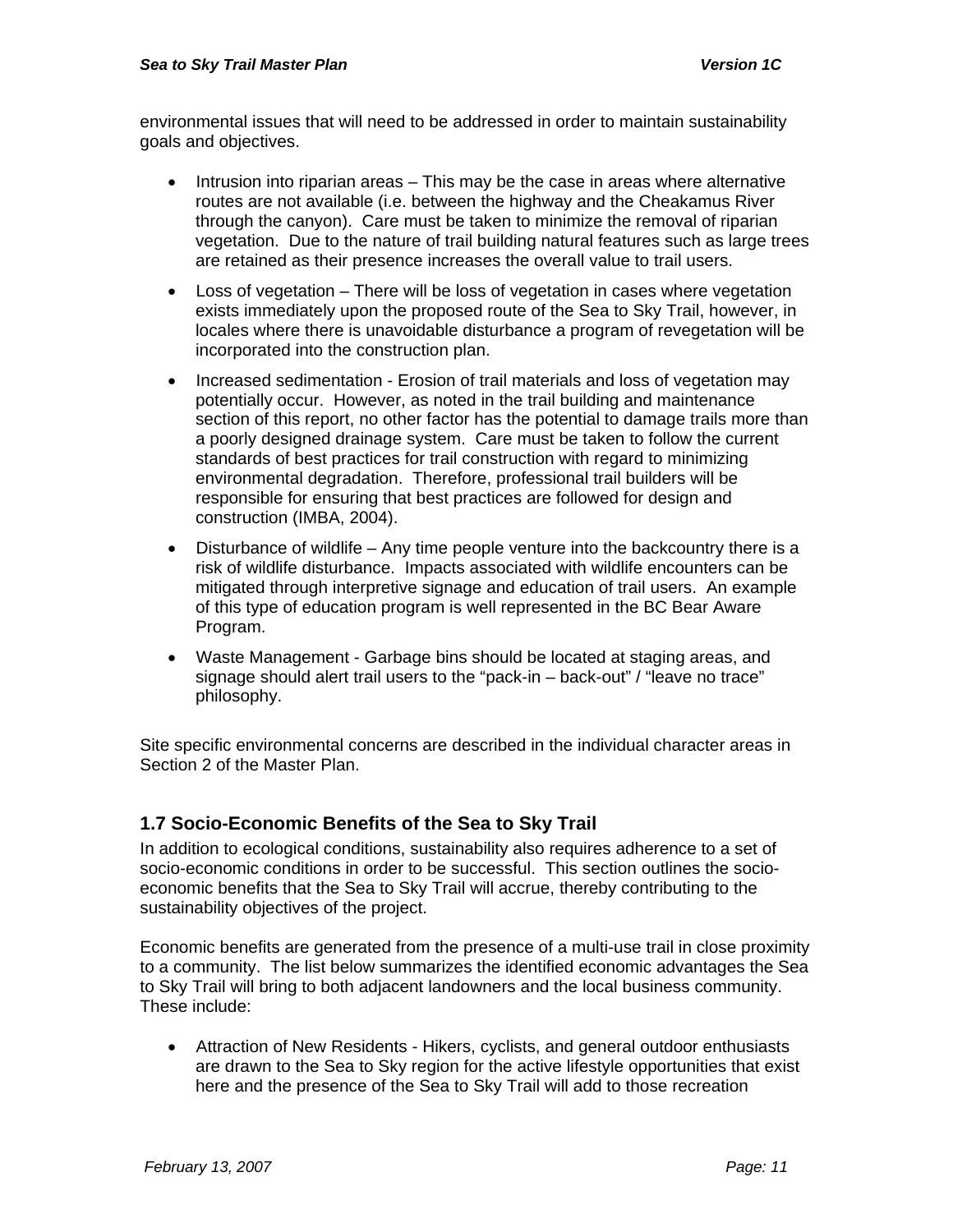environmental issues that will need to be addressed in order to maintain sustainability goals and objectives.

- Intrusion into riparian areas – This may be the case in areas where alternative routes are not available (i.e. between the highway and the Cheakamus River through the canyon). Care must be taken to minimize the removal of riparian vegetation. Due to the nature of trail building natural features such as large trees are retained as their presence increases the overall value to trail users.
- Loss of vegetation – There will be loss of vegetation in cases where vegetation exists immediately upon the proposed route of the Sea to Sky Trail, however, in locales where there is unavoidable disturbance a program of revegetation will be incorporated into the construction plan.
- Increased sedimentation - Erosion of trail materials and loss of vegetation may potentially occur. However, as noted in the trail building and maintenance section of this report, no other factor has the potential to damage trails more than a poorly designed drainage system. Care must be taken to follow the current standards of best practices for trail construction with regard to minimizing environmental degradation. Therefore, professional trail builders will be responsible for ensuring that best practices are followed for design and construction (IMBA, 2004).
- Disturbance of wildlife – Any time people venture into the backcountry there is a risk of wildlife disturbance. Impacts associated with wildlife encounters can be mitigated through interpretive signage and education of trail users. An example of this type of education program is well represented in the BC Bear Aware Program.
- Waste Management - Garbage bins should be located at staging areas, and signage should alert trail users to the “pack-in – back-out” / “leave no trace” philosophy.

Site specific environmental concerns are described in the individual character areas in Section 2 of the Master Plan.

## 1.7 Socio-Economic Benefits of the Sea to Sky Trail

In addition to ecological conditions, sustainability also requires adherence to a set of socio-economic conditions in order to be successful. This section outlines the socio-economic benefits that the Sea to Sky Trail will accrue, thereby contributing to the sustainability objectives of the project.

Economic benefits are generated from the presence of a multi-use trail in close proximity to a community. The list below summarizes the identified economic advantages the Sea to Sky Trail will bring to both adjacent landowners and the local business community. These include:

- Attraction of New Residents - Hikers, cyclists, and general outdoor enthusiasts are drawn to the Sea to Sky region for the active lifestyle opportunities that exist here and the presence of the Sea to Sky Trail will add to those recreation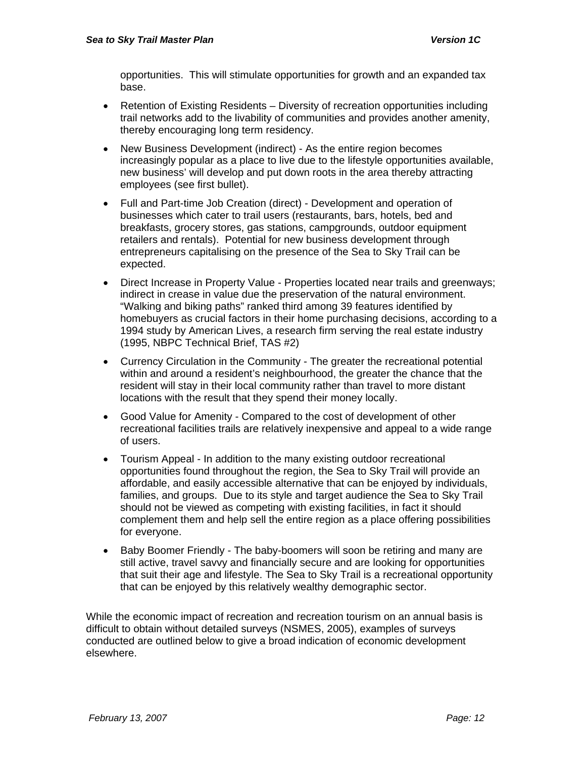opportunities. This will stimulate opportunities for growth and an expanded tax base.

- Retention of Existing Residents – Diversity of recreation opportunities including trail networks add to the livability of communities and provides another amenity, thereby encouraging long term residency.
- New Business Development (indirect) - As the entire region becomes increasingly popular as a place to live due to the lifestyle opportunities available, new business' will develop and put down roots in the area thereby attracting employees (see first bullet).
- Full and Part-time Job Creation (direct) - Development and operation of businesses which cater to trail users (restaurants, bars, hotels, bed and breakfasts, grocery stores, gas stations, campgrounds, outdoor equipment retailers and rentals). Potential for new business development through entrepreneurs capitalising on the presence of the Sea to Sky Trail can be expected.
- Direct Increase in Property Value - Properties located near trails and greenways; indirect in crease in value due the preservation of the natural environment. "Walking and biking paths" ranked third among 39 features identified by homebuyers as crucial factors in their home purchasing decisions, according to a 1994 study by American Lives, a research firm serving the real estate industry (1995, NBPC Technical Brief, TAS #2)
- Currency Circulation in the Community - The greater the recreational potential within and around a resident's neighbourhood, the greater the chance that the resident will stay in their local community rather than travel to more distant locations with the result that they spend their money locally.
- Good Value for Amenity - Compared to the cost of development of other recreational facilities trails are relatively inexpensive and appeal to a wide range of users.
- Tourism Appeal - In addition to the many existing outdoor recreational opportunities found throughout the region, the Sea to Sky Trail will provide an affordable, and easily accessible alternative that can be enjoyed by individuals, families, and groups. Due to its style and target audience the Sea to Sky Trail should not be viewed as competing with existing facilities, in fact it should complement them and help sell the entire region as a place offering possibilities for everyone.
- Baby Boomer Friendly - The baby-boomers will soon be retiring and many are still active, travel savvy and financially secure and are looking for opportunities that suit their age and lifestyle. The Sea to Sky Trail is a recreational opportunity that can be enjoyed by this relatively wealthy demographic sector.

While the economic impact of recreation and recreation tourism on an annual basis is difficult to obtain without detailed surveys (NSMES, 2005), examples of surveys conducted are outlined below to give a broad indication of economic development elsewhere.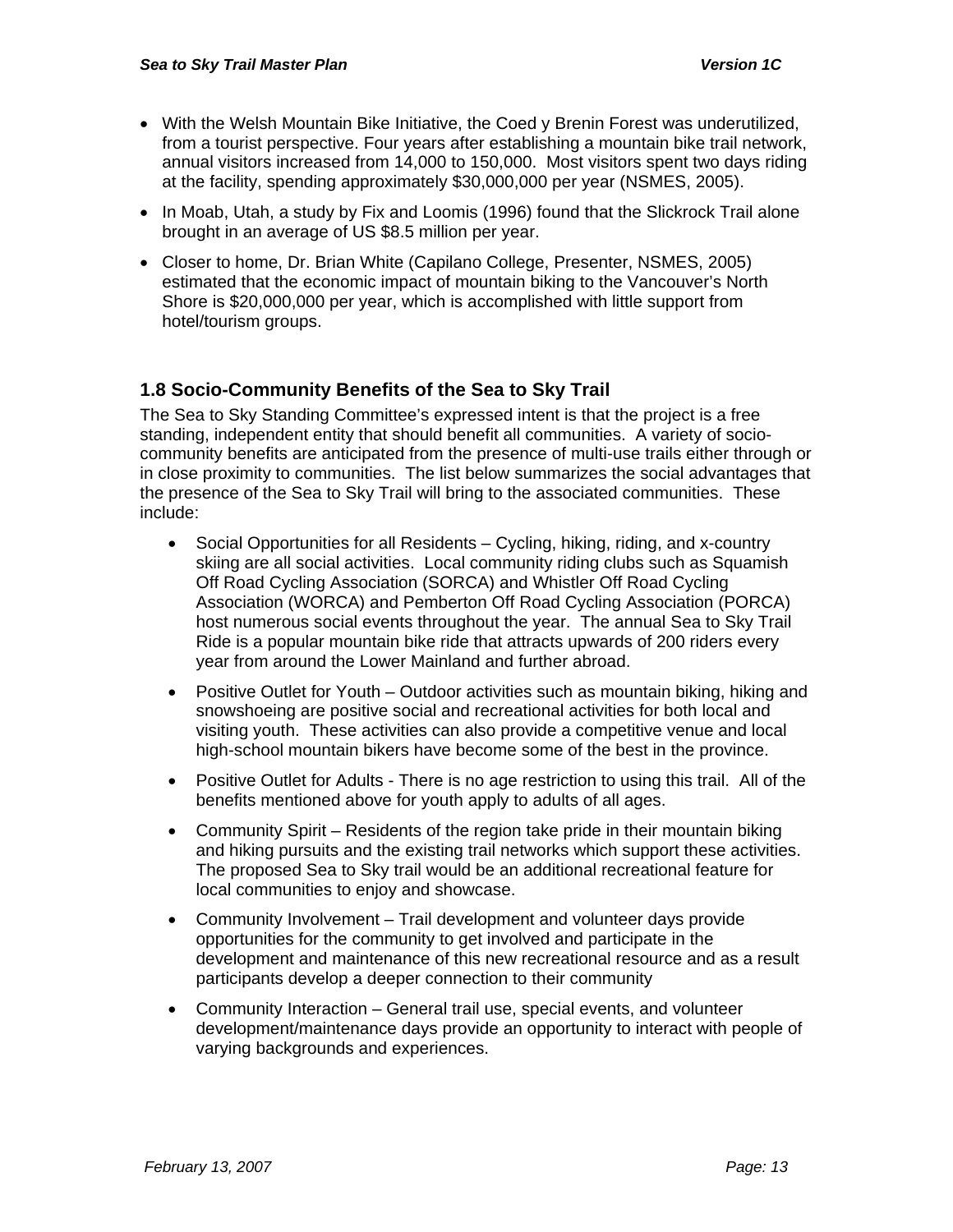- With the Welsh Mountain Bike Initiative, the Coed y Brenin Forest was underutilized, from a tourist perspective. Four years after establishing a mountain bike trail network, annual visitors increased from 14,000 to 150,000. Most visitors spent two days riding at the facility, spending approximately $30,000,000 per year (NSMES, 2005).
- In Moab, Utah, a study by Fix and Loomis (1996) found that the Slickrock Trail alone brought in an average of US $8.5 million per year.
- Closer to home, Dr. Brian White (Capilano College, Presenter, NSMES, 2005) estimated that the economic impact of mountain biking to the Vancouver's North Shore is $20,000,000 per year, which is accomplished with little support from hotel/tourism groups.

## 1.8 Socio-Community Benefits of the Sea to Sky Trail

The Sea to Sky Standing Committee's expressed intent is that the project is a free standing, independent entity that should benefit all communities. A variety of socio-community benefits are anticipated from the presence of multi-use trails either through or in close proximity to communities. The list below summarizes the social advantages that the presence of the Sea to Sky Trail will bring to the associated communities. These include:

- Social Opportunities for all Residents – Cycling, hiking, riding, and x-country skiing are all social activities. Local community riding clubs such as Squamish Off Road Cycling Association (SORCA) and Whistler Off Road Cycling Association (WORCA) and Pemberton Off Road Cycling Association (PORCA) host numerous social events throughout the year. The annual Sea to Sky Trail Ride is a popular mountain bike ride that attracts upwards of 200 riders every year from around the Lower Mainland and further abroad.
- Positive Outlet for Youth – Outdoor activities such as mountain biking, hiking and snowshoeing are positive social and recreational activities for both local and visiting youth. These activities can also provide a competitive venue and local high-school mountain bikers have become some of the best in the province.
- Positive Outlet for Adults - There is no age restriction to using this trail. All of the benefits mentioned above for youth apply to adults of all ages.
- Community Spirit – Residents of the region take pride in their mountain biking and hiking pursuits and the existing trail networks which support these activities. The proposed Sea to Sky trail would be an additional recreational feature for local communities to enjoy and showcase.
- Community Involvement – Trail development and volunteer days provide opportunities for the community to get involved and participate in the development and maintenance of this new recreational resource and as a result participants develop a deeper connection to their community
- Community Interaction – General trail use, special events, and volunteer development/maintenance days provide an opportunity to interact with people of varying backgrounds and experiences.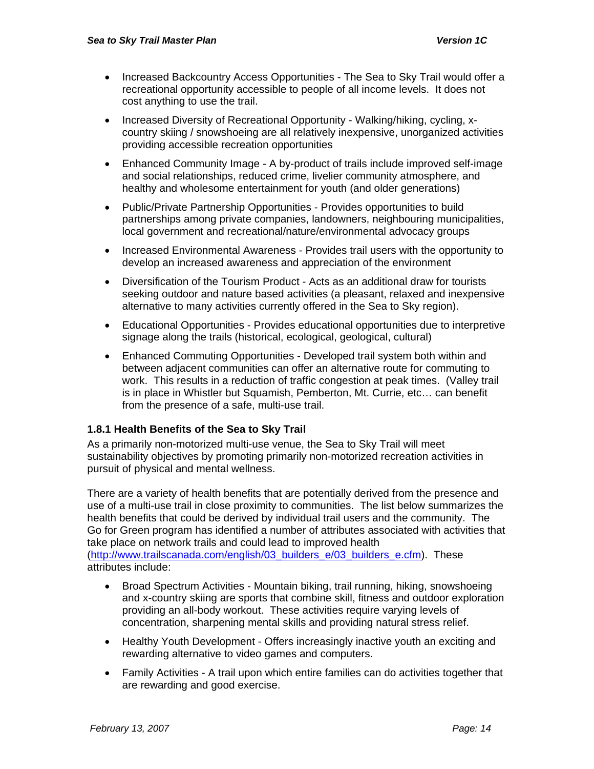- Increased Backcountry Access Opportunities - The Sea to Sky Trail would offer a recreational opportunity accessible to people of all income levels. It does not cost anything to use the trail.
- Increased Diversity of Recreational Opportunity - Walking/hiking, cycling, x-country skiing / snowshoeing are all relatively inexpensive, unorganized activities providing accessible recreation opportunities
- Enhanced Community Image - A by-product of trails include improved self-image and social relationships, reduced crime, livelier community atmosphere, and healthy and wholesome entertainment for youth (and older generations)
- Public/Private Partnership Opportunities - Provides opportunities to build partnerships among private companies, landowners, neighbouring municipalities, local government and recreational/nature/environmental advocacy groups
- Increased Environmental Awareness - Provides trail users with the opportunity to develop an increased awareness and appreciation of the environment
- Diversification of the Tourism Product - Acts as an additional draw for tourists seeking outdoor and nature based activities (a pleasant, relaxed and inexpensive alternative to many activities currently offered in the Sea to Sky region).
- Educational Opportunities - Provides educational opportunities due to interpretive signage along the trails (historical, ecological, geological, cultural)
- Enhanced Commuting Opportunities - Developed trail system both within and between adjacent communities can offer an alternative route for commuting to work. This results in a reduction of traffic congestion at peak times. (Valley trail is in place in Whistler but Squamish, Pemberton, Mt. Currie, etc… can benefit from the presence of a safe, multi-use trail.

### 1.8.1 Health Benefits of the Sea to Sky Trail

As a primarily non-motorized multi-use venue, the Sea to Sky Trail will meet sustainability objectives by promoting primarily non-motorized recreation activities in pursuit of physical and mental wellness.

There are a variety of health benefits that are potentially derived from the presence and use of a multi-use trail in close proximity to communities. The list below summarizes the health benefits that could be derived by individual trail users and the community. The Go for Green program has identified a number of attributes associated with activities that take place on network trails and could lead to improved health (http://www.trailscanada.com/english/03_builders_e/03_builders_e.cfm). These attributes include:

- Broad Spectrum Activities - Mountain biking, trail running, hiking, snowshoeing and x-country skiing are sports that combine skill, fitness and outdoor exploration providing an all-body workout. These activities require varying levels of concentration, sharpening mental skills and providing natural stress relief.
- Healthy Youth Development - Offers increasingly inactive youth an exciting and rewarding alternative to video games and computers.
- Family Activities - A trail upon which entire families can do activities together that are rewarding and good exercise.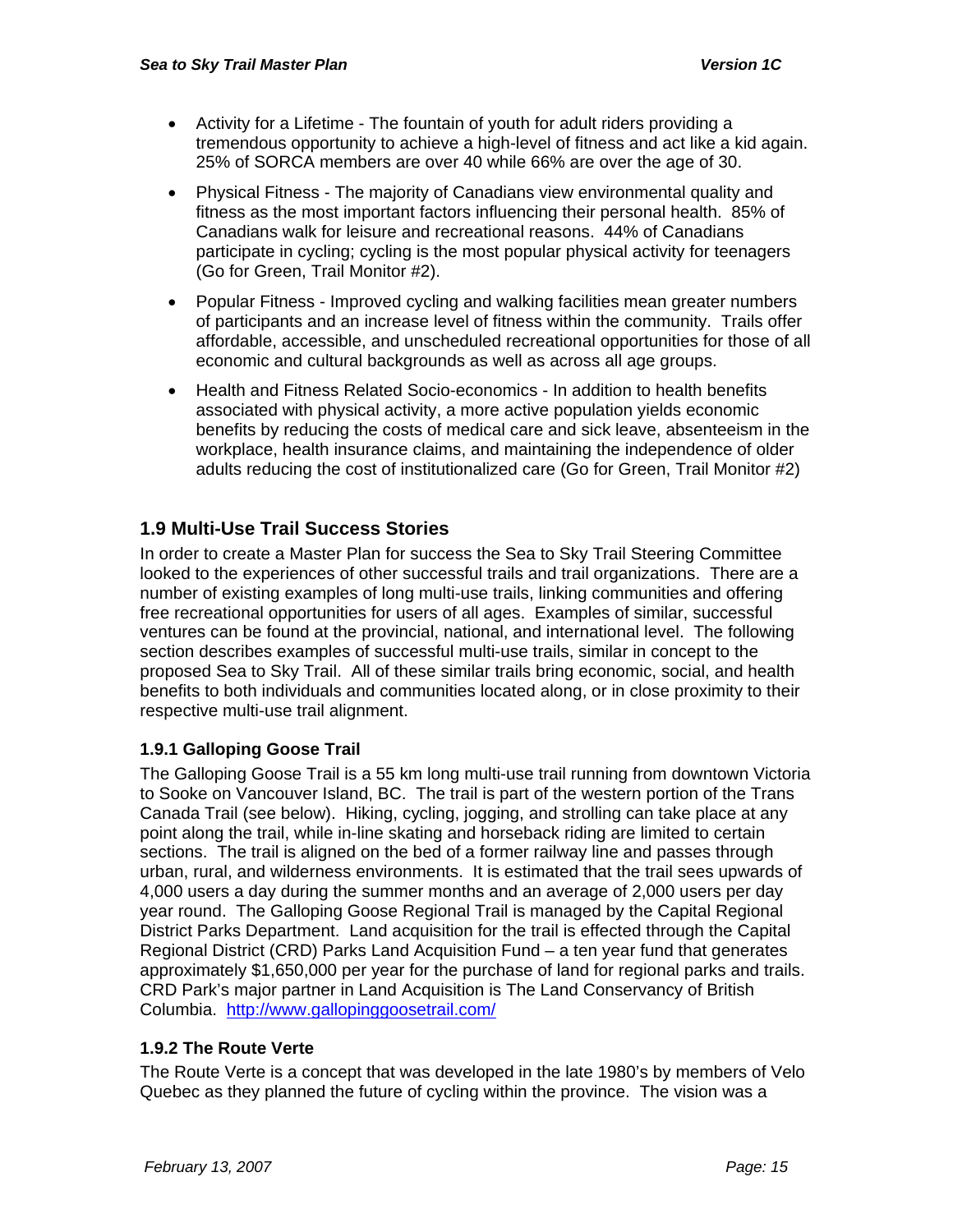- Activity for a Lifetime - The fountain of youth for adult riders providing a tremendous opportunity to achieve a high-level of fitness and act like a kid again. 25% of SORCA members are over 40 while 66% are over the age of 30.
- Physical Fitness - The majority of Canadians view environmental quality and fitness as the most important factors influencing their personal health. 85% of Canadians walk for leisure and recreational reasons. 44% of Canadians participate in cycling; cycling is the most popular physical activity for teenagers (Go for Green, Trail Monitor #2).
- Popular Fitness - Improved cycling and walking facilities mean greater numbers of participants and an increase level of fitness within the community. Trails offer affordable, accessible, and unscheduled recreational opportunities for those of all economic and cultural backgrounds as well as across all age groups.
- Health and Fitness Related Socio-economics - In addition to health benefits associated with physical activity, a more active population yields economic benefits by reducing the costs of medical care and sick leave, absenteeism in the workplace, health insurance claims, and maintaining the independence of older adults reducing the cost of institutionalized care (Go for Green, Trail Monitor #2)

## 1.9 Multi-Use Trail Success Stories

In order to create a Master Plan for success the Sea to Sky Trail Steering Committee looked to the experiences of other successful trails and trail organizations. There are a number of existing examples of long multi-use trails, linking communities and offering free recreational opportunities for users of all ages. Examples of similar, successful ventures can be found at the provincial, national, and international level. The following section describes examples of successful multi-use trails, similar in concept to the proposed Sea to Sky Trail. All of these similar trails bring economic, social, and health benefits to both individuals and communities located along, or in close proximity to their respective multi-use trail alignment.

### 1.9.1 Galloping Goose Trail

The Galloping Goose Trail is a 55 km long multi-use trail running from downtown Victoria to Sooke on Vancouver Island, BC. The trail is part of the western portion of the Trans Canada Trail (see below). Hiking, cycling, jogging, and strolling can take place at any point along the trail, while in-line skating and horseback riding are limited to certain sections. The trail is aligned on the bed of a former railway line and passes through urban, rural, and wilderness environments. It is estimated that the trail sees upwards of 4,000 users a day during the summer months and an average of 2,000 users per day year round. The Galloping Goose Regional Trail is managed by the Capital Regional District Parks Department. Land acquisition for the trail is effected through the Capital Regional District (CRD) Parks Land Acquisition Fund – a ten year fund that generates approximately $1,650,000 per year for the purchase of land for regional parks and trails. CRD Park's major partner in Land Acquisition is The Land Conservancy of British Columbia. http://www.gallopinggoosetrail.com/

### 1.9.2 The Route Verte

The Route Verte is a concept that was developed in the late 1980's by members of Velo Quebec as they planned the future of cycling within the province. The vision was a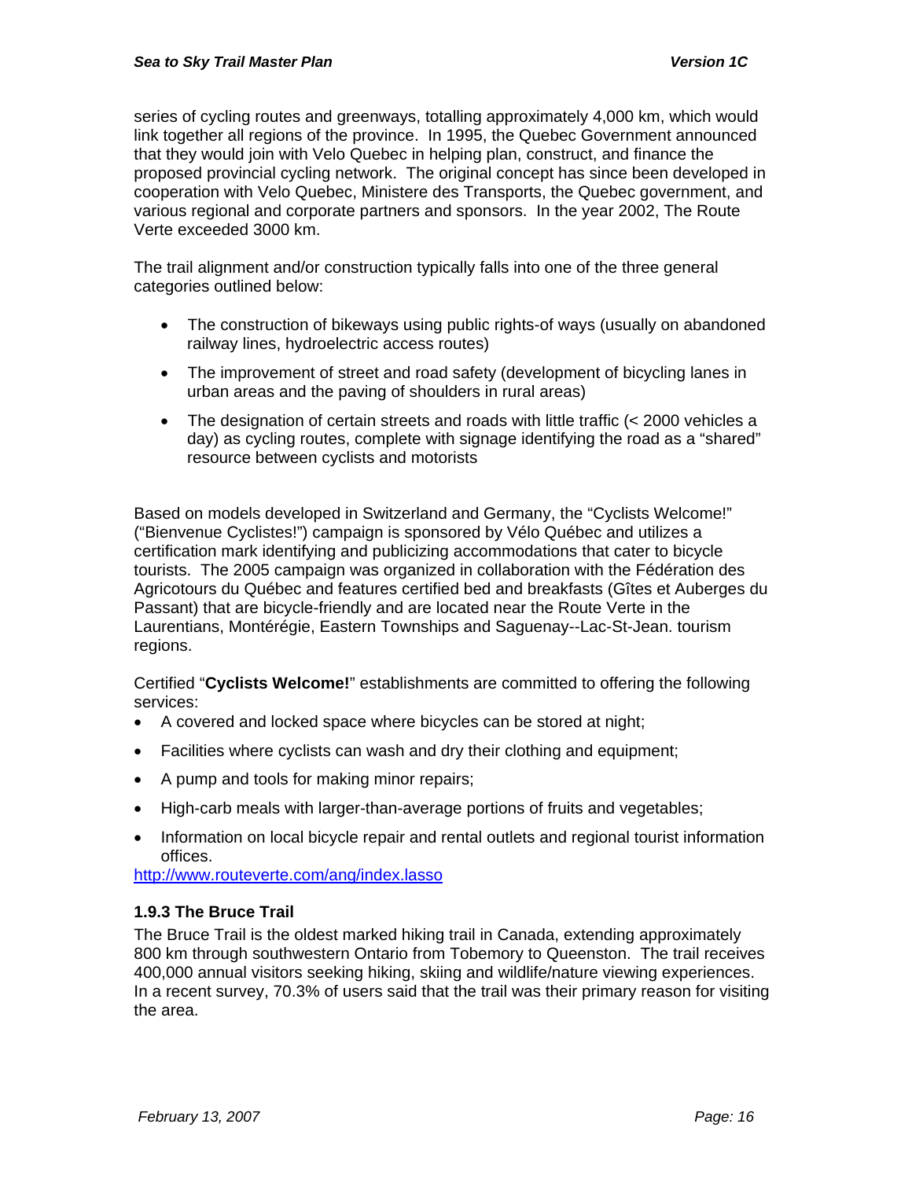series of cycling routes and greenways, totalling approximately 4,000 km, which would link together all regions of the province. In 1995, the Quebec Government announced that they would join with Velo Quebec in helping plan, construct, and finance the proposed provincial cycling network. The original concept has since been developed in cooperation with Velo Quebec, Ministere des Transports, the Quebec government, and various regional and corporate partners and sponsors. In the year 2002, The Route Verte exceeded 3000 km.

The trail alignment and/or construction typically falls into one of the three general categories outlined below:

- The construction of bikeways using public rights-of ways (usually on abandoned railway lines, hydroelectric access routes)
- The improvement of street and road safety (development of bicycling lanes in urban areas and the paving of shoulders in rural areas)
- The designation of certain streets and roads with little traffic (< 2000 vehicles a day) as cycling routes, complete with signage identifying the road as a "shared" resource between cyclists and motorists

Based on models developed in Switzerland and Germany, the "Cyclists Welcome!" ("Bienvenue Cyclistes!") campaign is sponsored by Vélo Québec and utilizes a certification mark identifying and publicizing accommodations that cater to bicycle tourists. The 2005 campaign was organized in collaboration with the Fédération des Agricotours du Québec and features certified bed and breakfasts (Gîtes et Auberges du Passant) that are bicycle-friendly and are located near the Route Verte in the Laurentians, Montérégie, Eastern Townships and Saguenay--Lac-St-Jean. tourism regions.

Certified "**Cyclists Welcome!**" establishments are committed to offering the following services:

- A covered and locked space where bicycles can be stored at night;
- Facilities where cyclists can wash and dry their clothing and equipment;
- A pump and tools for making minor repairs;
- High-carb meals with larger-than-average portions of fruits and vegetables;
- Information on local bicycle repair and rental outlets and regional tourist information offices.

http://www.routeverte.com/ang/index.lasso

### 1.9.3 The Bruce Trail

The Bruce Trail is the oldest marked hiking trail in Canada, extending approximately 800 km through southwestern Ontario from Tobemory to Queenston. The trail receives 400,000 annual visitors seeking hiking, skiing and wildlife/nature viewing experiences. In a recent survey, 70.3% of users said that the trail was their primary reason for visiting the area.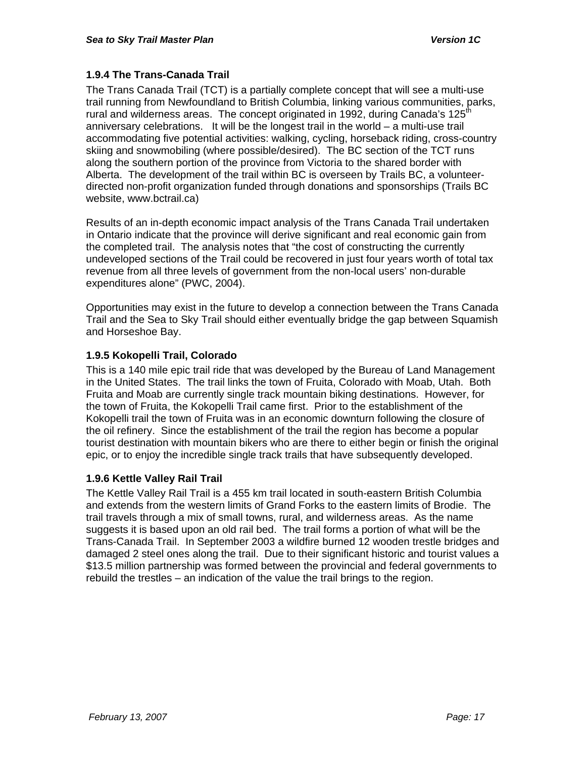### 1.9.4 The Trans-Canada Trail

The Trans Canada Trail (TCT) is a partially complete concept that will see a multi-use trail running from Newfoundland to British Columbia, linking various communities, parks, rural and wilderness areas. The concept originated in 1992, during Canada's 125th anniversary celebrations. It will be the longest trail in the world – a multi-use trail accommodating five potential activities: walking, cycling, horseback riding, cross-country skiing and snowmobiling (where possible/desired). The BC section of the TCT runs along the southern portion of the province from Victoria to the shared border with Alberta. The development of the trail within BC is overseen by Trails BC, a volunteer-directed non-profit organization funded through donations and sponsorships (Trails BC website, www.bctrail.ca)

Results of an in-depth economic impact analysis of the Trans Canada Trail undertaken in Ontario indicate that the province will derive significant and real economic gain from the completed trail. The analysis notes that "the cost of constructing the currently undeveloped sections of the Trail could be recovered in just four years worth of total tax revenue from all three levels of government from the non-local users' non-durable expenditures alone" (PWC, 2004).

Opportunities may exist in the future to develop a connection between the Trans Canada Trail and the Sea to Sky Trail should either eventually bridge the gap between Squamish and Horseshoe Bay.

### 1.9.5 Kokopelli Trail, Colorado

This is a 140 mile epic trail ride that was developed by the Bureau of Land Management in the United States. The trail links the town of Fruita, Colorado with Moab, Utah. Both Fruita and Moab are currently single track mountain biking destinations. However, for the town of Fruita, the Kokopelli Trail came first. Prior to the establishment of the Kokopelli trail the town of Fruita was in an economic downturn following the closure of the oil refinery. Since the establishment of the trail the region has become a popular tourist destination with mountain bikers who are there to either begin or finish the original epic, or to enjoy the incredible single track trails that have subsequently developed.

### 1.9.6 Kettle Valley Rail Trail

The Kettle Valley Rail Trail is a 455 km trail located in south-eastern British Columbia and extends from the western limits of Grand Forks to the eastern limits of Brodie. The trail travels through a mix of small towns, rural, and wilderness areas. As the name suggests it is based upon an old rail bed. The trail forms a portion of what will be the Trans-Canada Trail. In September 2003 a wildfire burned 12 wooden trestle bridges and damaged 2 steel ones along the trail. Due to their significant historic and tourist values a $13.5 million partnership was formed between the provincial and federal governments to rebuild the trestles – an indication of the value the trail brings to the region.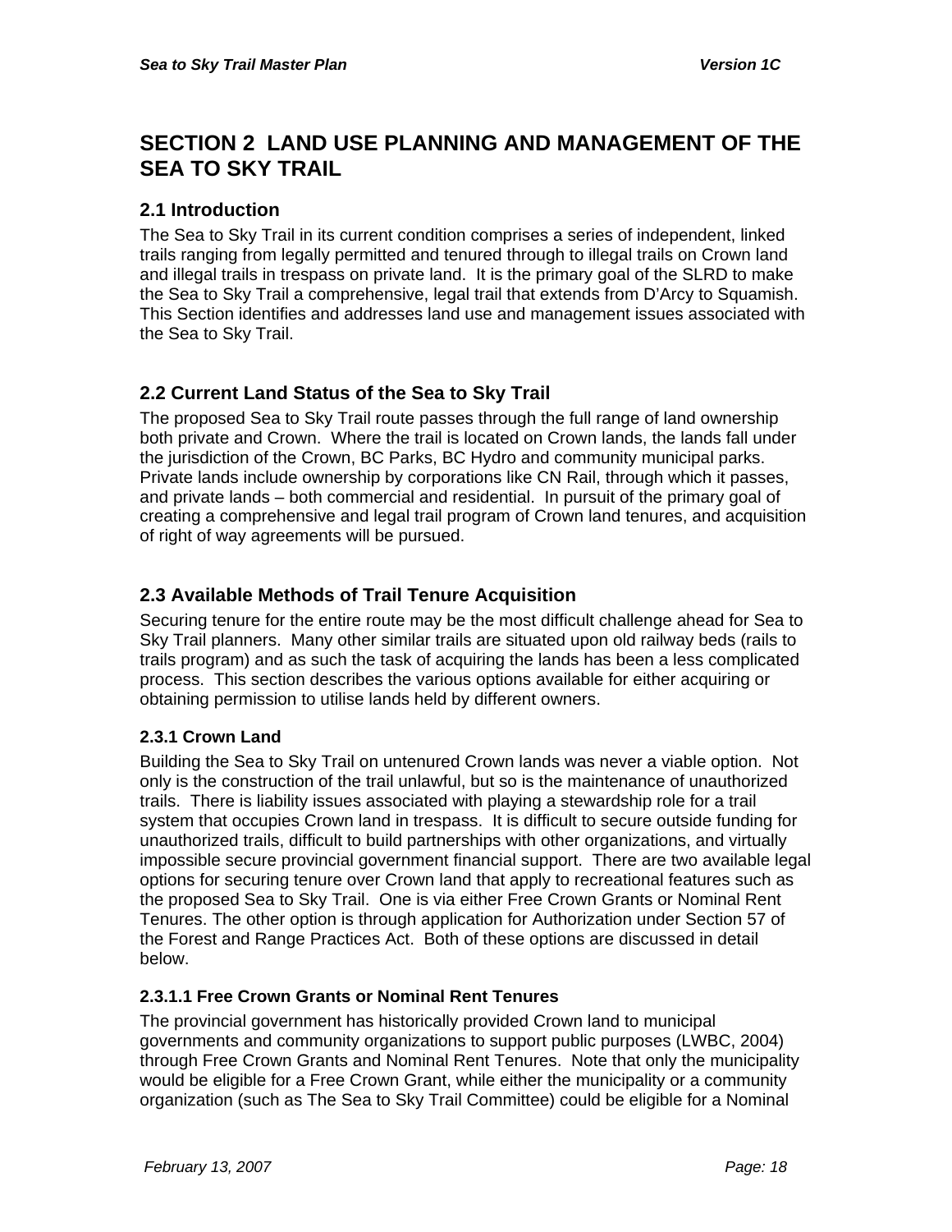# SECTION 2 LAND USE PLANNING AND MANAGEMENT OF THE SEA TO SKY TRAIL

## 2.1 Introduction

The Sea to Sky Trail in its current condition comprises a series of independent, linked trails ranging from legally permitted and tenured through to illegal trails on Crown land and illegal trails in trespass on private land. It is the primary goal of the SLRD to make the Sea to Sky Trail a comprehensive, legal trail that extends from D'Arcy to Squamish. This Section identifies and addresses land use and management issues associated with the Sea to Sky Trail.

## 2.2 Current Land Status of the Sea to Sky Trail

The proposed Sea to Sky Trail route passes through the full range of land ownership both private and Crown. Where the trail is located on Crown lands, the lands fall under the jurisdiction of the Crown, BC Parks, BC Hydro and community municipal parks. Private lands include ownership by corporations like CN Rail, through which it passes, and private lands – both commercial and residential. In pursuit of the primary goal of creating a comprehensive and legal trail program of Crown land tenures, and acquisition of right of way agreements will be pursued.

## 2.3 Available Methods of Trail Tenure Acquisition

Securing tenure for the entire route may be the most difficult challenge ahead for Sea to Sky Trail planners. Many other similar trails are situated upon old railway beds (rails to trails program) and as such the task of acquiring the lands has been a less complicated process. This section describes the various options available for either acquiring or obtaining permission to utilise lands held by different owners.

### 2.3.1 Crown Land

Building the Sea to Sky Trail on untenured Crown lands was never a viable option. Not only is the construction of the trail unlawful, but so is the maintenance of unauthorized trails. There is liability issues associated with playing a stewardship role for a trail system that occupies Crown land in trespass. It is difficult to secure outside funding for unauthorized trails, difficult to build partnerships with other organizations, and virtually impossible secure provincial government financial support. There are two available legal options for securing tenure over Crown land that apply to recreational features such as the proposed Sea to Sky Trail. One is via either Free Crown Grants or Nominal Rent Tenures. The other option is through application for Authorization under Section 57 of the Forest and Range Practices Act. Both of these options are discussed in detail below.

#### 2.3.1.1 Free Crown Grants or Nominal Rent Tenures

The provincial government has historically provided Crown land to municipal governments and community organizations to support public purposes (LWBC, 2004) through Free Crown Grants and Nominal Rent Tenures. Note that only the municipality would be eligible for a Free Crown Grant, while either the municipality or a community organization (such as The Sea to Sky Trail Committee) could be eligible for a Nominal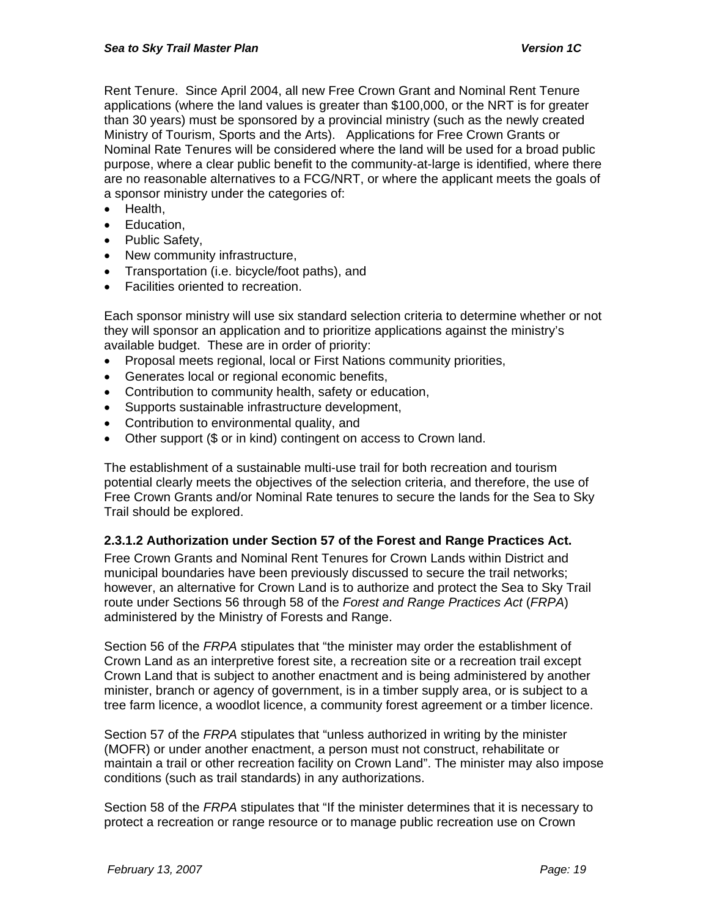Rent Tenure. Since April 2004, all new Free Crown Grant and Nominal Rent Tenure applications (where the land values is greater than $100,000, or the NRT is for greater than 30 years) must be sponsored by a provincial ministry (such as the newly created Ministry of Tourism, Sports and the Arts). Applications for Free Crown Grants or Nominal Rate Tenures will be considered where the land will be used for a broad public purpose, where a clear public benefit to the community-at-large is identified, where there are no reasonable alternatives to a FCG/NRT, or where the applicant meets the goals of a sponsor ministry under the categories of:

- Health,
- Education,
- Public Safety,
- New community infrastructure,
- Transportation (i.e. bicycle/foot paths), and
- Facilities oriented to recreation.

Each sponsor ministry will use six standard selection criteria to determine whether or not they will sponsor an application and to prioritize applications against the ministry's available budget. These are in order of priority:

- Proposal meets regional, local or First Nations community priorities,
- Generates local or regional economic benefits,
- Contribution to community health, safety or education,
- Supports sustainable infrastructure development,
- Contribution to environmental quality, and
- Other support ($ or in kind) contingent on access to Crown land.

The establishment of a sustainable multi-use trail for both recreation and tourism potential clearly meets the objectives of the selection criteria, and therefore, the use of Free Crown Grants and/or Nominal Rate tenures to secure the lands for the Sea to Sky Trail should be explored.

#### 2.3.1.2 Authorization under Section 57 of the Forest and Range Practices Act.

Free Crown Grants and Nominal Rent Tenures for Crown Lands within District and municipal boundaries have been previously discussed to secure the trail networks; however, an alternative for Crown Land is to authorize and protect the Sea to Sky Trail route under Sections 56 through 58 of the *Forest and Range Practices Act* (*FRPA*) administered by the Ministry of Forests and Range.

Section 56 of the *FRPA* stipulates that "the minister may order the establishment of Crown Land as an interpretive forest site, a recreation site or a recreation trail except Crown Land that is subject to another enactment and is being administered by another minister, branch or agency of government, is in a timber supply area, or is subject to a tree farm licence, a woodlot licence, a community forest agreement or a timber licence.

Section 57 of the *FRPA* stipulates that "unless authorized in writing by the minister (MOFR) or under another enactment, a person must not construct, rehabilitate or maintain a trail or other recreation facility on Crown Land". The minister may also impose conditions (such as trail standards) in any authorizations.

Section 58 of the *FRPA* stipulates that "If the minister determines that it is necessary to protect a recreation or range resource or to manage public recreation use on Crown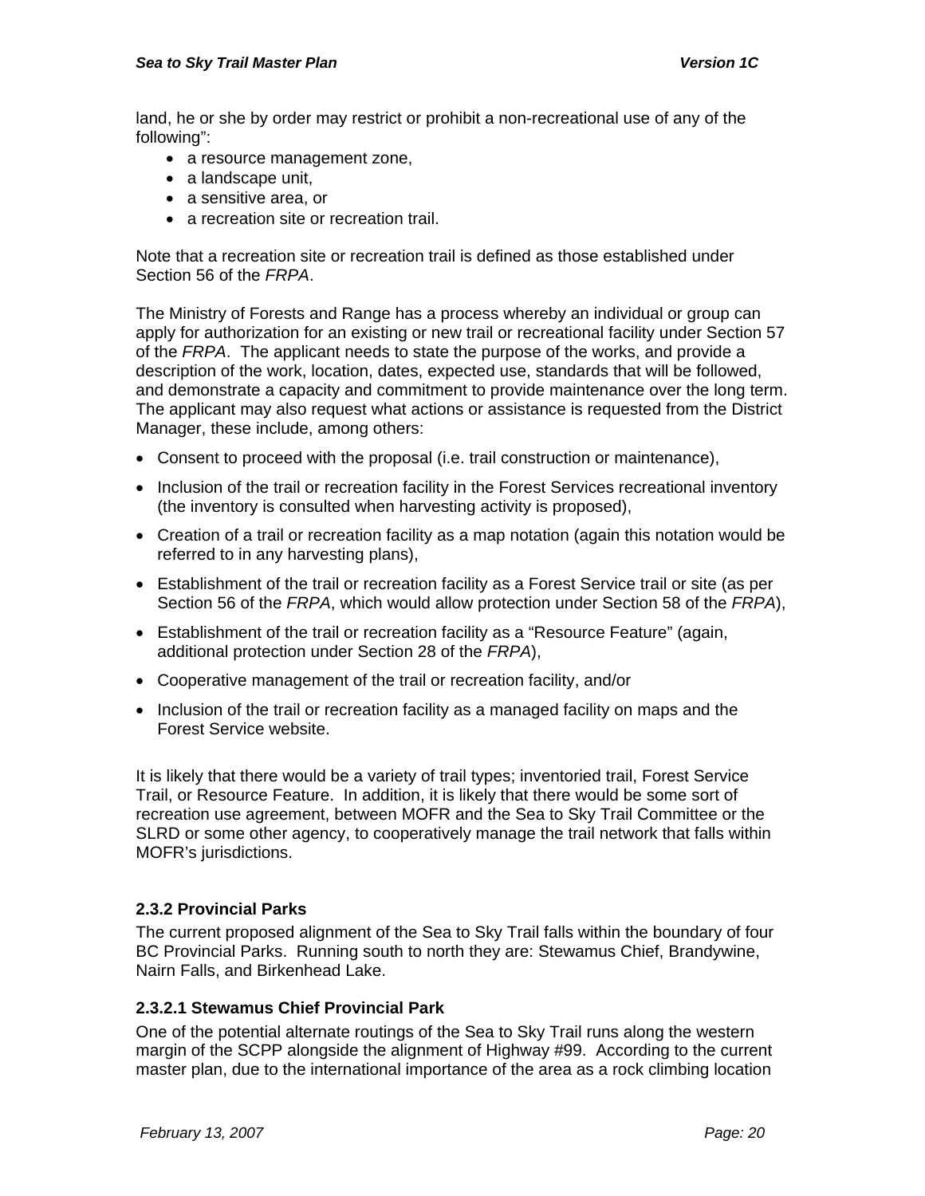land, he or she by order may restrict or prohibit a non-recreational use of any of the following":

- a resource management zone,
- a landscape unit,
- a sensitive area, or
- a recreation site or recreation trail.

Note that a recreation site or recreation trail is defined as those established under Section 56 of the *FRPA*.

The Ministry of Forests and Range has a process whereby an individual or group can apply for authorization for an existing or new trail or recreational facility under Section 57 of the *FRPA*. The applicant needs to state the purpose of the works, and provide a description of the work, location, dates, expected use, standards that will be followed, and demonstrate a capacity and commitment to provide maintenance over the long term. The applicant may also request what actions or assistance is requested from the District Manager, these include, among others:

- Consent to proceed with the proposal (i.e. trail construction or maintenance),
- Inclusion of the trail or recreation facility in the Forest Services recreational inventory (the inventory is consulted when harvesting activity is proposed),
- Creation of a trail or recreation facility as a map notation (again this notation would be referred to in any harvesting plans),
- Establishment of the trail or recreation facility as a Forest Service trail or site (as per Section 56 of the *FRPA*, which would allow protection under Section 58 of the *FRPA*),
- Establishment of the trail or recreation facility as a "Resource Feature" (again, additional protection under Section 28 of the *FRPA*),
- Cooperative management of the trail or recreation facility, and/or
- Inclusion of the trail or recreation facility as a managed facility on maps and the Forest Service website.

It is likely that there would be a variety of trail types; inventoried trail, Forest Service Trail, or Resource Feature. In addition, it is likely that there would be some sort of recreation use agreement, between MOFR and the Sea to Sky Trail Committee or the SLRD or some other agency, to cooperatively manage the trail network that falls within MOFR's jurisdictions.

#### 2.3.2 Provincial Parks

The current proposed alignment of the Sea to Sky Trail falls within the boundary of four BC Provincial Parks. Running south to north they are: Stewamus Chief, Brandywine, Nairn Falls, and Birkenhead Lake.

##### 2.3.2.1 Stewamus Chief Provincial Park

One of the potential alternate routings of the Sea to Sky Trail runs along the western margin of the SCPP alongside the alignment of Highway #99. According to the current master plan, due to the international importance of the area as a rock climbing location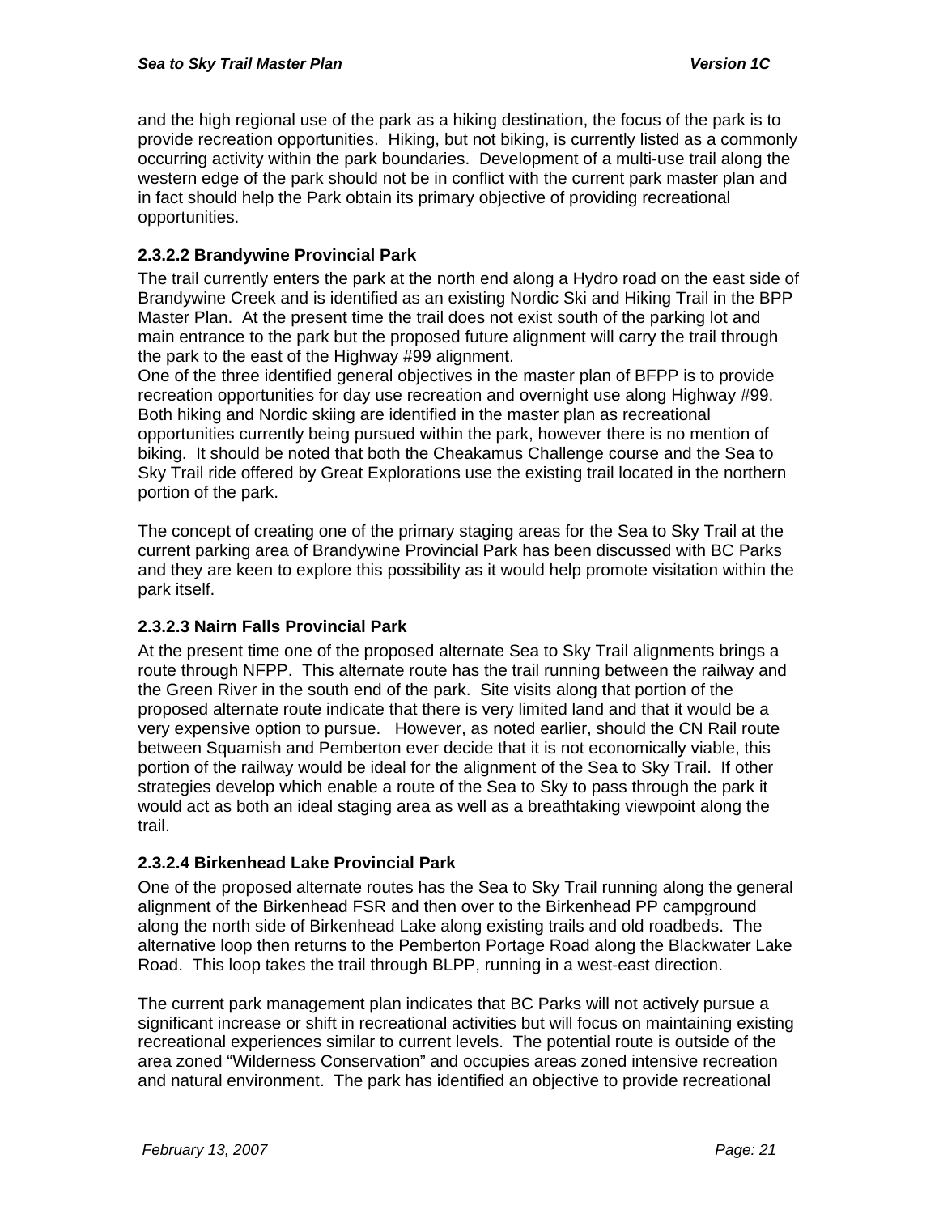and the high regional use of the park as a hiking destination, the focus of the park is to provide recreation opportunities. Hiking, but not biking, is currently listed as a commonly occurring activity within the park boundaries. Development of a multi-use trail along the western edge of the park should not be in conflict with the current park master plan and in fact should help the Park obtain its primary objective of providing recreational opportunities.

#### 2.3.2.2 Brandywine Provincial Park

The trail currently enters the park at the north end along a Hydro road on the east side of Brandywine Creek and is identified as an existing Nordic Ski and Hiking Trail in the BPP Master Plan. At the present time the trail does not exist south of the parking lot and main entrance to the park but the proposed future alignment will carry the trail through the park to the east of the Highway #99 alignment.

One of the three identified general objectives in the master plan of BFPP is to provide recreation opportunities for day use recreation and overnight use along Highway #99. Both hiking and Nordic skiing are identified in the master plan as recreational opportunities currently being pursued within the park, however there is no mention of biking. It should be noted that both the Cheakamus Challenge course and the Sea to Sky Trail ride offered by Great Explorations use the existing trail located in the northern portion of the park.

The concept of creating one of the primary staging areas for the Sea to Sky Trail at the current parking area of Brandywine Provincial Park has been discussed with BC Parks and they are keen to explore this possibility as it would help promote visitation within the park itself.

#### 2.3.2.3 Nairn Falls Provincial Park

At the present time one of the proposed alternate Sea to Sky Trail alignments brings a route through NFPP. This alternate route has the trail running between the railway and the Green River in the south end of the park. Site visits along that portion of the proposed alternate route indicate that there is very limited land and that it would be a very expensive option to pursue. However, as noted earlier, should the CN Rail route between Squamish and Pemberton ever decide that it is not economically viable, this portion of the railway would be ideal for the alignment of the Sea to Sky Trail. If other strategies develop which enable a route of the Sea to Sky to pass through the park it would act as both an ideal staging area as well as a breathtaking viewpoint along the trail.

#### 2.3.2.4 Birkenhead Lake Provincial Park

One of the proposed alternate routes has the Sea to Sky Trail running along the general alignment of the Birkenhead FSR and then over to the Birkenhead PP campground along the north side of Birkenhead Lake along existing trails and old roadbeds. The alternative loop then returns to the Pemberton Portage Road along the Blackwater Lake Road. This loop takes the trail through BLPP, running in a west-east direction.

The current park management plan indicates that BC Parks will not actively pursue a significant increase or shift in recreational activities but will focus on maintaining existing recreational experiences similar to current levels. The potential route is outside of the area zoned “Wilderness Conservation” and occupies areas zoned intensive recreation and natural environment. The park has identified an objective to provide recreational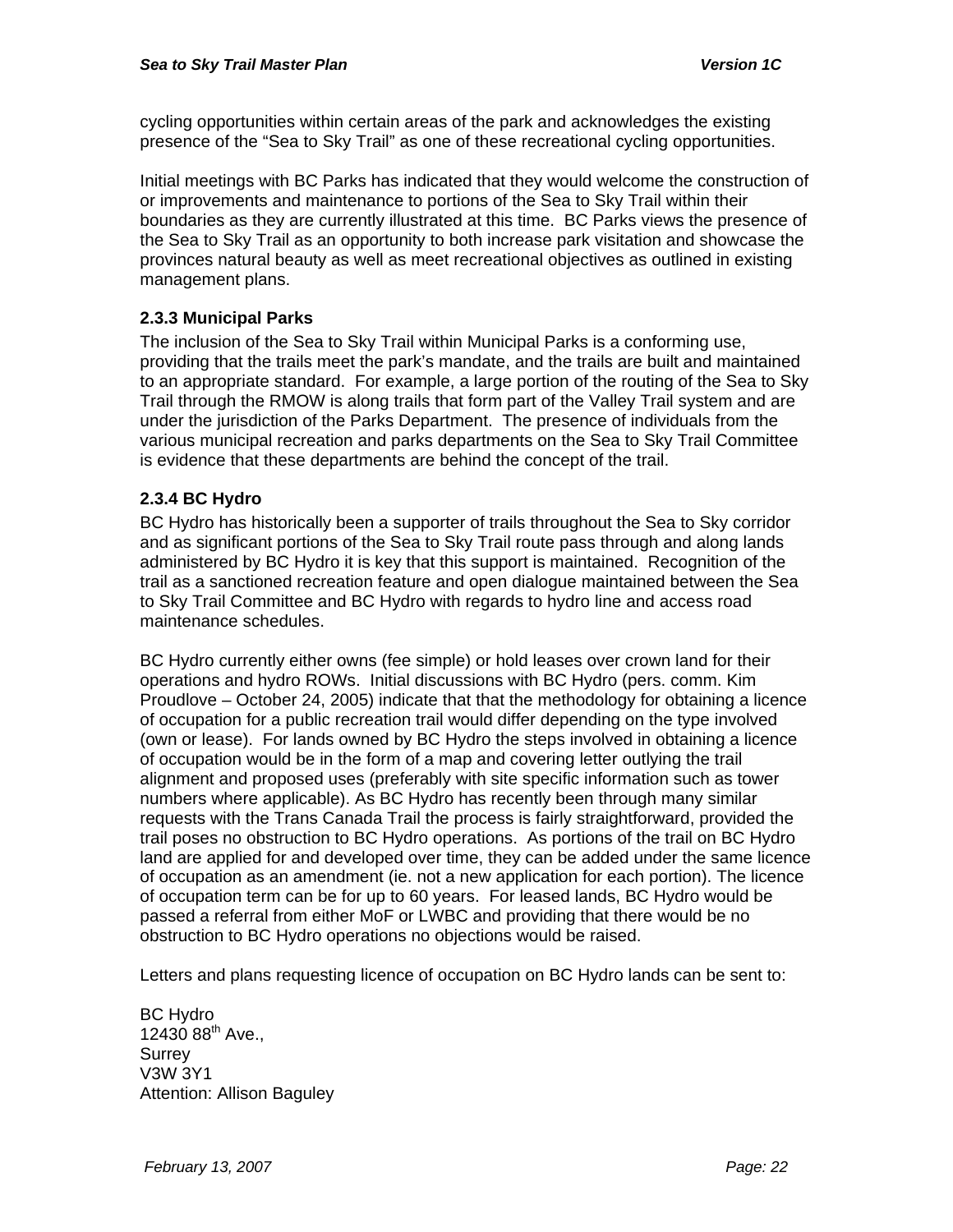cycling opportunities within certain areas of the park and acknowledges the existing presence of the "Sea to Sky Trail" as one of these recreational cycling opportunities.

Initial meetings with BC Parks has indicated that they would welcome the construction of or improvements and maintenance to portions of the Sea to Sky Trail within their boundaries as they are currently illustrated at this time. BC Parks views the presence of the Sea to Sky Trail as an opportunity to both increase park visitation and showcase the provinces natural beauty as well as meet recreational objectives as outlined in existing management plans.

### 2.3.3 Municipal Parks

The inclusion of the Sea to Sky Trail within Municipal Parks is a conforming use, providing that the trails meet the park's mandate, and the trails are built and maintained to an appropriate standard. For example, a large portion of the routing of the Sea to Sky Trail through the RMOW is along trails that form part of the Valley Trail system and are under the jurisdiction of the Parks Department. The presence of individuals from the various municipal recreation and parks departments on the Sea to Sky Trail Committee is evidence that these departments are behind the concept of the trail.

### 2.3.4 BC Hydro

BC Hydro has historically been a supporter of trails throughout the Sea to Sky corridor and as significant portions of the Sea to Sky Trail route pass through and along lands administered by BC Hydro it is key that this support is maintained. Recognition of the trail as a sanctioned recreation feature and open dialogue maintained between the Sea to Sky Trail Committee and BC Hydro with regards to hydro line and access road maintenance schedules.

BC Hydro currently either owns (fee simple) or hold leases over crown land for their operations and hydro ROWs. Initial discussions with BC Hydro (pers. comm. Kim Proudlove – October 24, 2005) indicate that that the methodology for obtaining a licence of occupation for a public recreation trail would differ depending on the type involved (own or lease). For lands owned by BC Hydro the steps involved in obtaining a licence of occupation would be in the form of a map and covering letter outlying the trail alignment and proposed uses (preferably with site specific information such as tower numbers where applicable). As BC Hydro has recently been through many similar requests with the Trans Canada Trail the process is fairly straightforward, provided the trail poses no obstruction to BC Hydro operations. As portions of the trail on BC Hydro land are applied for and developed over time, they can be added under the same licence of occupation as an amendment (ie. not a new application for each portion). The licence of occupation term can be for up to 60 years. For leased lands, BC Hydro would be passed a referral from either MoF or LWBC and providing that there would be no obstruction to BC Hydro operations no objections would be raised.

Letters and plans requesting licence of occupation on BC Hydro lands can be sent to:

BC Hydro
12430 88th Ave.,
Surrey
V3W 3Y1
Attention: Allison Baguley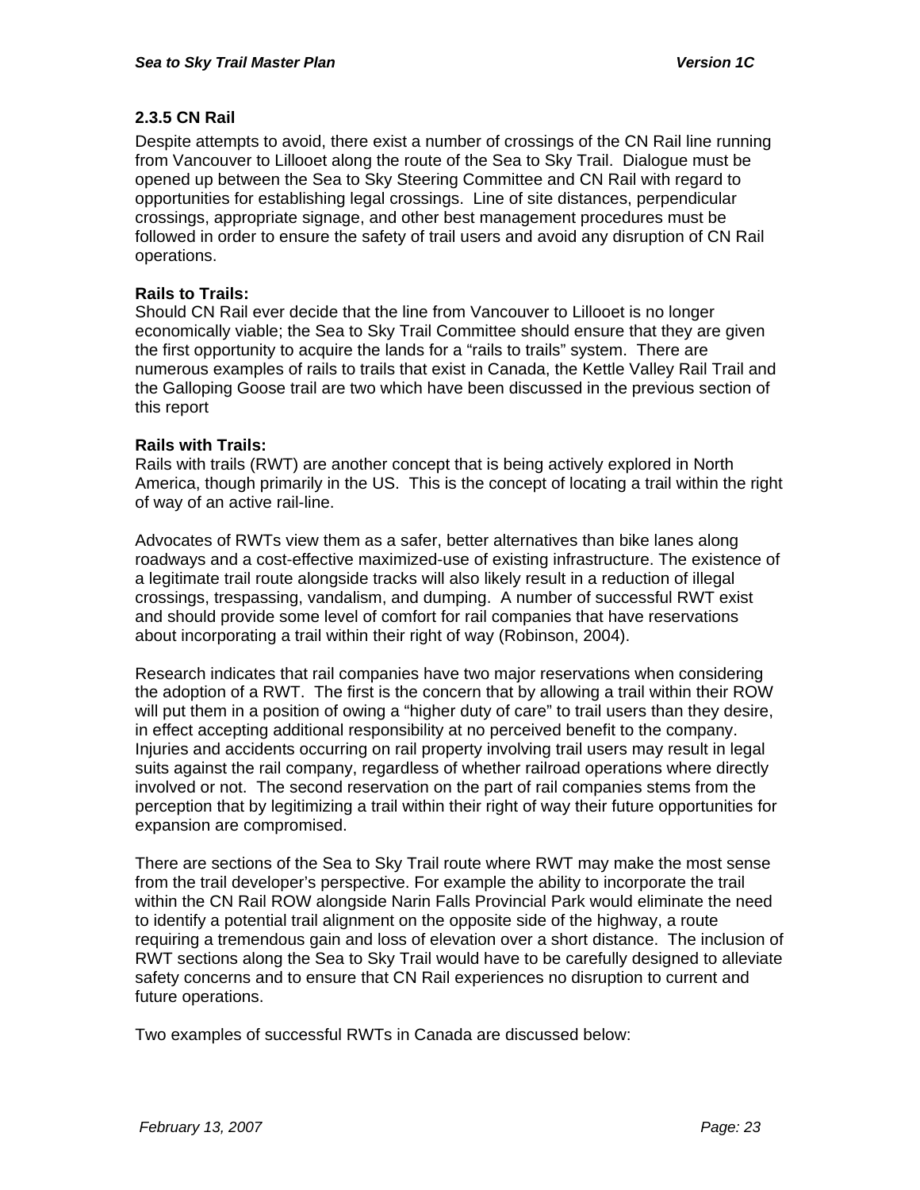### 2.3.5 CN Rail

Despite attempts to avoid, there exist a number of crossings of the CN Rail line running from Vancouver to Lillooet along the route of the Sea to Sky Trail. Dialogue must be opened up between the Sea to Sky Steering Committee and CN Rail with regard to opportunities for establishing legal crossings. Line of site distances, perpendicular crossings, appropriate signage, and other best management procedures must be followed in order to ensure the safety of trail users and avoid any disruption of CN Rail operations.

**Rails to Trails:**

Should CN Rail ever decide that the line from Vancouver to Lillooet is no longer economically viable; the Sea to Sky Trail Committee should ensure that they are given the first opportunity to acquire the lands for a "rails to trails" system. There are numerous examples of rails to trails that exist in Canada, the Kettle Valley Rail Trail and the Galloping Goose trail are two which have been discussed in the previous section of this report

**Rails with Trails:**

Rails with trails (RWT) are another concept that is being actively explored in North America, though primarily in the US. This is the concept of locating a trail within the right of way of an active rail-line.

Advocates of RWTs view them as a safer, better alternatives than bike lanes along roadways and a cost-effective maximized-use of existing infrastructure. The existence of a legitimate trail route alongside tracks will also likely result in a reduction of illegal crossings, trespassing, vandalism, and dumping. A number of successful RWT exist and should provide some level of comfort for rail companies that have reservations about incorporating a trail within their right of way (Robinson, 2004).

Research indicates that rail companies have two major reservations when considering the adoption of a RWT. The first is the concern that by allowing a trail within their ROW will put them in a position of owing a "higher duty of care" to trail users than they desire, in effect accepting additional responsibility at no perceived benefit to the company. Injuries and accidents occurring on rail property involving trail users may result in legal suits against the rail company, regardless of whether railroad operations where directly involved or not. The second reservation on the part of rail companies stems from the perception that by legitimizing a trail within their right of way their future opportunities for expansion are compromised.

There are sections of the Sea to Sky Trail route where RWT may make the most sense from the trail developer's perspective. For example the ability to incorporate the trail within the CN Rail ROW alongside Narin Falls Provincial Park would eliminate the need to identify a potential trail alignment on the opposite side of the highway, a route requiring a tremendous gain and loss of elevation over a short distance. The inclusion of RWT sections along the Sea to Sky Trail would have to be carefully designed to alleviate safety concerns and to ensure that CN Rail experiences no disruption to current and future operations.

Two examples of successful RWTs in Canada are discussed below: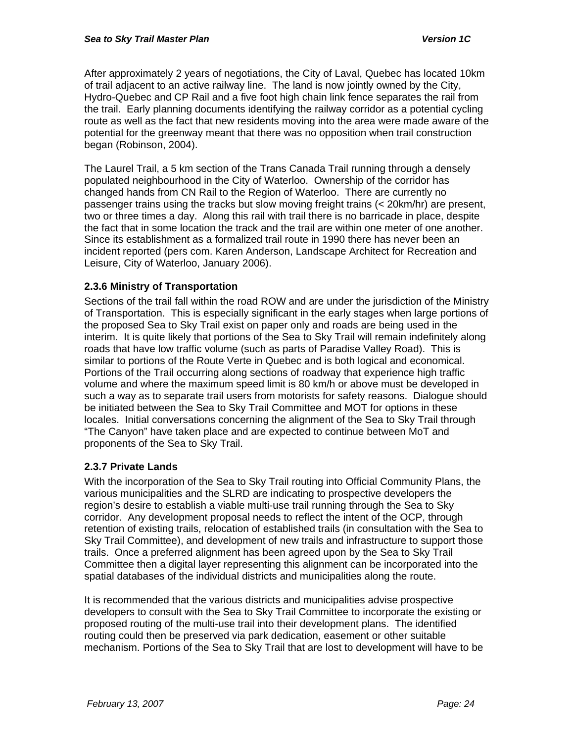After approximately 2 years of negotiations, the City of Laval, Quebec has located 10km of trail adjacent to an active railway line. The land is now jointly owned by the City, Hydro-Quebec and CP Rail and a five foot high chain link fence separates the rail from the trail. Early planning documents identifying the railway corridor as a potential cycling route as well as the fact that new residents moving into the area were made aware of the potential for the greenway meant that there was no opposition when trail construction began (Robinson, 2004).

The Laurel Trail, a 5 km section of the Trans Canada Trail running through a densely populated neighbourhood in the City of Waterloo. Ownership of the corridor has changed hands from CN Rail to the Region of Waterloo. There are currently no passenger trains using the tracks but slow moving freight trains (< 20km/hr) are present, two or three times a day. Along this rail with trail there is no barricade in place, despite the fact that in some location the track and the trail are within one meter of one another. Since its establishment as a formalized trail route in 1990 there has never been an incident reported (pers com. Karen Anderson, Landscape Architect for Recreation and Leisure, City of Waterloo, January 2006).

### 2.3.6 Ministry of Transportation

Sections of the trail fall within the road ROW and are under the jurisdiction of the Ministry of Transportation. This is especially significant in the early stages when large portions of the proposed Sea to Sky Trail exist on paper only and roads are being used in the interim. It is quite likely that portions of the Sea to Sky Trail will remain indefinitely along roads that have low traffic volume (such as parts of Paradise Valley Road). This is similar to portions of the Route Verte in Quebec and is both logical and economical. Portions of the Trail occurring along sections of roadway that experience high traffic volume and where the maximum speed limit is 80 km/h or above must be developed in such a way as to separate trail users from motorists for safety reasons. Dialogue should be initiated between the Sea to Sky Trail Committee and MOT for options in these locales. Initial conversations concerning the alignment of the Sea to Sky Trail through "The Canyon" have taken place and are expected to continue between MoT and proponents of the Sea to Sky Trail.

### 2.3.7 Private Lands

With the incorporation of the Sea to Sky Trail routing into Official Community Plans, the various municipalities and the SLRD are indicating to prospective developers the region's desire to establish a viable multi-use trail running through the Sea to Sky corridor. Any development proposal needs to reflect the intent of the OCP, through retention of existing trails, relocation of established trails (in consultation with the Sea to Sky Trail Committee), and development of new trails and infrastructure to support those trails. Once a preferred alignment has been agreed upon by the Sea to Sky Trail Committee then a digital layer representing this alignment can be incorporated into the spatial databases of the individual districts and municipalities along the route.

It is recommended that the various districts and municipalities advise prospective developers to consult with the Sea to Sky Trail Committee to incorporate the existing or proposed routing of the multi-use trail into their development plans. The identified routing could then be preserved via park dedication, easement or other suitable mechanism. Portions of the Sea to Sky Trail that are lost to development will have to be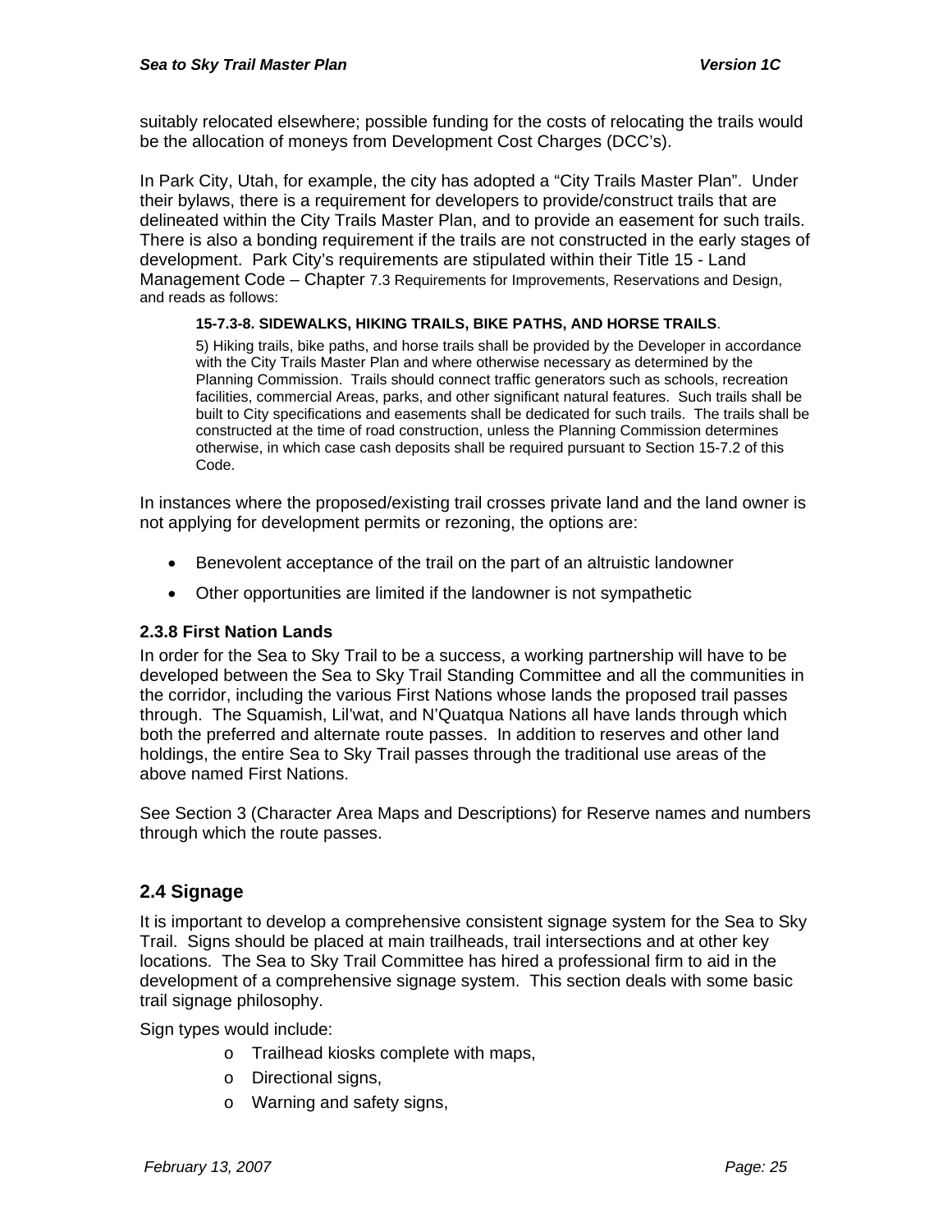suitably relocated elsewhere; possible funding for the costs of relocating the trails would be the allocation of moneys from Development Cost Charges (DCC's).

In Park City, Utah, for example, the city has adopted a "City Trails Master Plan". Under their bylaws, there is a requirement for developers to provide/construct trails that are delineated within the City Trails Master Plan, and to provide an easement for such trails. There is also a bonding requirement if the trails are not constructed in the early stages of development. Park City's requirements are stipulated within their Title 15 - Land Management Code – Chapter 7.3 Requirements for Improvements, Reservations and Design, and reads as follows:

> **15-7.3-8. SIDEWALKS, HIKING TRAILS, BIKE PATHS, AND HORSE TRAILS**.
>
> 5) Hiking trails, bike paths, and horse trails shall be provided by the Developer in accordance with the City Trails Master Plan and where otherwise necessary as determined by the Planning Commission. Trails should connect traffic generators such as schools, recreation facilities, commercial Areas, parks, and other significant natural features. Such trails shall be built to City specifications and easements shall be dedicated for such trails. The trails shall be constructed at the time of road construction, unless the Planning Commission determines otherwise, in which case cash deposits shall be required pursuant to Section 15-7.2 of this Code.

In instances where the proposed/existing trail crosses private land and the land owner is not applying for development permits or rezoning, the options are:

- Benevolent acceptance of the trail on the part of an altruistic landowner
- Other opportunities are limited if the landowner is not sympathetic

### 2.3.8 First Nation Lands

In order for the Sea to Sky Trail to be a success, a working partnership will have to be developed between the Sea to Sky Trail Standing Committee and all the communities in the corridor, including the various First Nations whose lands the proposed trail passes through. The Squamish, Lil'wat, and N'Quatqua Nations all have lands through which both the preferred and alternate route passes. In addition to reserves and other land holdings, the entire Sea to Sky Trail passes through the traditional use areas of the above named First Nations.

See Section 3 (Character Area Maps and Descriptions) for Reserve names and numbers through which the route passes.

## 2.4 Signage

It is important to develop a comprehensive consistent signage system for the Sea to Sky Trail. Signs should be placed at main trailheads, trail intersections and at other key locations. The Sea to Sky Trail Committee has hired a professional firm to aid in the development of a comprehensive signage system. This section deals with some basic trail signage philosophy.

Sign types would include:

- Trailhead kiosks complete with maps,
- Directional signs,
- Warning and safety signs,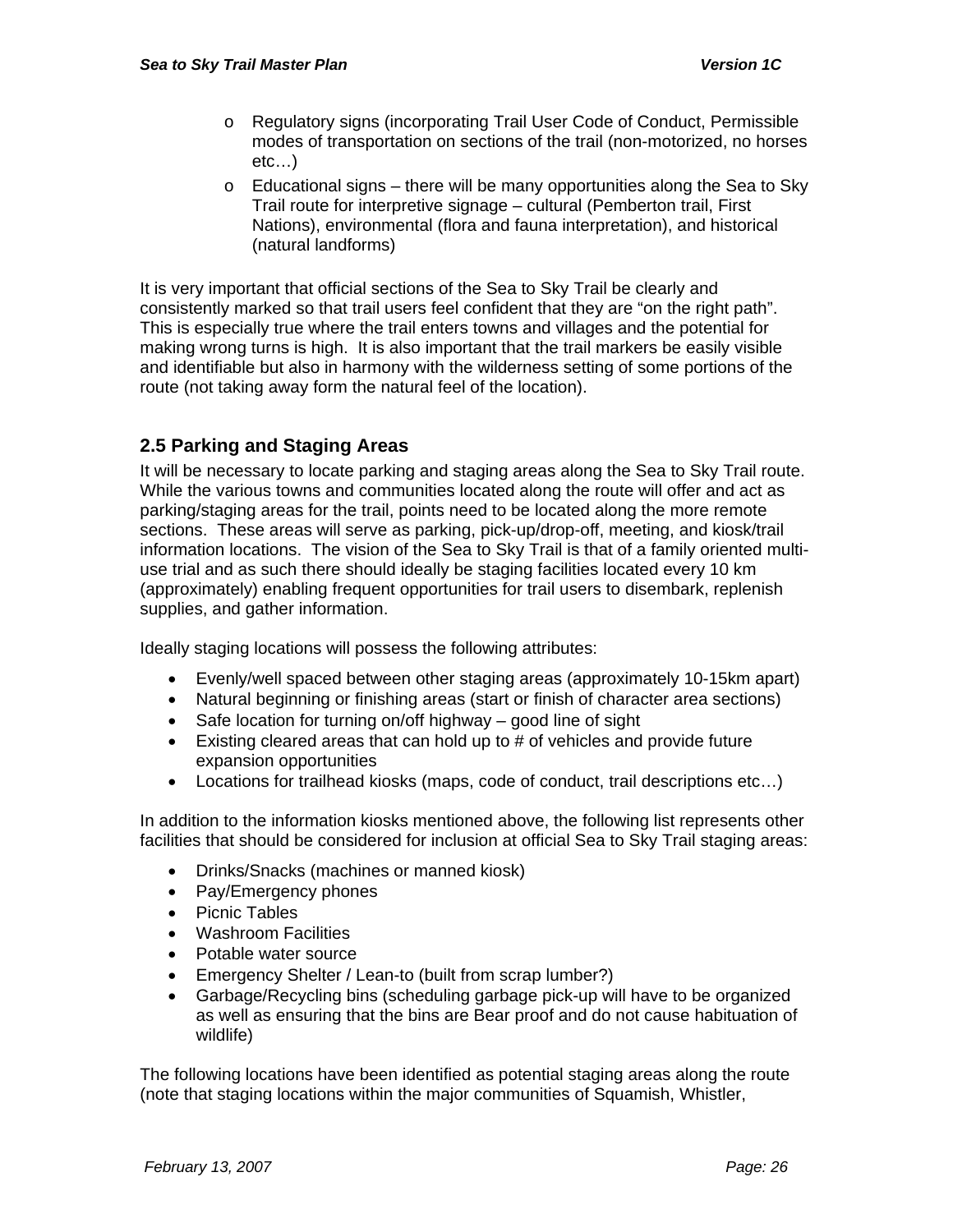- Regulatory signs (incorporating Trail User Code of Conduct, Permissible modes of transportation on sections of the trail (non-motorized, no horses etc…)
- Educational signs – there will be many opportunities along the Sea to Sky Trail route for interpretive signage – cultural (Pemberton trail, First Nations), environmental (flora and fauna interpretation), and historical (natural landforms)

It is very important that official sections of the Sea to Sky Trail be clearly and consistently marked so that trail users feel confident that they are "on the right path". This is especially true where the trail enters towns and villages and the potential for making wrong turns is high. It is also important that the trail markers be easily visible and identifiable but also in harmony with the wilderness setting of some portions of the route (not taking away form the natural feel of the location).

## 2.5 Parking and Staging Areas

It will be necessary to locate parking and staging areas along the Sea to Sky Trail route. While the various towns and communities located along the route will offer and act as parking/staging areas for the trail, points need to be located along the more remote sections. These areas will serve as parking, pick-up/drop-off, meeting, and kiosk/trail information locations. The vision of the Sea to Sky Trail is that of a family oriented multi-use trial and as such there should ideally be staging facilities located every 10 km (approximately) enabling frequent opportunities for trail users to disembark, replenish supplies, and gather information.

Ideally staging locations will possess the following attributes:

- Evenly/well spaced between other staging areas (approximately 10-15km apart)
- Natural beginning or finishing areas (start or finish of character area sections)
- Safe location for turning on/off highway – good line of sight
- Existing cleared areas that can hold up to # of vehicles and provide future expansion opportunities
- Locations for trailhead kiosks (maps, code of conduct, trail descriptions etc…)

In addition to the information kiosks mentioned above, the following list represents other facilities that should be considered for inclusion at official Sea to Sky Trail staging areas:

- Drinks/Snacks (machines or manned kiosk)
- Pay/Emergency phones
- Picnic Tables
- Washroom Facilities
- Potable water source
- Emergency Shelter / Lean-to (built from scrap lumber?)
- Garbage/Recycling bins (scheduling garbage pick-up will have to be organized as well as ensuring that the bins are Bear proof and do not cause habituation of wildlife)

The following locations have been identified as potential staging areas along the route (note that staging locations within the major communities of Squamish, Whistler,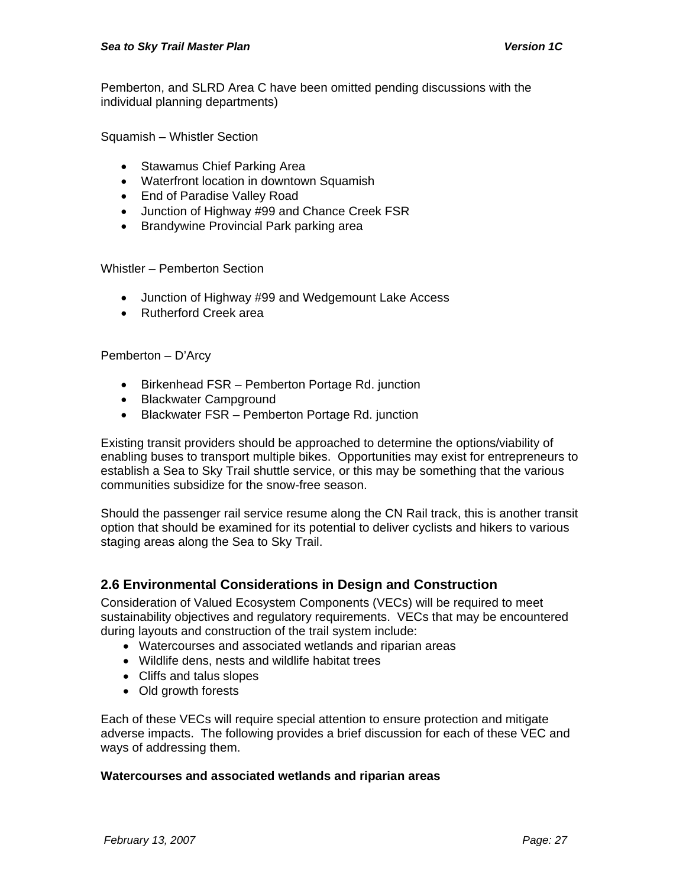Pemberton, and SLRD Area C have been omitted pending discussions with the individual planning departments)

Squamish – Whistler Section

- Stawamus Chief Parking Area
- Waterfront location in downtown Squamish
- End of Paradise Valley Road
- Junction of Highway #99 and Chance Creek FSR
- Brandywine Provincial Park parking area

Whistler – Pemberton Section

- Junction of Highway #99 and Wedgemount Lake Access
- Rutherford Creek area

Pemberton – D'Arcy

- Birkenhead FSR – Pemberton Portage Rd. junction
- Blackwater Campground
- Blackwater FSR – Pemberton Portage Rd. junction

Existing transit providers should be approached to determine the options/viability of enabling buses to transport multiple bikes. Opportunities may exist for entrepreneurs to establish a Sea to Sky Trail shuttle service, or this may be something that the various communities subsidize for the snow-free season.

Should the passenger rail service resume along the CN Rail track, this is another transit option that should be examined for its potential to deliver cyclists and hikers to various staging areas along the Sea to Sky Trail.

## 2.6 Environmental Considerations in Design and Construction

Consideration of Valued Ecosystem Components (VECs) will be required to meet sustainability objectives and regulatory requirements. VECs that may be encountered during layouts and construction of the trail system include:

- Watercourses and associated wetlands and riparian areas
- Wildlife dens, nests and wildlife habitat trees
- Cliffs and talus slopes
- Old growth forests

Each of these VECs will require special attention to ensure protection and mitigate adverse impacts. The following provides a brief discussion for each of these VEC and ways of addressing them.

**Watercourses and associated wetlands and riparian areas**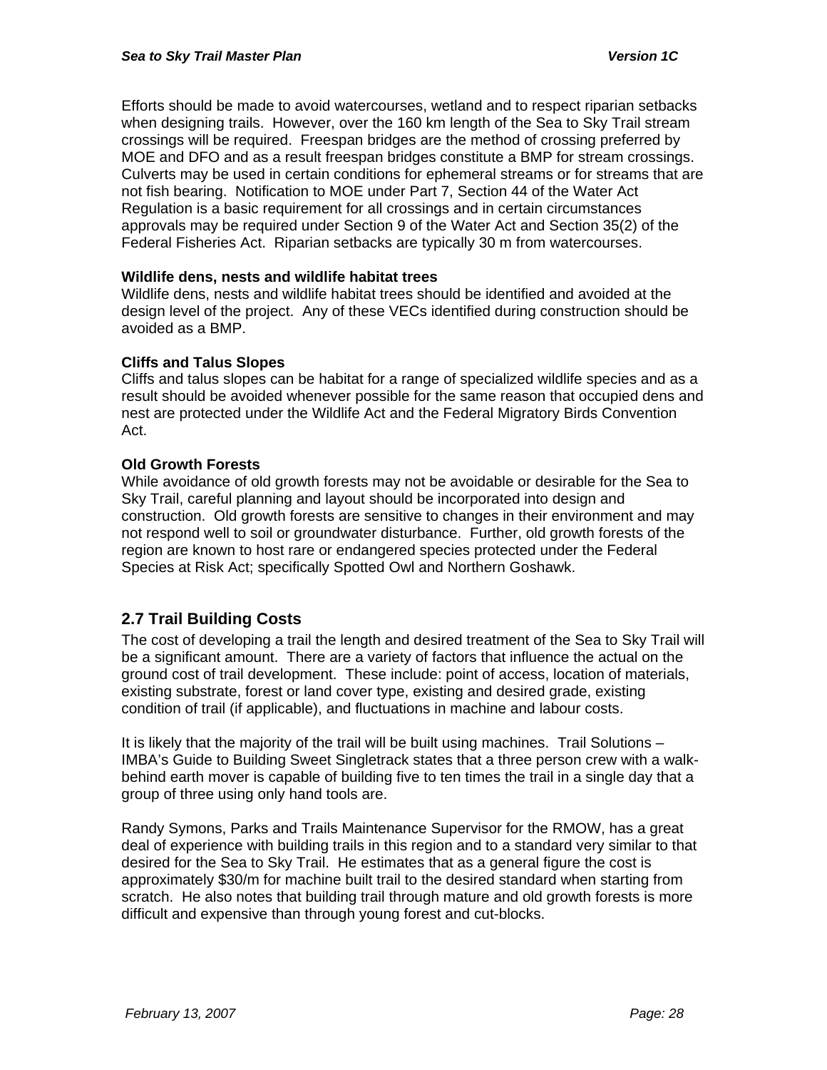Efforts should be made to avoid watercourses, wetland and to respect riparian setbacks when designing trails. However, over the 160 km length of the Sea to Sky Trail stream crossings will be required. Freespan bridges are the method of crossing preferred by MOE and DFO and as a result freespan bridges constitute a BMP for stream crossings. Culverts may be used in certain conditions for ephemeral streams or for streams that are not fish bearing. Notification to MOE under Part 7, Section 44 of the Water Act Regulation is a basic requirement for all crossings and in certain circumstances approvals may be required under Section 9 of the Water Act and Section 35(2) of the Federal Fisheries Act. Riparian setbacks are typically 30 m from watercourses.

**Wildlife dens, nests and wildlife habitat trees**

Wildlife dens, nests and wildlife habitat trees should be identified and avoided at the design level of the project. Any of these VECs identified during construction should be avoided as a BMP.

**Cliffs and Talus Slopes**

Cliffs and talus slopes can be habitat for a range of specialized wildlife species and as a result should be avoided whenever possible for the same reason that occupied dens and nest are protected under the Wildlife Act and the Federal Migratory Birds Convention Act.

**Old Growth Forests**

While avoidance of old growth forests may not be avoidable or desirable for the Sea to Sky Trail, careful planning and layout should be incorporated into design and construction. Old growth forests are sensitive to changes in their environment and may not respond well to soil or groundwater disturbance. Further, old growth forests of the region are known to host rare or endangered species protected under the Federal Species at Risk Act; specifically Spotted Owl and Northern Goshawk.

## 2.7 Trail Building Costs

The cost of developing a trail the length and desired treatment of the Sea to Sky Trail will be a significant amount. There are a variety of factors that influence the actual on the ground cost of trail development. These include: point of access, location of materials, existing substrate, forest or land cover type, existing and desired grade, existing condition of trail (if applicable), and fluctuations in machine and labour costs.

It is likely that the majority of the trail will be built using machines. Trail Solutions – IMBA's Guide to Building Sweet Singletrack states that a three person crew with a walk-behind earth mover is capable of building five to ten times the trail in a single day that a group of three using only hand tools are.

Randy Symons, Parks and Trails Maintenance Supervisor for the RMOW, has a great deal of experience with building trails in this region and to a standard very similar to that desired for the Sea to Sky Trail. He estimates that as a general figure the cost is approximately $30/m for machine built trail to the desired standard when starting from scratch. He also notes that building trail through mature and old growth forests is more difficult and expensive than through young forest and cut-blocks.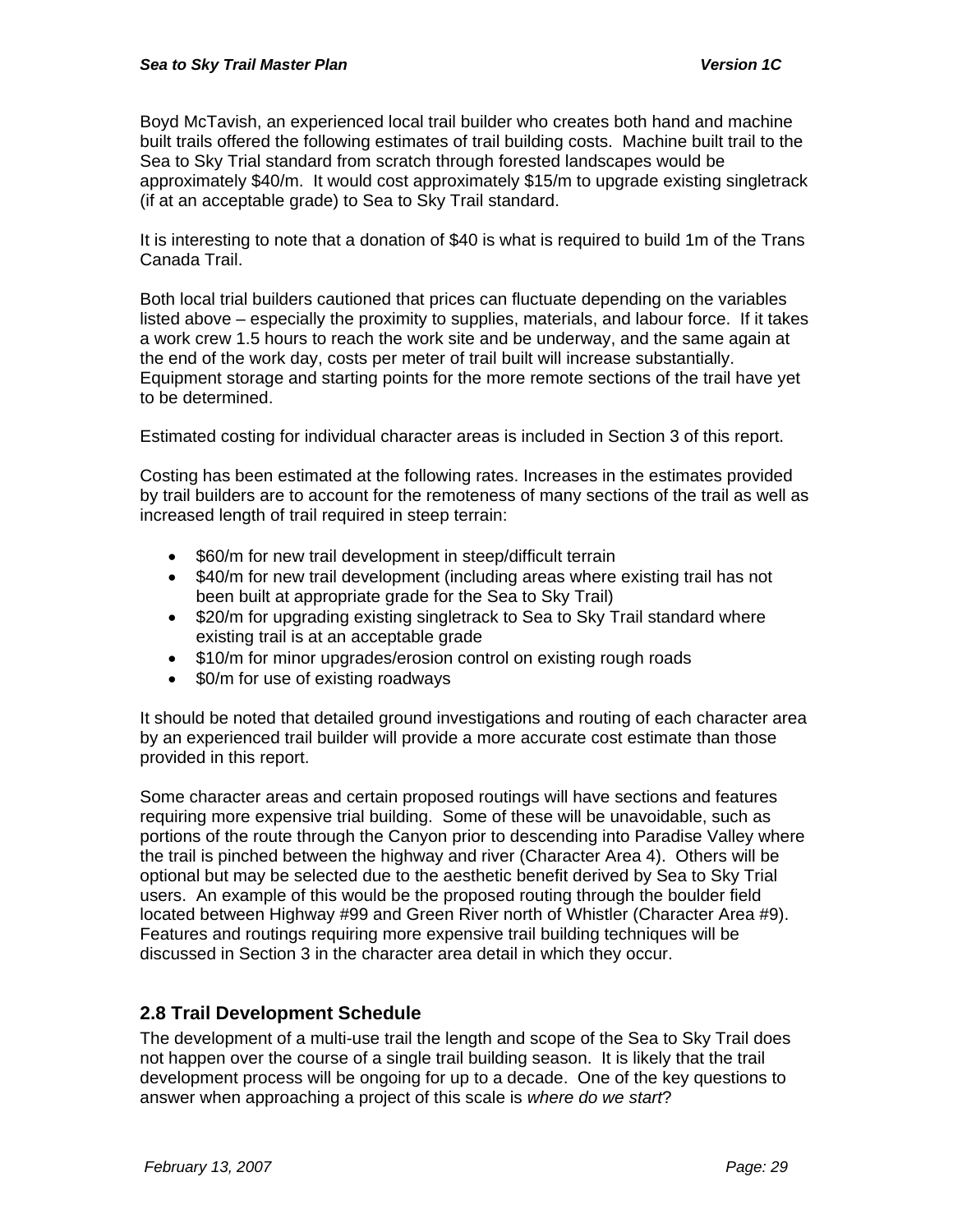Boyd McTavish, an experienced local trail builder who creates both hand and machine built trails offered the following estimates of trail building costs. Machine built trail to the Sea to Sky Trial standard from scratch through forested landscapes would be approximately $40/m. It would cost approximately $15/m to upgrade existing singletrack (if at an acceptable grade) to Sea to Sky Trail standard.

It is interesting to note that a donation of $40 is what is required to build 1m of the Trans Canada Trail.

Both local trial builders cautioned that prices can fluctuate depending on the variables listed above – especially the proximity to supplies, materials, and labour force. If it takes a work crew 1.5 hours to reach the work site and be underway, and the same again at the end of the work day, costs per meter of trail built will increase substantially. Equipment storage and starting points for the more remote sections of the trail have yet to be determined.

Estimated costing for individual character areas is included in Section 3 of this report.

Costing has been estimated at the following rates. Increases in the estimates provided by trail builders are to account for the remoteness of many sections of the trail as well as increased length of trail required in steep terrain:

- $60/m for new trail development in steep/difficult terrain
- $40/m for new trail development (including areas where existing trail has not been built at appropriate grade for the Sea to Sky Trail)
- $20/m for upgrading existing singletrack to Sea to Sky Trail standard where existing trail is at an acceptable grade
- $10/m for minor upgrades/erosion control on existing rough roads
- $0/m for use of existing roadways

It should be noted that detailed ground investigations and routing of each character area by an experienced trail builder will provide a more accurate cost estimate than those provided in this report.

Some character areas and certain proposed routings will have sections and features requiring more expensive trial building. Some of these will be unavoidable, such as portions of the route through the Canyon prior to descending into Paradise Valley where the trail is pinched between the highway and river (Character Area 4). Others will be optional but may be selected due to the aesthetic benefit derived by Sea to Sky Trial users. An example of this would be the proposed routing through the boulder field located between Highway #99 and Green River north of Whistler (Character Area #9). Features and routings requiring more expensive trail building techniques will be discussed in Section 3 in the character area detail in which they occur.

## 2.8 Trail Development Schedule

The development of a multi-use trail the length and scope of the Sea to Sky Trail does not happen over the course of a single trail building season. It is likely that the trail development process will be ongoing for up to a decade. One of the key questions to answer when approaching a project of this scale is *where do we start*?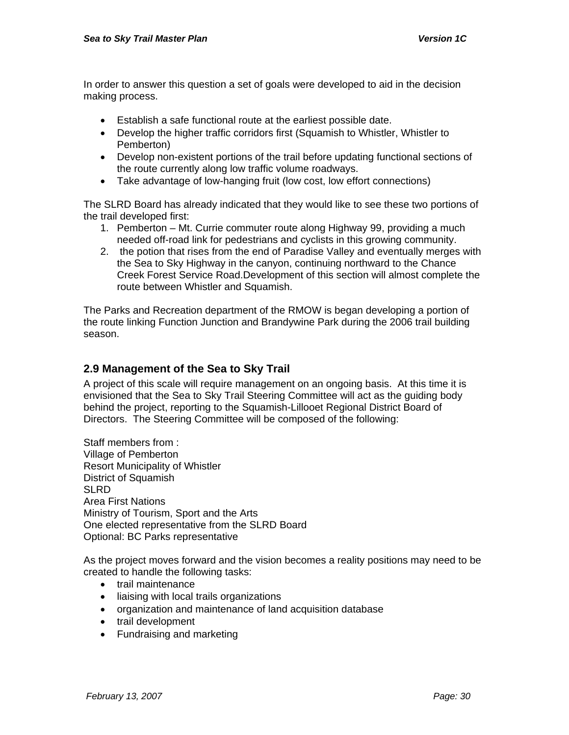In order to answer this question a set of goals were developed to aid in the decision making process.

- Establish a safe functional route at the earliest possible date.
- Develop the higher traffic corridors first (Squamish to Whistler, Whistler to Pemberton)
- Develop non-existent portions of the trail before updating functional sections of the route currently along low traffic volume roadways.
- Take advantage of low-hanging fruit (low cost, low effort connections)

The SLRD Board has already indicated that they would like to see these two portions of the trail developed first:

1. Pemberton – Mt. Currie commuter route along Highway 99, providing a much needed off-road link for pedestrians and cyclists in this growing community.
2. the potion that rises from the end of Paradise Valley and eventually merges with the Sea to Sky Highway in the canyon, continuing northward to the Chance Creek Forest Service Road.Development of this section will almost complete the route between Whistler and Squamish.

The Parks and Recreation department of the RMOW is began developing a portion of the route linking Function Junction and Brandywine Park during the 2006 trail building season.

## 2.9 Management of the Sea to Sky Trail

A project of this scale will require management on an ongoing basis. At this time it is envisioned that the Sea to Sky Trail Steering Committee will act as the guiding body behind the project, reporting to the Squamish-Lillooet Regional District Board of Directors. The Steering Committee will be composed of the following:

Staff members from :
Village of Pemberton
Resort Municipality of Whistler
District of Squamish
SLRD
Area First Nations
Ministry of Tourism, Sport and the Arts
One elected representative from the SLRD Board
Optional: BC Parks representative

As the project moves forward and the vision becomes a reality positions may need to be created to handle the following tasks:

- trail maintenance
- liaising with local trails organizations
- organization and maintenance of land acquisition database
- trail development
- Fundraising and marketing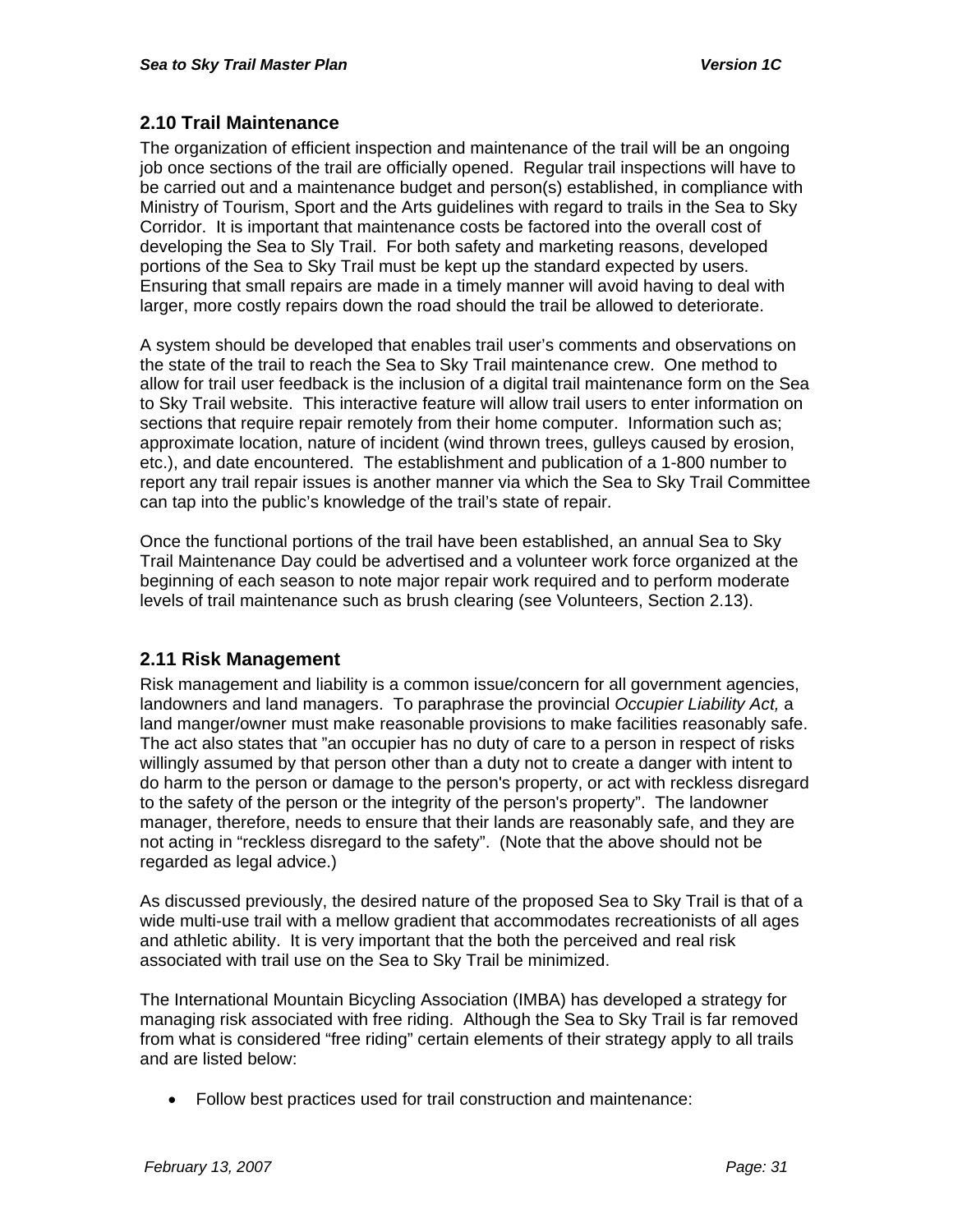## 2.10 Trail Maintenance

The organization of efficient inspection and maintenance of the trail will be an ongoing job once sections of the trail are officially opened. Regular trail inspections will have to be carried out and a maintenance budget and person(s) established, in compliance with Ministry of Tourism, Sport and the Arts guidelines with regard to trails in the Sea to Sky Corridor. It is important that maintenance costs be factored into the overall cost of developing the Sea to Sly Trail. For both safety and marketing reasons, developed portions of the Sea to Sky Trail must be kept up the standard expected by users. Ensuring that small repairs are made in a timely manner will avoid having to deal with larger, more costly repairs down the road should the trail be allowed to deteriorate.

A system should be developed that enables trail user's comments and observations on the state of the trail to reach the Sea to Sky Trail maintenance crew. One method to allow for trail user feedback is the inclusion of a digital trail maintenance form on the Sea to Sky Trail website. This interactive feature will allow trail users to enter information on sections that require repair remotely from their home computer. Information such as; approximate location, nature of incident (wind thrown trees, gulleys caused by erosion, etc.), and date encountered. The establishment and publication of a 1-800 number to report any trail repair issues is another manner via which the Sea to Sky Trail Committee can tap into the public's knowledge of the trail's state of repair.

Once the functional portions of the trail have been established, an annual Sea to Sky Trail Maintenance Day could be advertised and a volunteer work force organized at the beginning of each season to note major repair work required and to perform moderate levels of trail maintenance such as brush clearing (see Volunteers, Section 2.13).

## 2.11 Risk Management

Risk management and liability is a common issue/concern for all government agencies, landowners and land managers. To paraphrase the provincial *Occupier Liability Act,* a land manger/owner must make reasonable provisions to make facilities reasonably safe. The act also states that "an occupier has no duty of care to a person in respect of risks willingly assumed by that person other than a duty not to create a danger with intent to do harm to the person or damage to the person's property, or act with reckless disregard to the safety of the person or the integrity of the person's property". The landowner manager, therefore, needs to ensure that their lands are reasonably safe, and they are not acting in "reckless disregard to the safety". (Note that the above should not be regarded as legal advice.)

As discussed previously, the desired nature of the proposed Sea to Sky Trail is that of a wide multi-use trail with a mellow gradient that accommodates recreationists of all ages and athletic ability. It is very important that the both the perceived and real risk associated with trail use on the Sea to Sky Trail be minimized.

The International Mountain Bicycling Association (IMBA) has developed a strategy for managing risk associated with free riding. Although the Sea to Sky Trail is far removed from what is considered "free riding" certain elements of their strategy apply to all trails and are listed below:

- Follow best practices used for trail construction and maintenance: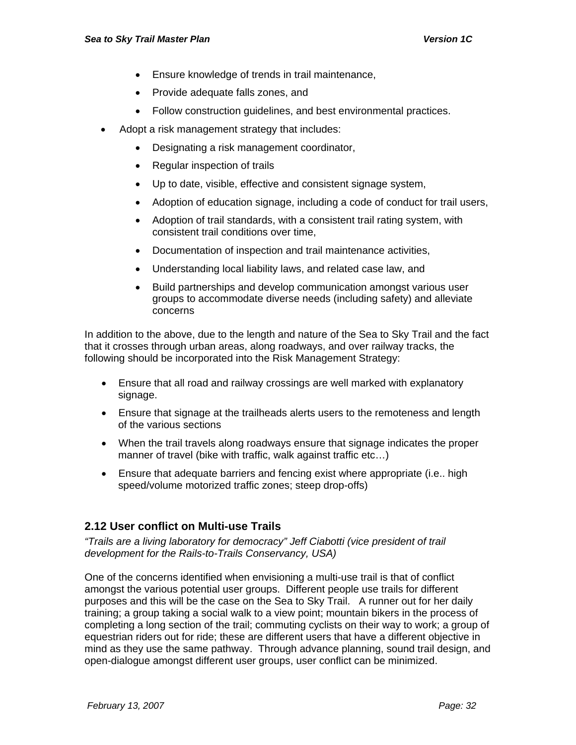- Ensure knowledge of trends in trail maintenance,
    - Provide adequate falls zones, and
    - Follow construction guidelines, and best environmental practices.
- Adopt a risk management strategy that includes:
    - Designating a risk management coordinator,
    - Regular inspection of trails
    - Up to date, visible, effective and consistent signage system,
    - Adoption of education signage, including a code of conduct for trail users,
    - Adoption of trail standards, with a consistent trail rating system, with consistent trail conditions over time,
    - Documentation of inspection and trail maintenance activities,
    - Understanding local liability laws, and related case law, and
    - Build partnerships and develop communication amongst various user groups to accommodate diverse needs (including safety) and alleviate concerns

In addition to the above, due to the length and nature of the Sea to Sky Trail and the fact that it crosses through urban areas, along roadways, and over railway tracks, the following should be incorporated into the Risk Management Strategy:

- Ensure that all road and railway crossings are well marked with explanatory signage.
- Ensure that signage at the trailheads alerts users to the remoteness and length of the various sections
- When the trail travels along roadways ensure that signage indicates the proper manner of travel (bike with traffic, walk against traffic etc…)
- Ensure that adequate barriers and fencing exist where appropriate (i.e.. high speed/volume motorized traffic zones; steep drop-offs)

## 2.12 User conflict on Multi-use Trails

*"Trails are a living laboratory for democracy" Jeff Ciabotti (vice president of trail development for the Rails-to-Trails Conservancy, USA)*

One of the concerns identified when envisioning a multi-use trail is that of conflict amongst the various potential user groups. Different people use trails for different purposes and this will be the case on the Sea to Sky Trail. A runner out for her daily training; a group taking a social walk to a view point; mountain bikers in the process of completing a long section of the trail; commuting cyclists on their way to work; a group of equestrian riders out for ride; these are different users that have a different objective in mind as they use the same pathway. Through advance planning, sound trail design, and open-dialogue amongst different user groups, user conflict can be minimized.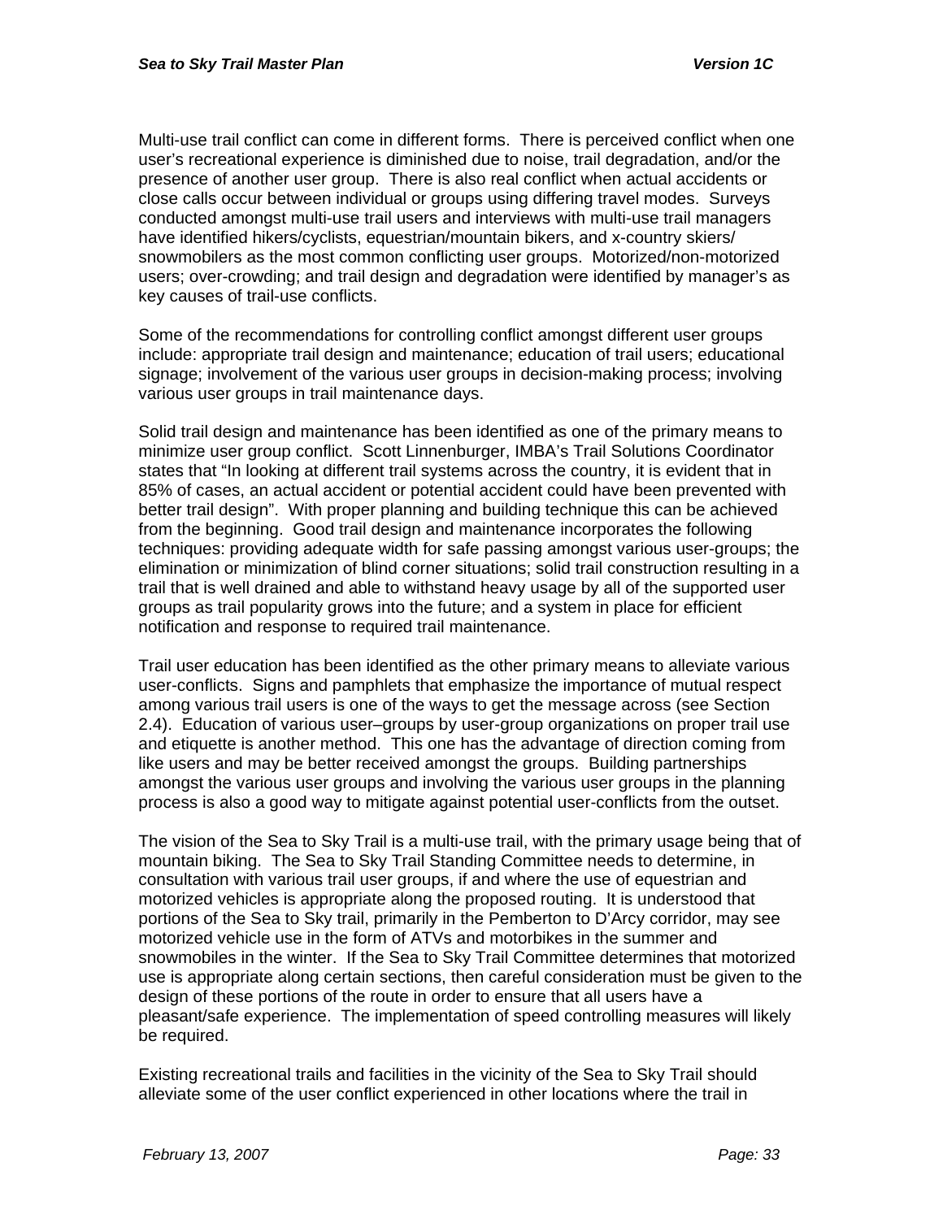Multi-use trail conflict can come in different forms. There is perceived conflict when one user's recreational experience is diminished due to noise, trail degradation, and/or the presence of another user group. There is also real conflict when actual accidents or close calls occur between individual or groups using differing travel modes. Surveys conducted amongst multi-use trail users and interviews with multi-use trail managers have identified hikers/cyclists, equestrian/mountain bikers, and x-country skiers/ snowmobilers as the most common conflicting user groups. Motorized/non-motorized users; over-crowding; and trail design and degradation were identified by manager's as key causes of trail-use conflicts.

Some of the recommendations for controlling conflict amongst different user groups include: appropriate trail design and maintenance; education of trail users; educational signage; involvement of the various user groups in decision-making process; involving various user groups in trail maintenance days.

Solid trail design and maintenance has been identified as one of the primary means to minimize user group conflict. Scott Linnenburger, IMBA's Trail Solutions Coordinator states that "In looking at different trail systems across the country, it is evident that in 85% of cases, an actual accident or potential accident could have been prevented with better trail design". With proper planning and building technique this can be achieved from the beginning. Good trail design and maintenance incorporates the following techniques: providing adequate width for safe passing amongst various user-groups; the elimination or minimization of blind corner situations; solid trail construction resulting in a trail that is well drained and able to withstand heavy usage by all of the supported user groups as trail popularity grows into the future; and a system in place for efficient notification and response to required trail maintenance.

Trail user education has been identified as the other primary means to alleviate various user-conflicts. Signs and pamphlets that emphasize the importance of mutual respect among various trail users is one of the ways to get the message across (see Section 2.4). Education of various user–groups by user-group organizations on proper trail use and etiquette is another method. This one has the advantage of direction coming from like users and may be better received amongst the groups. Building partnerships amongst the various user groups and involving the various user groups in the planning process is also a good way to mitigate against potential user-conflicts from the outset.

The vision of the Sea to Sky Trail is a multi-use trail, with the primary usage being that of mountain biking. The Sea to Sky Trail Standing Committee needs to determine, in consultation with various trail user groups, if and where the use of equestrian and motorized vehicles is appropriate along the proposed routing. It is understood that portions of the Sea to Sky trail, primarily in the Pemberton to D'Arcy corridor, may see motorized vehicle use in the form of ATVs and motorbikes in the summer and snowmobiles in the winter. If the Sea to Sky Trail Committee determines that motorized use is appropriate along certain sections, then careful consideration must be given to the design of these portions of the route in order to ensure that all users have a pleasant/safe experience. The implementation of speed controlling measures will likely be required.

Existing recreational trails and facilities in the vicinity of the Sea to Sky Trail should alleviate some of the user conflict experienced in other locations where the trail in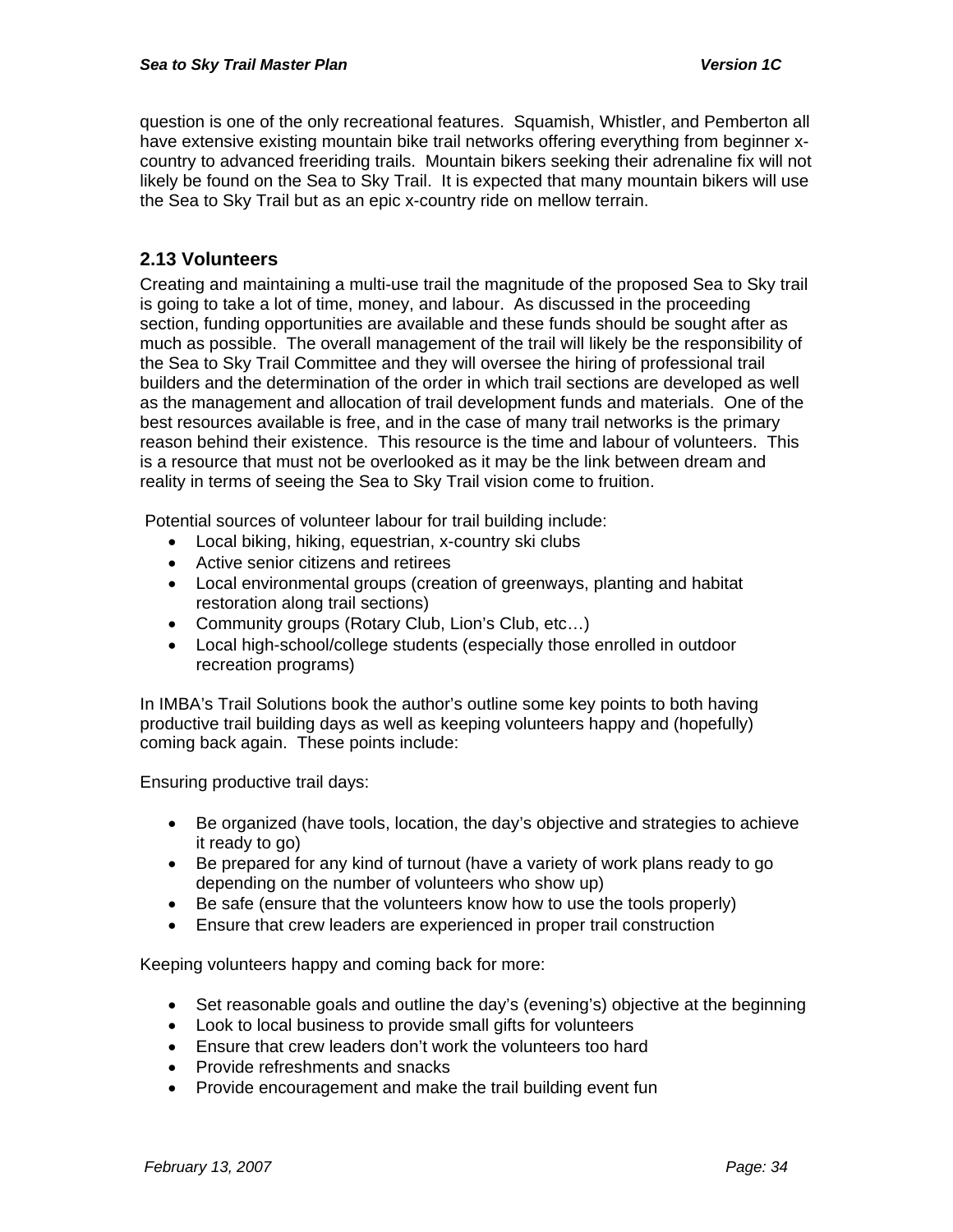question is one of the only recreational features. Squamish, Whistler, and Pemberton all have extensive existing mountain bike trail networks offering everything from beginner x-country to advanced freeriding trails. Mountain bikers seeking their adrenaline fix will not likely be found on the Sea to Sky Trail. It is expected that many mountain bikers will use the Sea to Sky Trail but as an epic x-country ride on mellow terrain.

## 2.13 Volunteers

Creating and maintaining a multi-use trail the magnitude of the proposed Sea to Sky trail is going to take a lot of time, money, and labour. As discussed in the proceeding section, funding opportunities are available and these funds should be sought after as much as possible. The overall management of the trail will likely be the responsibility of the Sea to Sky Trail Committee and they will oversee the hiring of professional trail builders and the determination of the order in which trail sections are developed as well as the management and allocation of trail development funds and materials. One of the best resources available is free, and in the case of many trail networks is the primary reason behind their existence. This resource is the time and labour of volunteers. This is a resource that must not be overlooked as it may be the link between dream and reality in terms of seeing the Sea to Sky Trail vision come to fruition.

Potential sources of volunteer labour for trail building include:

- Local biking, hiking, equestrian, x-country ski clubs
- Active senior citizens and retirees
- Local environmental groups (creation of greenways, planting and habitat restoration along trail sections)
- Community groups (Rotary Club, Lion's Club, etc…)
- Local high-school/college students (especially those enrolled in outdoor recreation programs)

In IMBA's Trail Solutions book the author's outline some key points to both having productive trail building days as well as keeping volunteers happy and (hopefully) coming back again. These points include:

Ensuring productive trail days:

- Be organized (have tools, location, the day's objective and strategies to achieve it ready to go)
- Be prepared for any kind of turnout (have a variety of work plans ready to go depending on the number of volunteers who show up)
- Be safe (ensure that the volunteers know how to use the tools properly)
- Ensure that crew leaders are experienced in proper trail construction

Keeping volunteers happy and coming back for more:

- Set reasonable goals and outline the day's (evening's) objective at the beginning
- Look to local business to provide small gifts for volunteers
- Ensure that crew leaders don't work the volunteers too hard
- Provide refreshments and snacks
- Provide encouragement and make the trail building event fun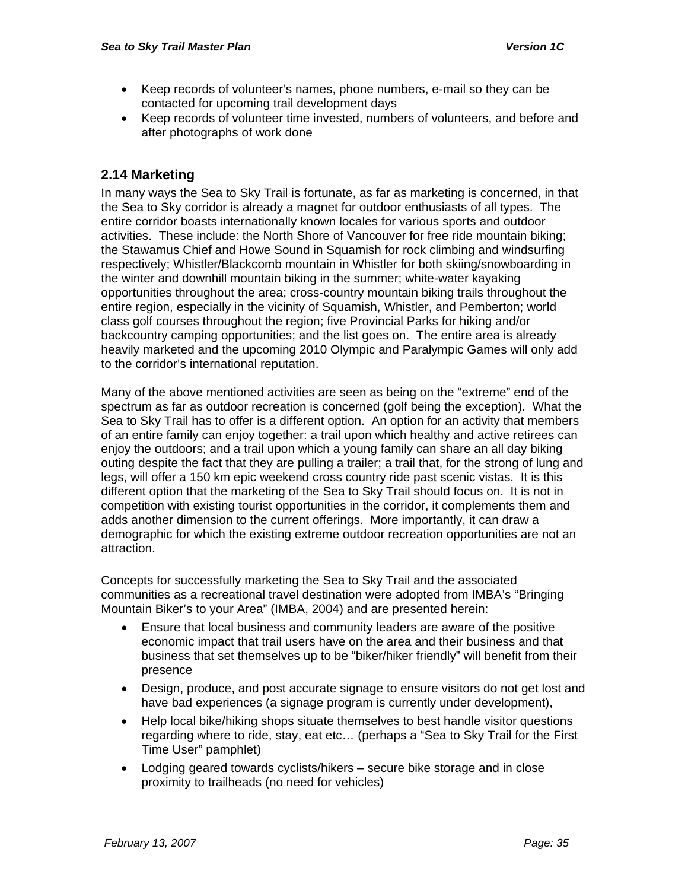- Keep records of volunteer's names, phone numbers, e-mail so they can be contacted for upcoming trail development days
- Keep records of volunteer time invested, numbers of volunteers, and before and after photographs of work done

## 2.14 Marketing

In many ways the Sea to Sky Trail is fortunate, as far as marketing is concerned, in that the Sea to Sky corridor is already a magnet for outdoor enthusiasts of all types. The entire corridor boasts internationally known locales for various sports and outdoor activities. These include: the North Shore of Vancouver for free ride mountain biking; the Stawamus Chief and Howe Sound in Squamish for rock climbing and windsurfing respectively; Whistler/Blackcomb mountain in Whistler for both skiing/snowboarding in the winter and downhill mountain biking in the summer; white-water kayaking opportunities throughout the area; cross-country mountain biking trails throughout the entire region, especially in the vicinity of Squamish, Whistler, and Pemberton; world class golf courses throughout the region; five Provincial Parks for hiking and/or backcountry camping opportunities; and the list goes on. The entire area is already heavily marketed and the upcoming 2010 Olympic and Paralympic Games will only add to the corridor's international reputation.

Many of the above mentioned activities are seen as being on the "extreme" end of the spectrum as far as outdoor recreation is concerned (golf being the exception). What the Sea to Sky Trail has to offer is a different option. An option for an activity that members of an entire family can enjoy together: a trail upon which healthy and active retirees can enjoy the outdoors; and a trail upon which a young family can share an all day biking outing despite the fact that they are pulling a trailer; a trail that, for the strong of lung and legs, will offer a 150 km epic weekend cross country ride past scenic vistas. It is this different option that the marketing of the Sea to Sky Trail should focus on. It is not in competition with existing tourist opportunities in the corridor, it complements them and adds another dimension to the current offerings. More importantly, it can draw a demographic for which the existing extreme outdoor recreation opportunities are not an attraction.

Concepts for successfully marketing the Sea to Sky Trail and the associated communities as a recreational travel destination were adopted from IMBA's "Bringing Mountain Biker's to your Area" (IMBA, 2004) and are presented herein:

- Ensure that local business and community leaders are aware of the positive economic impact that trail users have on the area and their business and that business that set themselves up to be "biker/hiker friendly" will benefit from their presence
- Design, produce, and post accurate signage to ensure visitors do not get lost and have bad experiences (a signage program is currently under development),
- Help local bike/hiking shops situate themselves to best handle visitor questions regarding where to ride, stay, eat etc… (perhaps a "Sea to Sky Trail for the First Time User" pamphlet)
- Lodging geared towards cyclists/hikers – secure bike storage and in close proximity to trailheads (no need for vehicles)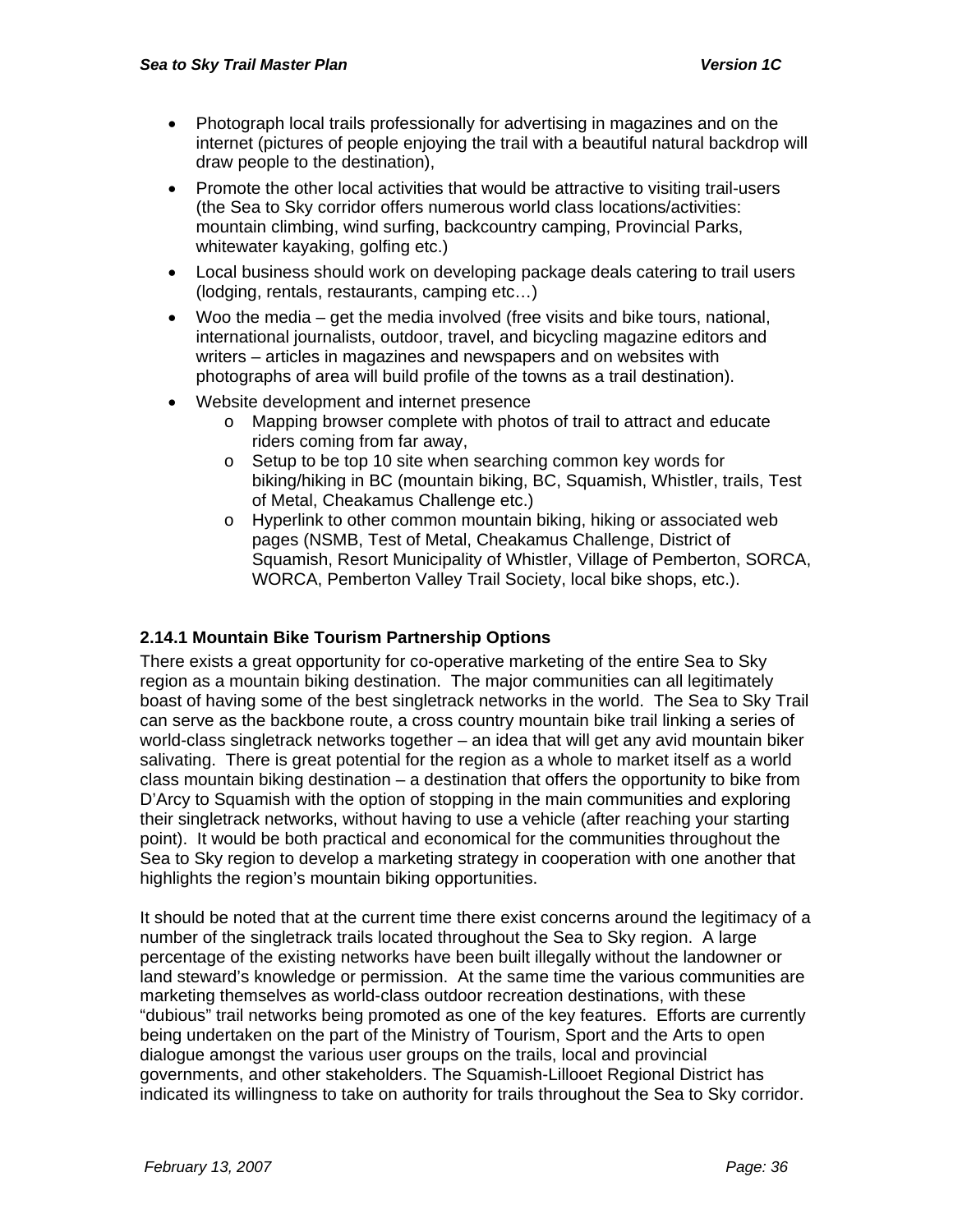- Photograph local trails professionally for advertising in magazines and on the internet (pictures of people enjoying the trail with a beautiful natural backdrop will draw people to the destination),
- Promote the other local activities that would be attractive to visiting trail-users (the Sea to Sky corridor offers numerous world class locations/activities: mountain climbing, wind surfing, backcountry camping, Provincial Parks, whitewater kayaking, golfing etc.)
- Local business should work on developing package deals catering to trail users (lodging, rentals, restaurants, camping etc…)
- Woo the media – get the media involved (free visits and bike tours, national, international journalists, outdoor, travel, and bicycling magazine editors and writers – articles in magazines and newspapers and on websites with photographs of area will build profile of the towns as a trail destination).
- Website development and internet presence
  - Mapping browser complete with photos of trail to attract and educate riders coming from far away,
  - Setup to be top 10 site when searching common key words for biking/hiking in BC (mountain biking, BC, Squamish, Whistler, trails, Test of Metal, Cheakamus Challenge etc.)
  - Hyperlink to other common mountain biking, hiking or associated web pages (NSMB, Test of Metal, Cheakamus Challenge, District of Squamish, Resort Municipality of Whistler, Village of Pemberton, SORCA, WORCA, Pemberton Valley Trail Society, local bike shops, etc.).

### 2.14.1 Mountain Bike Tourism Partnership Options

There exists a great opportunity for co-operative marketing of the entire Sea to Sky region as a mountain biking destination. The major communities can all legitimately boast of having some of the best singletrack networks in the world. The Sea to Sky Trail can serve as the backbone route, a cross country mountain bike trail linking a series of world-class singletrack networks together – an idea that will get any avid mountain biker salivating. There is great potential for the region as a whole to market itself as a world class mountain biking destination – a destination that offers the opportunity to bike from D'Arcy to Squamish with the option of stopping in the main communities and exploring their singletrack networks, without having to use a vehicle (after reaching your starting point). It would be both practical and economical for the communities throughout the Sea to Sky region to develop a marketing strategy in cooperation with one another that highlights the region's mountain biking opportunities.

It should be noted that at the current time there exist concerns around the legitimacy of a number of the singletrack trails located throughout the Sea to Sky region. A large percentage of the existing networks have been built illegally without the landowner or land steward's knowledge or permission. At the same time the various communities are marketing themselves as world-class outdoor recreation destinations, with these "dubious" trail networks being promoted as one of the key features. Efforts are currently being undertaken on the part of the Ministry of Tourism, Sport and the Arts to open dialogue amongst the various user groups on the trails, local and provincial governments, and other stakeholders. The Squamish-Lillooet Regional District has indicated its willingness to take on authority for trails throughout the Sea to Sky corridor.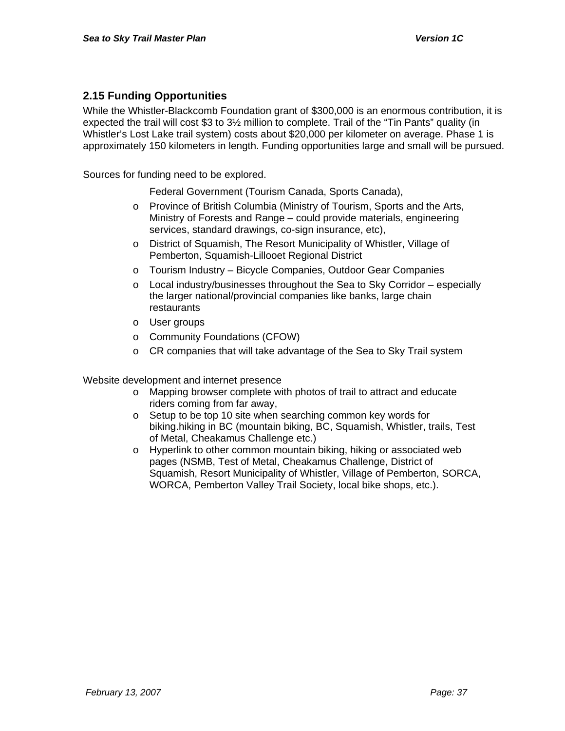## 2.15 Funding Opportunities

While the Whistler-Blackcomb Foundation grant of $300,000 is an enormous contribution, it is expected the trail will cost $3 to 3½ million to complete. Trail of the "Tin Pants" quality (in Whistler's Lost Lake trail system) costs about $20,000 per kilometer on average. Phase 1 is approximately 150 kilometers in length. Funding opportunities large and small will be pursued.

Sources for funding need to be explored.

- Federal Government (Tourism Canada, Sports Canada),
- Province of British Columbia (Ministry of Tourism, Sports and the Arts, Ministry of Forests and Range – could provide materials, engineering services, standard drawings, co-sign insurance, etc),
- District of Squamish, The Resort Municipality of Whistler, Village of Pemberton, Squamish-Lillooet Regional District
- Tourism Industry – Bicycle Companies, Outdoor Gear Companies
- Local industry/businesses throughout the Sea to Sky Corridor – especially the larger national/provincial companies like banks, large chain restaurants
- User groups
- Community Foundations (CFOW)
- CR companies that will take advantage of the Sea to Sky Trail system

Website development and internet presence

- Mapping browser complete with photos of trail to attract and educate riders coming from far away,
- Setup to be top 10 site when searching common key words for biking.hiking in BC (mountain biking, BC, Squamish, Whistler, trails, Test of Metal, Cheakamus Challenge etc.)
- Hyperlink to other common mountain biking, hiking or associated web pages (NSMB, Test of Metal, Cheakamus Challenge, District of Squamish, Resort Municipality of Whistler, Village of Pemberton, SORCA, WORCA, Pemberton Valley Trail Society, local bike shops, etc.).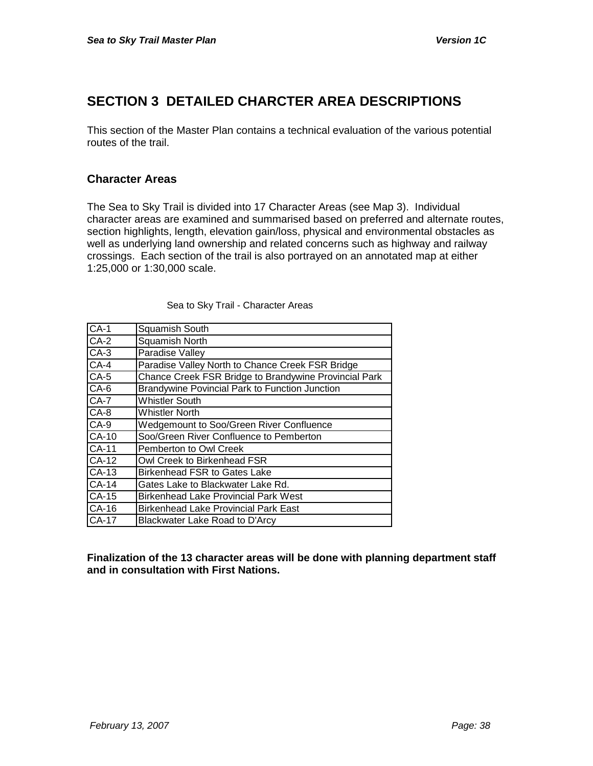# SECTION 3 DETAILED CHARCTER AREA DESCRIPTIONS

This section of the Master Plan contains a technical evaluation of the various potential routes of the trail.

## Character Areas

The Sea to Sky Trail is divided into 17 Character Areas (see Map 3). Individual character areas are examined and summarised based on preferred and alternate routes, section highlights, length, elevation gain/loss, physical and environmental obstacles as well as underlying land ownership and related concerns such as highway and railway crossings. Each section of the trail is also portrayed on an annotated map at either 1:25,000 or 1:30,000 scale.

Sea to Sky Trail - Character Areas

| | |
|---|---|
| CA-1 | Squamish South |
| CA-2 | Squamish North |
| CA-3 | Paradise Valley |
| CA-4 | Paradise Valley North to Chance Creek FSR Bridge |
| CA-5 | Chance Creek FSR Bridge to Brandywine Provincial Park |
| CA-6 | Brandywine Povincial Park to Function Junction |
| CA-7 | Whistler South |
| CA-8 | Whistler North |
| CA-9 | Wedgemount to Soo/Green River Confluence |
| CA-10 | Soo/Green River Confluence to Pemberton |
| CA-11 | Pemberton to Owl Creek |
| CA-12 | Owl Creek to Birkenhead FSR |
| CA-13 | Birkenhead FSR to Gates Lake |
| CA-14 | Gates Lake to Blackwater Lake Rd. |
| CA-15 | Birkenhead Lake Provincial Park West |
| CA-16 | Birkenhead Lake Provincial Park East |
| CA-17 | Blackwater Lake Road to D'Arcy |

**Finalization of the 13 character areas will be done with planning department staff and in consultation with First Nations.**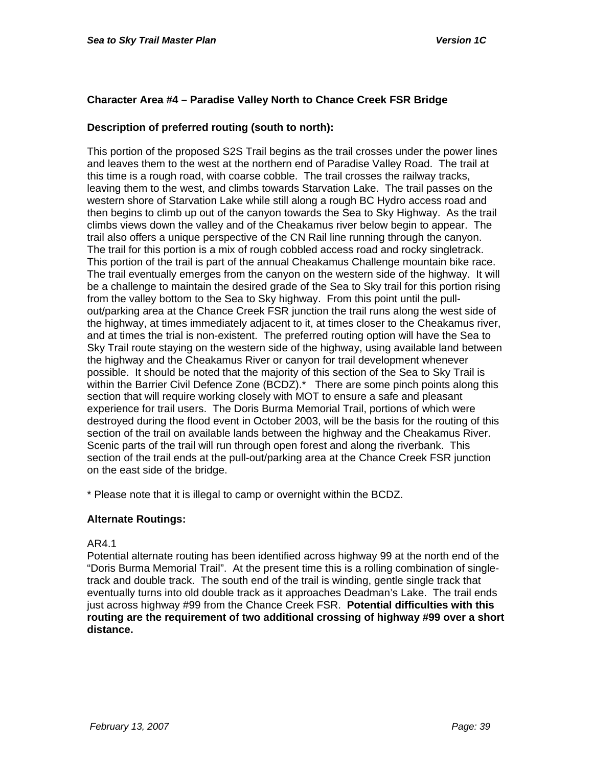### Character Area #4 – Paradise Valley North to Chance Creek FSR Bridge

**Description of preferred routing (south to north):**

This portion of the proposed S2S Trail begins as the trail crosses under the power lines and leaves them to the west at the northern end of Paradise Valley Road. The trail at this time is a rough road, with coarse cobble. The trail crosses the railway tracks, leaving them to the west, and climbs towards Starvation Lake. The trail passes on the western shore of Starvation Lake while still along a rough BC Hydro access road and then begins to climb up out of the canyon towards the Sea to Sky Highway. As the trail climbs views down the valley and of the Cheakamus river below begin to appear. The trail also offers a unique perspective of the CN Rail line running through the canyon. The trail for this portion is a mix of rough cobbled access road and rocky singletrack. This portion of the trail is part of the annual Cheakamus Challenge mountain bike race. The trail eventually emerges from the canyon on the western side of the highway. It will be a challenge to maintain the desired grade of the Sea to Sky trail for this portion rising from the valley bottom to the Sea to Sky highway. From this point until the pull-out/parking area at the Chance Creek FSR junction the trail runs along the west side of the highway, at times immediately adjacent to it, at times closer to the Cheakamus river, and at times the trial is non-existent. The preferred routing option will have the Sea to Sky Trail route staying on the western side of the highway, using available land between the highway and the Cheakamus River or canyon for trail development whenever possible. It should be noted that the majority of this section of the Sea to Sky Trail is within the Barrier Civil Defence Zone (BCDZ).* There are some pinch points along this section that will require working closely with MOT to ensure a safe and pleasant experience for trail users. The Doris Burma Memorial Trail, portions of which were destroyed during the flood event in October 2003, will be the basis for the routing of this section of the trail on available lands between the highway and the Cheakamus River. Scenic parts of the trail will run through open forest and along the riverbank. This section of the trail ends at the pull-out/parking area at the Chance Creek FSR junction on the east side of the bridge.

* Please note that it is illegal to camp or overnight within the BCDZ.

**Alternate Routings:**

AR4.1
Potential alternate routing has been identified across highway 99 at the north end of the "Doris Burma Memorial Trail". At the present time this is a rolling combination of single-track and double track. The south end of the trail is winding, gentle single track that eventually turns into old double track as it approaches Deadman's Lake. The trail ends just across highway #99 from the Chance Creek FSR. **Potential difficulties with this routing are the requirement of two additional crossing of highway #99 over a short distance.**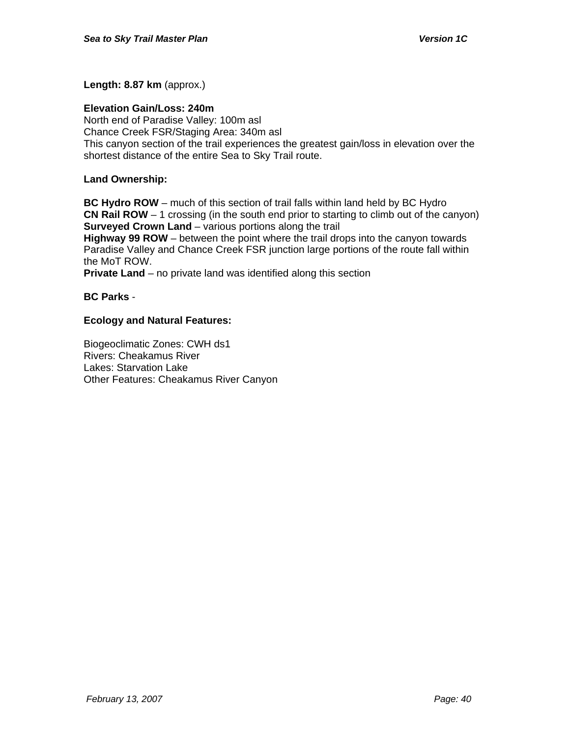**Length: 8.87 km** (approx.)

**Elevation Gain/Loss: 240m**
North end of Paradise Valley: 100m asl
Chance Creek FSR/Staging Area: 340m asl
This canyon section of the trail experiences the greatest gain/loss in elevation over the shortest distance of the entire Sea to Sky Trail route.

**Land Ownership:**

**BC Hydro ROW** – much of this section of trail falls within land held by BC Hydro
**CN Rail ROW** – 1 crossing (in the south end prior to starting to climb out of the canyon)
**Surveyed Crown Land** – various portions along the trail
**Highway 99 ROW** – between the point where the trail drops into the canyon towards Paradise Valley and Chance Creek FSR junction large portions of the route fall within the MoT ROW.
**Private Land** – no private land was identified along this section

**BC Parks** -

**Ecology and Natural Features:**

Biogeoclimatic Zones: CWH ds1
Rivers: Cheakamus River
Lakes: Starvation Lake
Other Features: Cheakamus River Canyon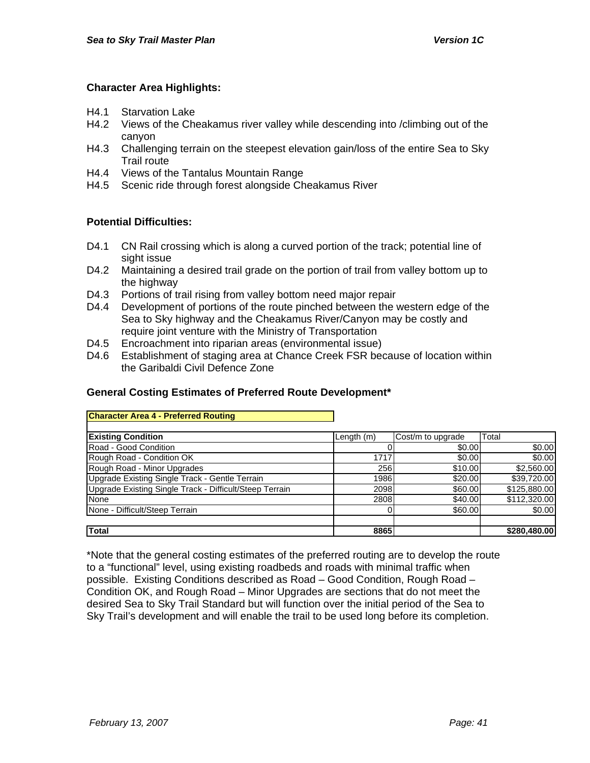### Character Area Highlights:

- H4.1 Starvation Lake
- H4.2 Views of the Cheakamus river valley while descending into /climbing out of the canyon
- H4.3 Challenging terrain on the steepest elevation gain/loss of the entire Sea to Sky Trail route
- H4.4 Views of the Tantalus Mountain Range
- H4.5 Scenic ride through forest alongside Cheakamus River

### Potential Difficulties:

- D4.1 CN Rail crossing which is along a curved portion of the track; potential line of sight issue
- D4.2 Maintaining a desired trail grade on the portion of trail from valley bottom up to the highway
- D4.3 Portions of trail rising from valley bottom need major repair
- D4.4 Development of portions of the route pinched between the western edge of the Sea to Sky highway and the Cheakamus River/Canyon may be costly and require joint venture with the Ministry of Transportation
- D4.5 Encroachment into riparian areas (environmental issue)
- D4.6 Establishment of staging area at Chance Creek FSR because of location within the Garibaldi Civil Defence Zone

### General Costing Estimates of Preferred Route Development*

**Character Area 4 - Preferred Routing**

| Existing Condition | Length (m) | Cost/m to upgrade | Total |
|---|---|---|---|
| Road - Good Condition | 0 | $0.00 | $0.00 |
| Rough Road - Condition OK | 1717 | $0.00 | $0.00 |
| Rough Road - Minor Upgrades | 256 | $10.00 | $2,560.00 |
| Upgrade Existing Single Track - Gentle Terrain | 1986 | $20.00 | $39,720.00 |
| Upgrade Existing Single Track - Difficult/Steep Terrain | 2098 | $60.00 | $125,880.00 |
| None | 2808 | $40.00 | $112,320.00 |
| None - Difficult/Steep Terrain | 0 | $60.00 | $0.00 |
| | | | |
| **Total** | **8865** | | **$280,480.00** |

*Note that the general costing estimates of the preferred routing are to develop the route to a "functional" level, using existing roadbeds and roads with minimal traffic when possible. Existing Conditions described as Road – Good Condition, Rough Road – Condition OK, and Rough Road – Minor Upgrades are sections that do not meet the desired Sea to Sky Trail Standard but will function over the initial period of the Sea to Sky Trail's development and will enable the trail to be used long before its completion.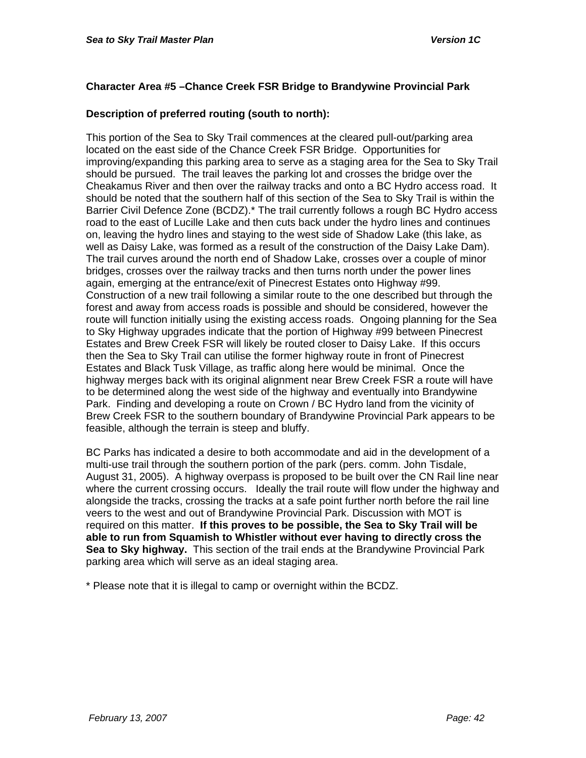**Character Area #5 –Chance Creek FSR Bridge to Brandywine Provincial Park**

**Description of preferred routing (south to north):**

This portion of the Sea to Sky Trail commences at the cleared pull-out/parking area located on the east side of the Chance Creek FSR Bridge. Opportunities for improving/expanding this parking area to serve as a staging area for the Sea to Sky Trail should be pursued. The trail leaves the parking lot and crosses the bridge over the Cheakamus River and then over the railway tracks and onto a BC Hydro access road. It should be noted that the southern half of this section of the Sea to Sky Trail is within the Barrier Civil Defence Zone (BCDZ).* The trail currently follows a rough BC Hydro access road to the east of Lucille Lake and then cuts back under the hydro lines and continues on, leaving the hydro lines and staying to the west side of Shadow Lake (this lake, as well as Daisy Lake, was formed as a result of the construction of the Daisy Lake Dam). The trail curves around the north end of Shadow Lake, crosses over a couple of minor bridges, crosses over the railway tracks and then turns north under the power lines again, emerging at the entrance/exit of Pinecrest Estates onto Highway #99. Construction of a new trail following a similar route to the one described but through the forest and away from access roads is possible and should be considered, however the route will function initially using the existing access roads. Ongoing planning for the Sea to Sky Highway upgrades indicate that the portion of Highway #99 between Pinecrest Estates and Brew Creek FSR will likely be routed closer to Daisy Lake. If this occurs then the Sea to Sky Trail can utilise the former highway route in front of Pinecrest Estates and Black Tusk Village, as traffic along here would be minimal. Once the highway merges back with its original alignment near Brew Creek FSR a route will have to be determined along the west side of the highway and eventually into Brandywine Park. Finding and developing a route on Crown / BC Hydro land from the vicinity of Brew Creek FSR to the southern boundary of Brandywine Provincial Park appears to be feasible, although the terrain is steep and bluffy.

BC Parks has indicated a desire to both accommodate and aid in the development of a multi-use trail through the southern portion of the park (pers. comm. John Tisdale, August 31, 2005). A highway overpass is proposed to be built over the CN Rail line near where the current crossing occurs. Ideally the trail route will flow under the highway and alongside the tracks, crossing the tracks at a safe point further north before the rail line veers to the west and out of Brandywine Provincial Park. Discussion with MOT is required on this matter. **If this proves to be possible, the Sea to Sky Trail will be able to run from Squamish to Whistler without ever having to directly cross the Sea to Sky highway.** This section of the trail ends at the Brandywine Provincial Park parking area which will serve as an ideal staging area.

* Please note that it is illegal to camp or overnight within the BCDZ.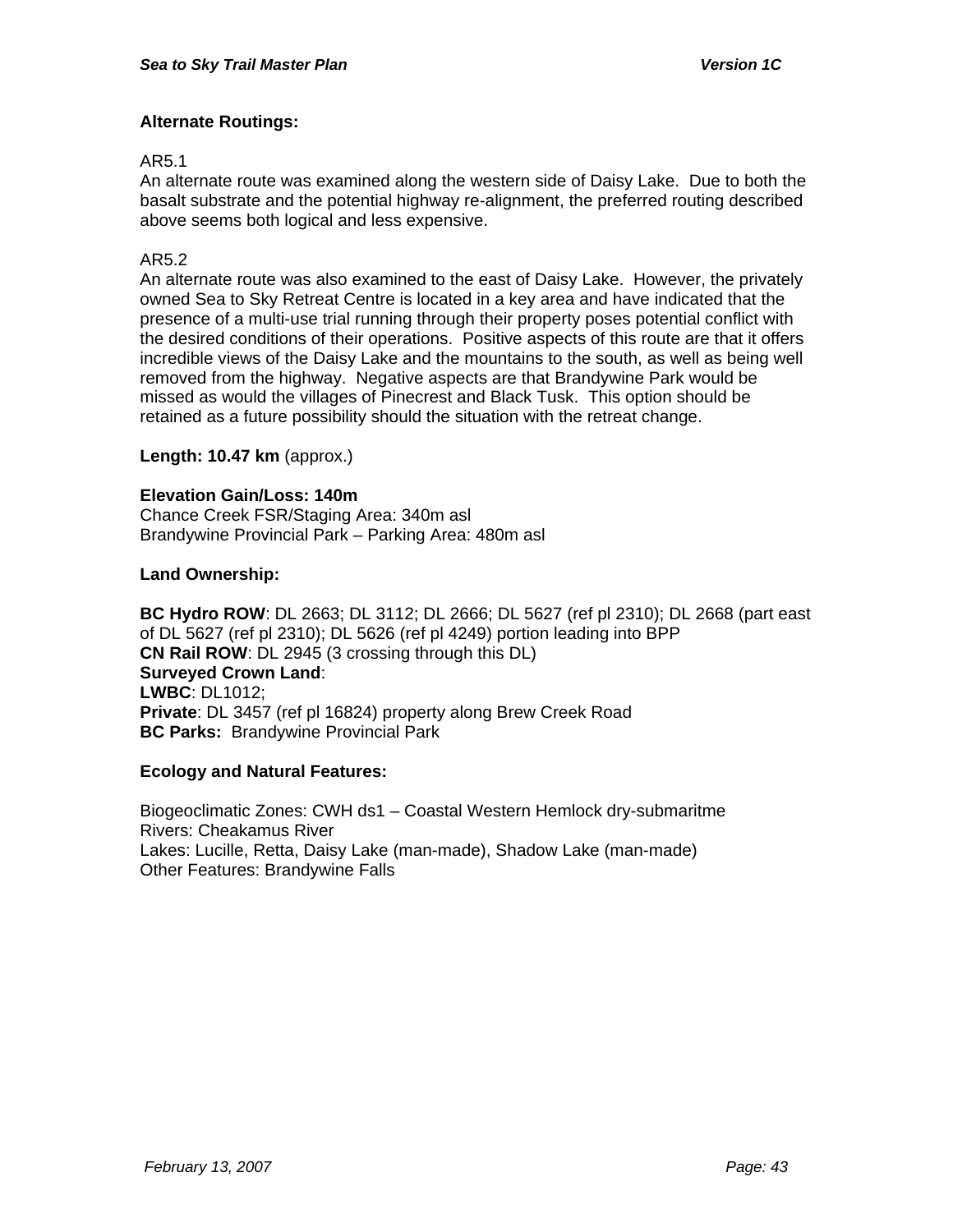**Alternate Routings:**

AR5.1
An alternate route was examined along the western side of Daisy Lake. Due to both the basalt substrate and the potential highway re-alignment, the preferred routing described above seems both logical and less expensive.

AR5.2
An alternate route was also examined to the east of Daisy Lake. However, the privately owned Sea to Sky Retreat Centre is located in a key area and have indicated that the presence of a multi-use trial running through their property poses potential conflict with the desired conditions of their operations. Positive aspects of this route are that it offers incredible views of the Daisy Lake and the mountains to the south, as well as being well removed from the highway. Negative aspects are that Brandywine Park would be missed as would the villages of Pinecrest and Black Tusk. This option should be retained as a future possibility should the situation with the retreat change.

**Length: 10.47 km** (approx.)

**Elevation Gain/Loss: 140m**
Chance Creek FSR/Staging Area: 340m asl
Brandywine Provincial Park – Parking Area: 480m asl

**Land Ownership:**

**BC Hydro ROW**: DL 2663; DL 3112; DL 2666; DL 5627 (ref pl 2310); DL 2668 (part east of DL 5627 (ref pl 2310); DL 5626 (ref pl 4249) portion leading into BPP
**CN Rail ROW**: DL 2945 (3 crossing through this DL)
**Surveyed Crown Land**:
**LWBC**: DL1012;
**Private**: DL 3457 (ref pl 16824) property along Brew Creek Road
**BC Parks:** Brandywine Provincial Park

**Ecology and Natural Features:**

Biogeoclimatic Zones: CWH ds1 – Coastal Western Hemlock dry-submaritme
Rivers: Cheakamus River
Lakes: Lucille, Retta, Daisy Lake (man-made), Shadow Lake (man-made)
Other Features: Brandywine Falls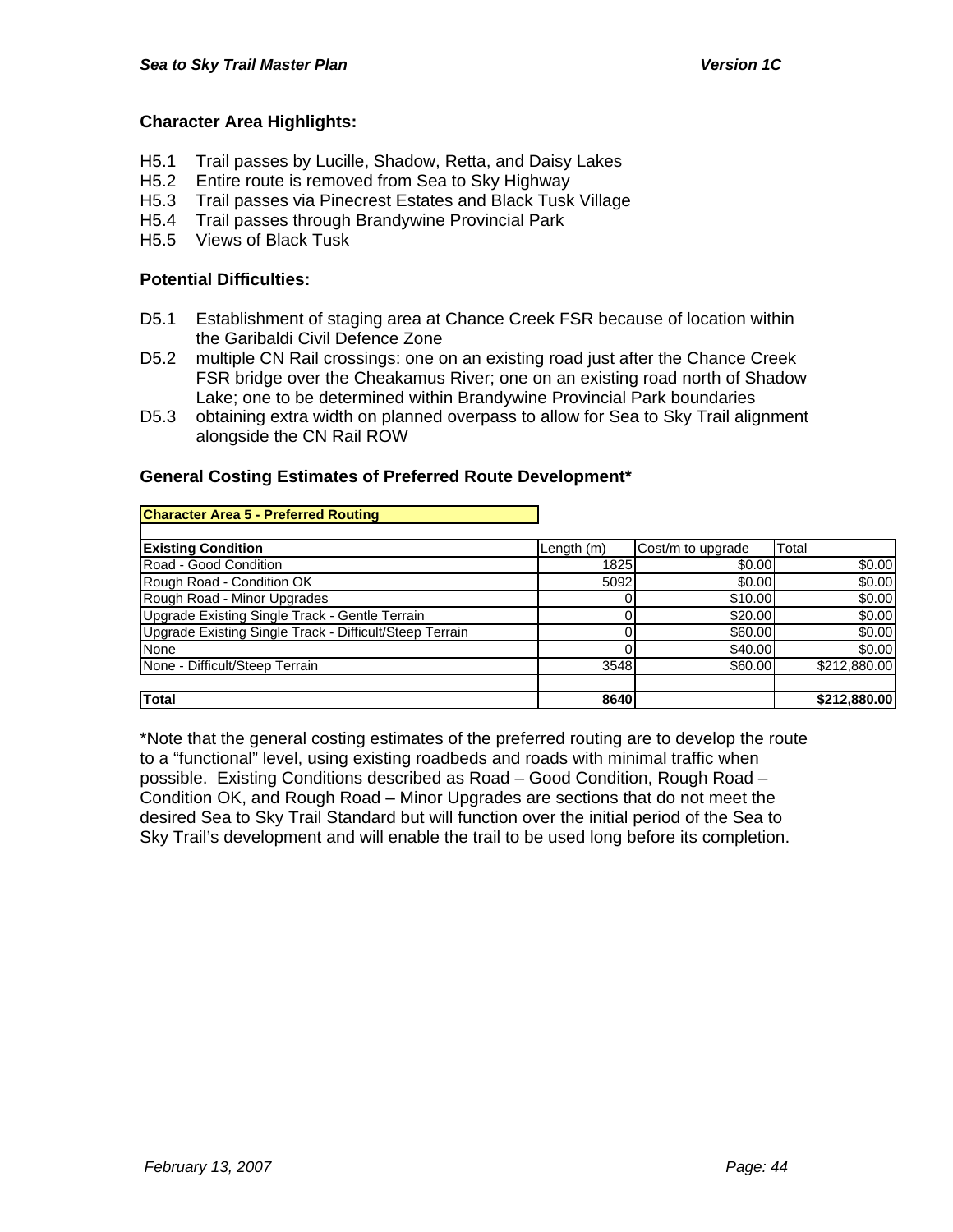### Character Area Highlights:

- H5.1 Trail passes by Lucille, Shadow, Retta, and Daisy Lakes
- H5.2 Entire route is removed from Sea to Sky Highway
- H5.3 Trail passes via Pinecrest Estates and Black Tusk Village
- H5.4 Trail passes through Brandywine Provincial Park
- H5.5 Views of Black Tusk

### Potential Difficulties:

- D5.1 Establishment of staging area at Chance Creek FSR because of location within the Garibaldi Civil Defence Zone
- D5.2 multiple CN Rail crossings: one on an existing road just after the Chance Creek FSR bridge over the Cheakamus River; one on an existing road north of Shadow Lake; one to be determined within Brandywine Provincial Park boundaries
- D5.3 obtaining extra width on planned overpass to allow for Sea to Sky Trail alignment alongside the CN Rail ROW

### General Costing Estimates of Preferred Route Development*

**Character Area 5 - Preferred Routing**

| Existing Condition | Length (m) | Cost/m to upgrade | Total |
|---|---|---|---|
| Road - Good Condition | 1825 | $0.00 | $0.00 |
| Rough Road - Condition OK | 5092 | $0.00 | $0.00 |
| Rough Road - Minor Upgrades | 0 | $10.00 | $0.00 |
| Upgrade Existing Single Track - Gentle Terrain | 0 | $20.00 | $0.00 |
| Upgrade Existing Single Track - Difficult/Steep Terrain | 0 | $60.00 | $0.00 |
| None | 0 | $40.00 | $0.00 |
| None - Difficult/Steep Terrain | 3548 | $60.00 | $212,880.00 |
| | | | |
| **Total** | **8640** | | **$212,880.00** |

*Note that the general costing estimates of the preferred routing are to develop the route to a "functional" level, using existing roadbeds and roads with minimal traffic when possible. Existing Conditions described as Road – Good Condition, Rough Road – Condition OK, and Rough Road – Minor Upgrades are sections that do not meet the desired Sea to Sky Trail Standard but will function over the initial period of the Sea to Sky Trail's development and will enable the trail to be used long before its completion.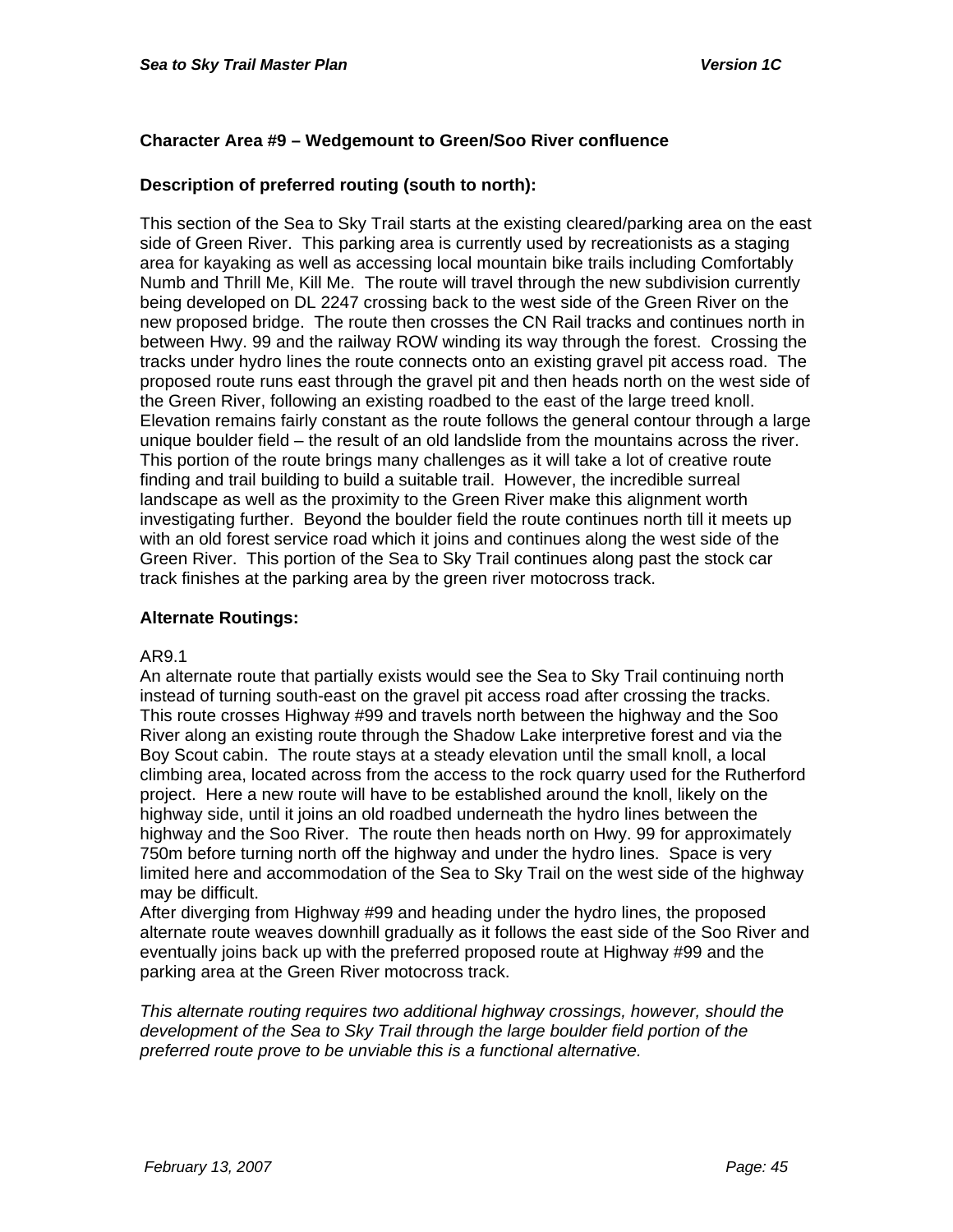**Character Area #9 – Wedgemount to Green/Soo River confluence**

**Description of preferred routing (south to north):**

This section of the Sea to Sky Trail starts at the existing cleared/parking area on the east side of Green River. This parking area is currently used by recreationists as a staging area for kayaking as well as accessing local mountain bike trails including Comfortably Numb and Thrill Me, Kill Me. The route will travel through the new subdivision currently being developed on DL 2247 crossing back to the west side of the Green River on the new proposed bridge. The route then crosses the CN Rail tracks and continues north in between Hwy. 99 and the railway ROW winding its way through the forest. Crossing the tracks under hydro lines the route connects onto an existing gravel pit access road. The proposed route runs east through the gravel pit and then heads north on the west side of the Green River, following an existing roadbed to the east of the large treed knoll. Elevation remains fairly constant as the route follows the general contour through a large unique boulder field – the result of an old landslide from the mountains across the river. This portion of the route brings many challenges as it will take a lot of creative route finding and trail building to build a suitable trail. However, the incredible surreal landscape as well as the proximity to the Green River make this alignment worth investigating further. Beyond the boulder field the route continues north till it meets up with an old forest service road which it joins and continues along the west side of the Green River. This portion of the Sea to Sky Trail continues along past the stock car track finishes at the parking area by the green river motocross track.

**Alternate Routings:**

AR9.1
An alternate route that partially exists would see the Sea to Sky Trail continuing north instead of turning south-east on the gravel pit access road after crossing the tracks. This route crosses Highway #99 and travels north between the highway and the Soo River along an existing route through the Shadow Lake interpretive forest and via the Boy Scout cabin. The route stays at a steady elevation until the small knoll, a local climbing area, located across from the access to the rock quarry used for the Rutherford project. Here a new route will have to be established around the knoll, likely on the highway side, until it joins an old roadbed underneath the hydro lines between the highway and the Soo River. The route then heads north on Hwy. 99 for approximately 750m before turning north off the highway and under the hydro lines. Space is very limited here and accommodation of the Sea to Sky Trail on the west side of the highway may be difficult.
After diverging from Highway #99 and heading under the hydro lines, the proposed alternate route weaves downhill gradually as it follows the east side of the Soo River and eventually joins back up with the preferred proposed route at Highway #99 and the parking area at the Green River motocross track.

*This alternate routing requires two additional highway crossings, however, should the development of the Sea to Sky Trail through the large boulder field portion of the preferred route prove to be unviable this is a functional alternative.*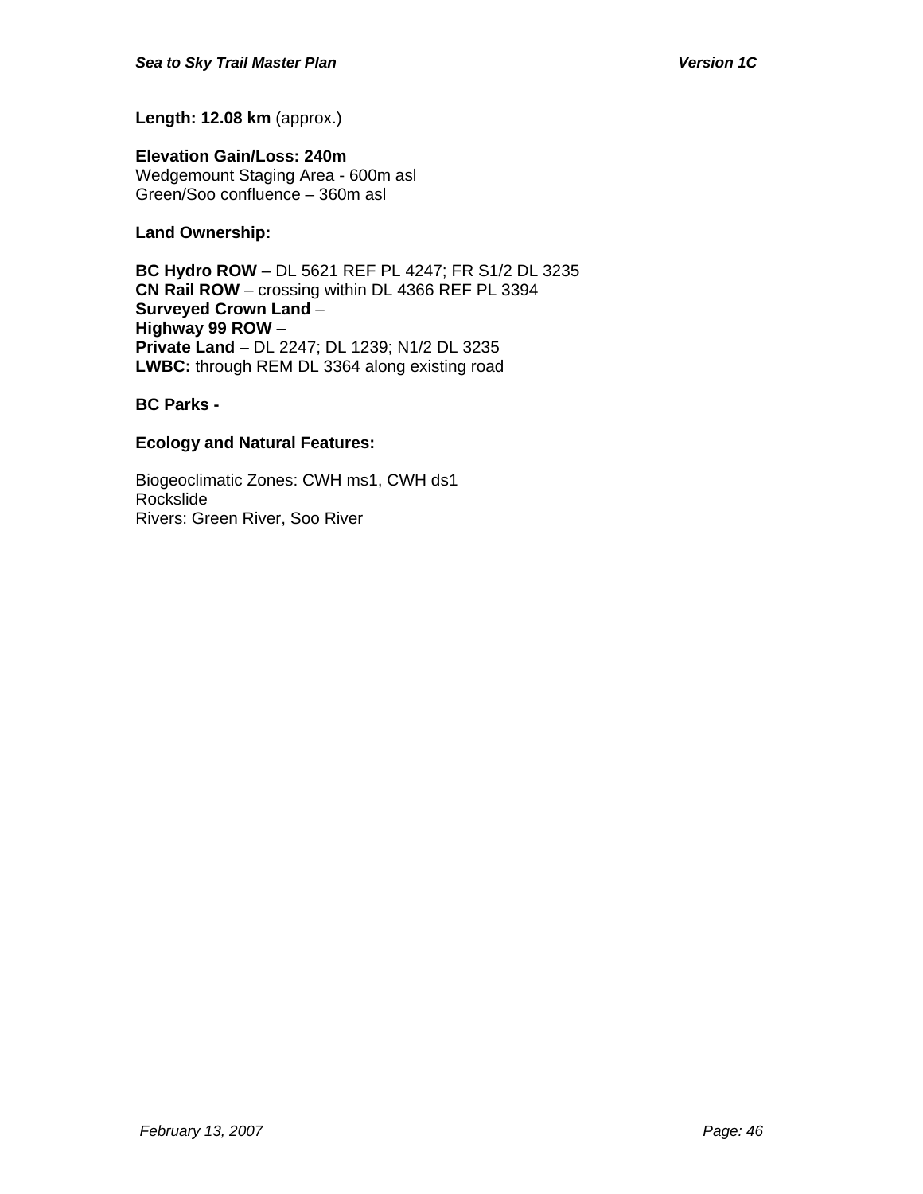**Length: 12.08 km** (approx.)

**Elevation Gain/Loss: 240m**
Wedgemount Staging Area - 600m asl
Green/Soo confluence – 360m asl

**Land Ownership:**

**BC Hydro ROW** – DL 5621 REF PL 4247; FR S1/2 DL 3235
**CN Rail ROW** – crossing within DL 4366 REF PL 3394
**Surveyed Crown Land** –
**Highway 99 ROW** –
**Private Land** – DL 2247; DL 1239; N1/2 DL 3235
**LWBC:** through REM DL 3364 along existing road

**BC Parks -**

**Ecology and Natural Features:**

Biogeoclimatic Zones: CWH ms1, CWH ds1
Rockslide
Rivers: Green River, Soo River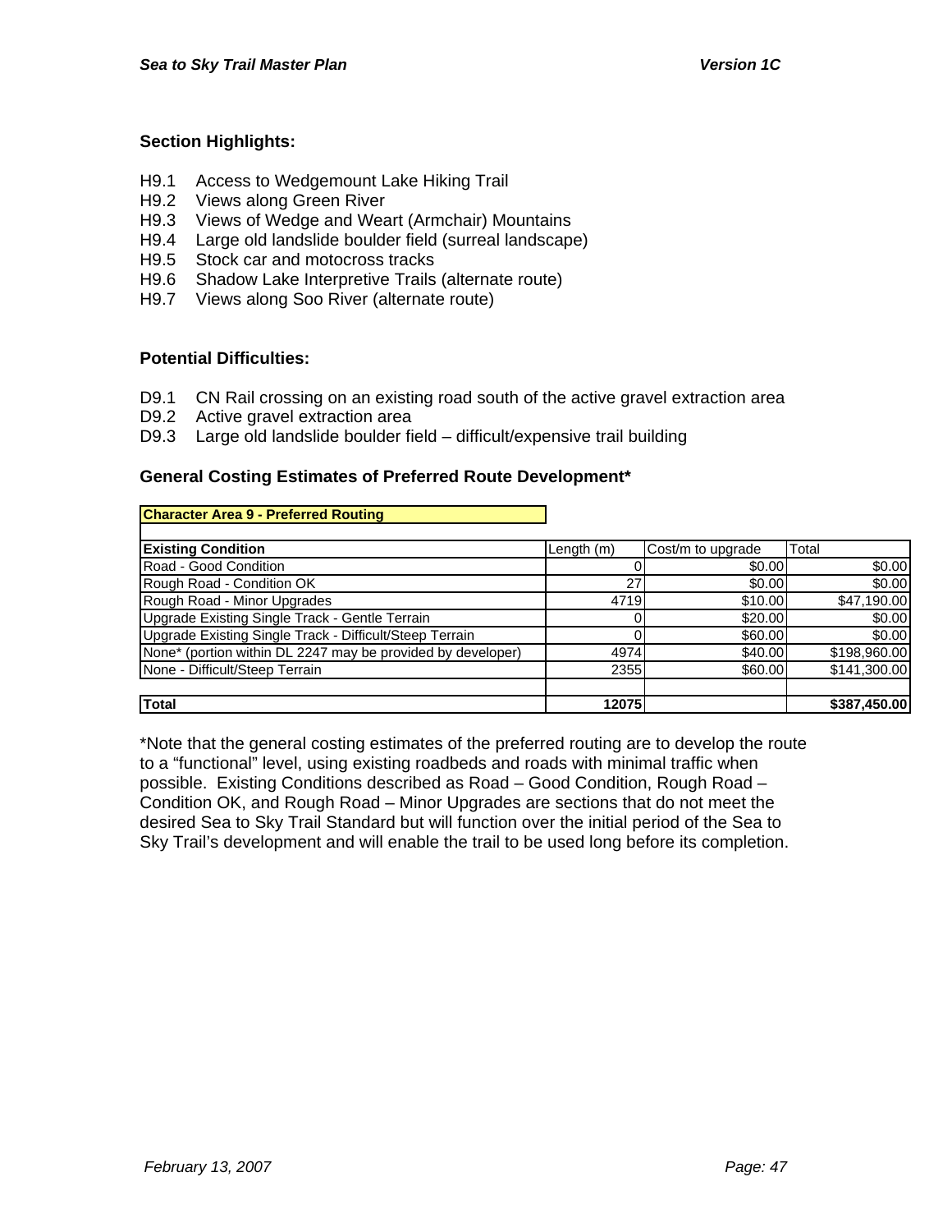### Section Highlights:

- H9.1 Access to Wedgemount Lake Hiking Trail
- H9.2 Views along Green River
- H9.3 Views of Wedge and Weart (Armchair) Mountains
- H9.4 Large old landslide boulder field (surreal landscape)
- H9.5 Stock car and motocross tracks
- H9.6 Shadow Lake Interpretive Trails (alternate route)
- H9.7 Views along Soo River (alternate route)

### Potential Difficulties:

- D9.1 CN Rail crossing on an existing road south of the active gravel extraction area
- D9.2 Active gravel extraction area
- D9.3 Large old landslide boulder field – difficult/expensive trail building

### General Costing Estimates of Preferred Route Development*

**Character Area 9 - Preferred Routing**

| **Existing Condition** | Length (m) | Cost/m to upgrade | Total |
|---|---|---|---|
| Road - Good Condition | 0 | $0.00 | $0.00 |
| Rough Road - Condition OK | 27 | $0.00 | $0.00 |
| Rough Road - Minor Upgrades | 4719 | $10.00 | $47,190.00 |
| Upgrade Existing Single Track - Gentle Terrain | 0 | $20.00 | $0.00 |
| Upgrade Existing Single Track - Difficult/Steep Terrain | 0 | $60.00 | $0.00 |
| None* (portion within DL 2247 may be provided by developer) | 4974 | $40.00 | $198,960.00 |
| None - Difficult/Steep Terrain | 2355 | $60.00 | $141,300.00 |
| | | | |
| **Total** | **12075** | | **$387,450.00** |

*Note that the general costing estimates of the preferred routing are to develop the route to a "functional" level, using existing roadbeds and roads with minimal traffic when possible. Existing Conditions described as Road – Good Condition, Rough Road – Condition OK, and Rough Road – Minor Upgrades are sections that do not meet the desired Sea to Sky Trail Standard but will function over the initial period of the Sea to Sky Trail's development and will enable the trail to be used long before its completion.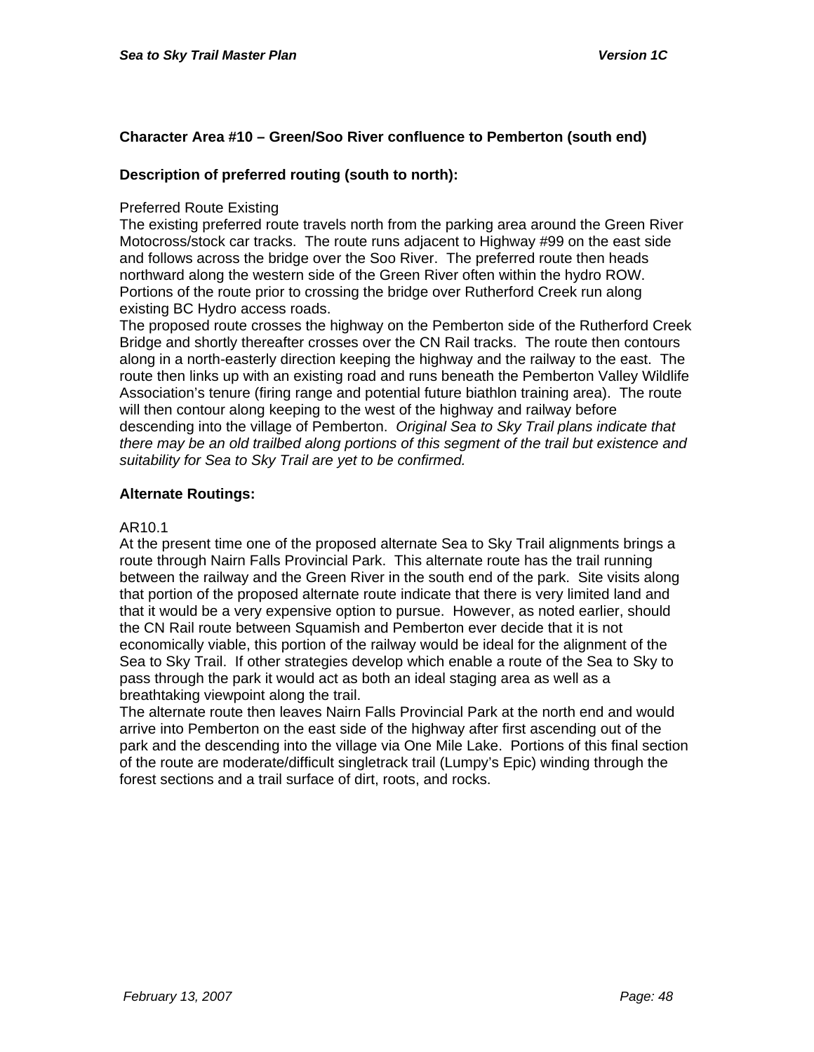**Character Area #10 – Green/Soo River confluence to Pemberton (south end)**

**Description of preferred routing (south to north):**

Preferred Route Existing
The existing preferred route travels north from the parking area around the Green River Motocross/stock car tracks. The route runs adjacent to Highway #99 on the east side and follows across the bridge over the Soo River. The preferred route then heads northward along the western side of the Green River often within the hydro ROW. Portions of the route prior to crossing the bridge over Rutherford Creek run along existing BC Hydro access roads.
The proposed route crosses the highway on the Pemberton side of the Rutherford Creek Bridge and shortly thereafter crosses over the CN Rail tracks. The route then contours along in a north-easterly direction keeping the highway and the railway to the east. The route then links up with an existing road and runs beneath the Pemberton Valley Wildlife Association's tenure (firing range and potential future biathlon training area). The route will then contour along keeping to the west of the highway and railway before descending into the village of Pemberton. *Original Sea to Sky Trail plans indicate that there may be an old trailbed along portions of this segment of the trail but existence and suitability for Sea to Sky Trail are yet to be confirmed.*

**Alternate Routings:**

AR10.1
At the present time one of the proposed alternate Sea to Sky Trail alignments brings a route through Nairn Falls Provincial Park. This alternate route has the trail running between the railway and the Green River in the south end of the park. Site visits along that portion of the proposed alternate route indicate that there is very limited land and that it would be a very expensive option to pursue. However, as noted earlier, should the CN Rail route between Squamish and Pemberton ever decide that it is not economically viable, this portion of the railway would be ideal for the alignment of the Sea to Sky Trail. If other strategies develop which enable a route of the Sea to Sky to pass through the park it would act as both an ideal staging area as well as a breathtaking viewpoint along the trail.
The alternate route then leaves Nairn Falls Provincial Park at the north end and would arrive into Pemberton on the east side of the highway after first ascending out of the park and the descending into the village via One Mile Lake. Portions of this final section of the route are moderate/difficult singletrack trail (Lumpy's Epic) winding through the forest sections and a trail surface of dirt, roots, and rocks.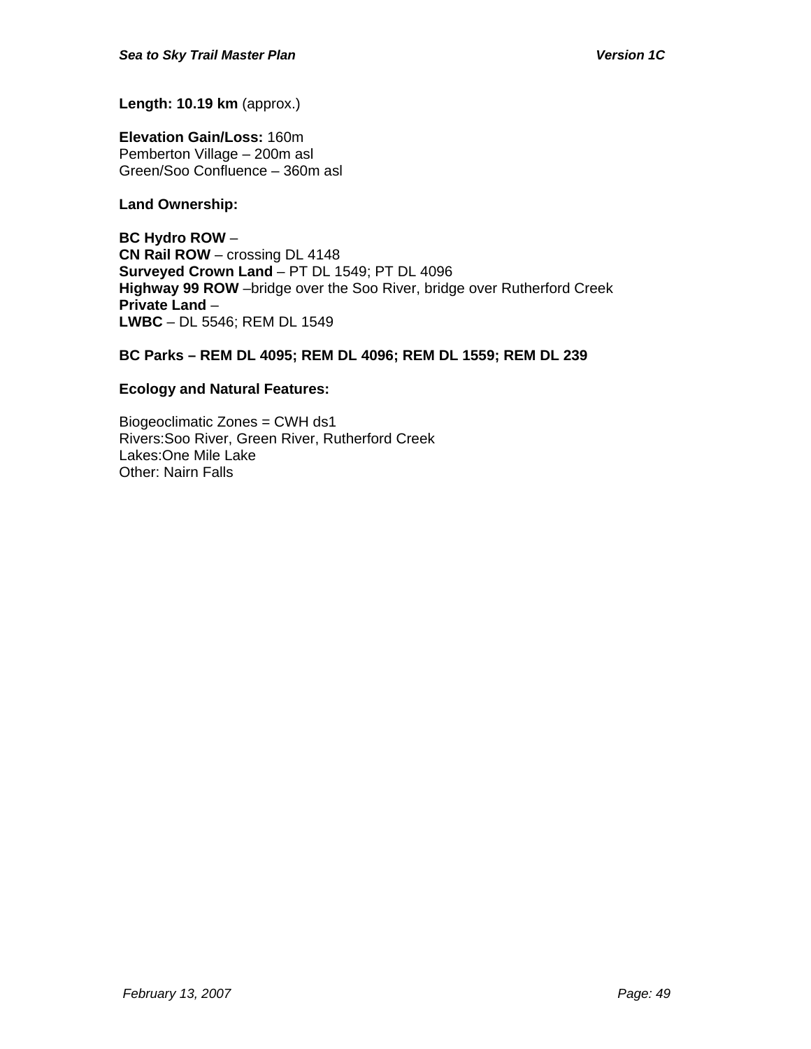**Length: 10.19 km** (approx.)

**Elevation Gain/Loss:** 160m
Pemberton Village – 200m asl
Green/Soo Confluence – 360m asl

**Land Ownership:**

**BC Hydro ROW** –
**CN Rail ROW** – crossing DL 4148
**Surveyed Crown Land** – PT DL 1549; PT DL 4096
**Highway 99 ROW** –bridge over the Soo River, bridge over Rutherford Creek
**Private Land** –
**LWBC** – DL 5546; REM DL 1549

**BC Parks – REM DL 4095; REM DL 4096; REM DL 1559; REM DL 239**

**Ecology and Natural Features:**

Biogeoclimatic Zones = CWH ds1
Rivers:Soo River, Green River, Rutherford Creek
Lakes:One Mile Lake
Other: Nairn Falls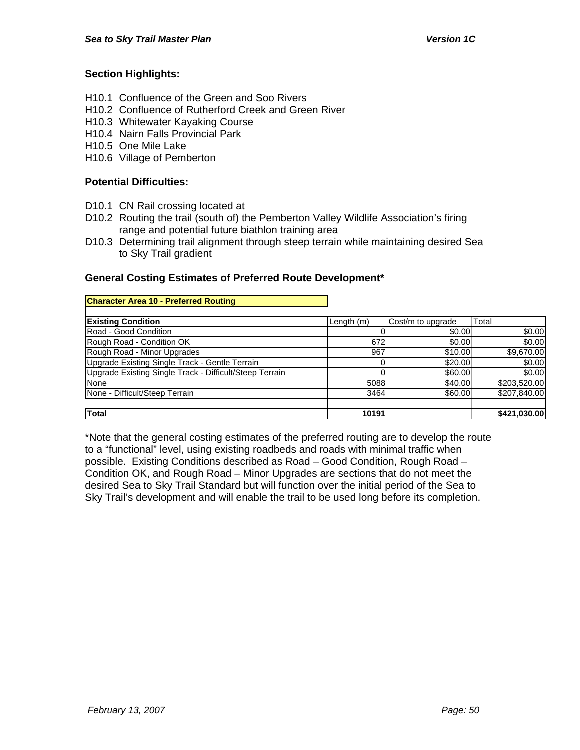**Section Highlights:**

- H10.1 Confluence of the Green and Soo Rivers
- H10.2 Confluence of Rutherford Creek and Green River
- H10.3 Whitewater Kayaking Course
- H10.4 Nairn Falls Provincial Park
- H10.5 One Mile Lake
- H10.6 Village of Pemberton

**Potential Difficulties:**

- D10.1 CN Rail crossing located at
- D10.2 Routing the trail (south of) the Pemberton Valley Wildlife Association's firing range and potential future biathlon training area
- D10.3 Determining trail alignment through steep terrain while maintaining desired Sea to Sky Trail gradient

**General Costing Estimates of Preferred Route Development***

**Character Area 10 - Preferred Routing**

| **Existing Condition** | Length (m) | Cost/m to upgrade | Total |
|---|---|---|---|
| Road - Good Condition | 0 | $0.00 | $0.00 |
| Rough Road - Condition OK | 672 | $0.00 | $0.00 |
| Rough Road - Minor Upgrades | 967 | $10.00 | $9,670.00 |
| Upgrade Existing Single Track - Gentle Terrain | 0 | $20.00 | $0.00 |
| Upgrade Existing Single Track - Difficult/Steep Terrain | 0 | $60.00 | $0.00 |
| None | 5088 | $40.00 | $203,520.00 |
| None - Difficult/Steep Terrain | 3464 | $60.00 | $207,840.00 |
| | | | |
| **Total** | **10191** | | **$421,030.00** |

*Note that the general costing estimates of the preferred routing are to develop the route to a "functional" level, using existing roadbeds and roads with minimal traffic when possible. Existing Conditions described as Road – Good Condition, Rough Road – Condition OK, and Rough Road – Minor Upgrades are sections that do not meet the desired Sea to Sky Trail Standard but will function over the initial period of the Sea to Sky Trail's development and will enable the trail to be used long before its completion.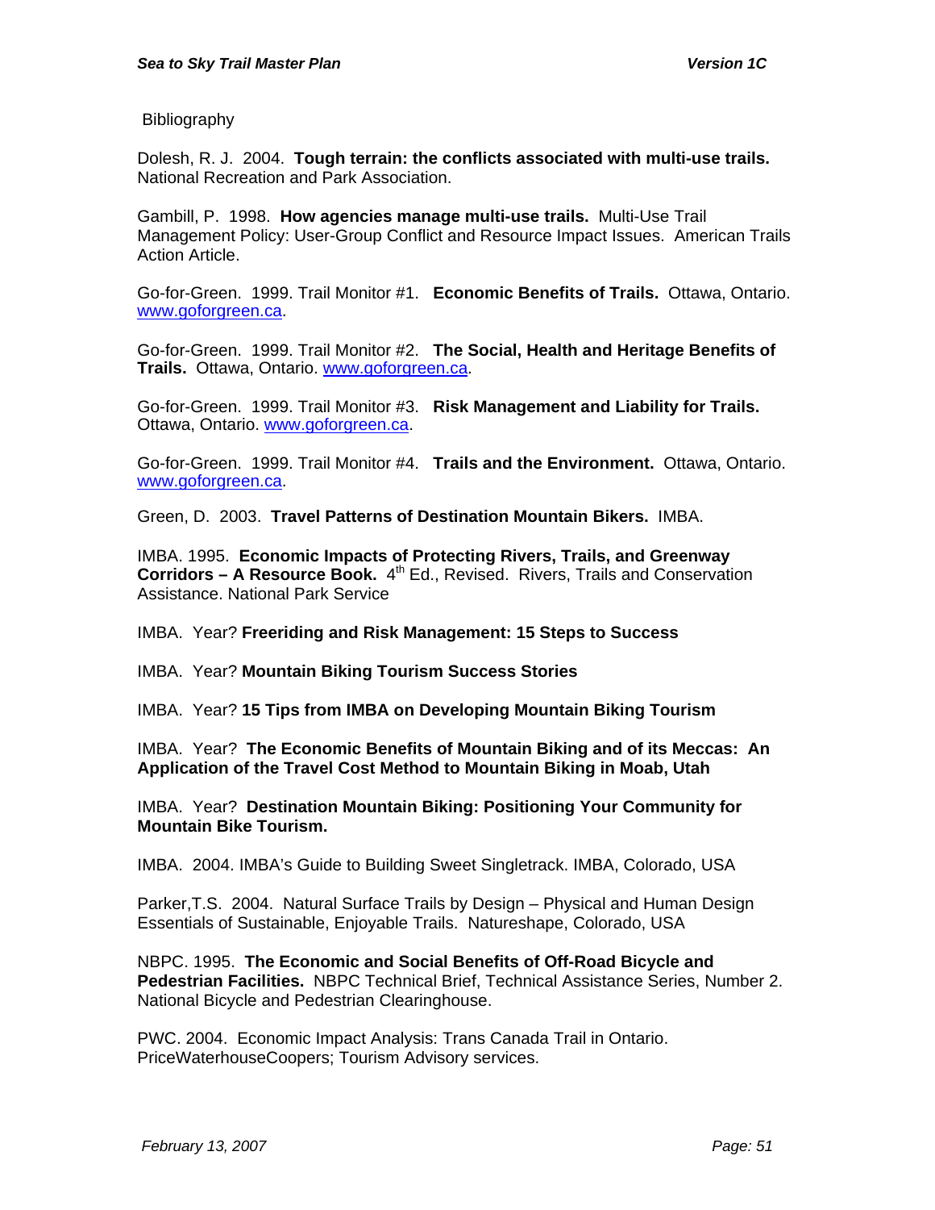# Bibliography

Dolesh, R. J. 2004. **Tough terrain: the conflicts associated with multi-use trails.** National Recreation and Park Association.

Gambill, P. 1998. **How agencies manage multi-use trails.** Multi-Use Trail Management Policy: User-Group Conflict and Resource Impact Issues. American Trails Action Article.

Go-for-Green. 1999. Trail Monitor #1. **Economic Benefits of Trails.** Ottawa, Ontario. www.goforgreen.ca.

Go-for-Green. 1999. Trail Monitor #2. **The Social, Health and Heritage Benefits of Trails.** Ottawa, Ontario. www.goforgreen.ca.

Go-for-Green. 1999. Trail Monitor #3. **Risk Management and Liability for Trails.** Ottawa, Ontario. www.goforgreen.ca.

Go-for-Green. 1999. Trail Monitor #4. **Trails and the Environment.** Ottawa, Ontario. www.goforgreen.ca.

Green, D. 2003. **Travel Patterns of Destination Mountain Bikers.** IMBA.

IMBA. 1995. **Economic Impacts of Protecting Rivers, Trails, and Greenway Corridors – A Resource Book.** 4th Ed., Revised. Rivers, Trails and Conservation Assistance. National Park Service

IMBA. Year? **Freeriding and Risk Management: 15 Steps to Success**

IMBA. Year? **Mountain Biking Tourism Success Stories**

IMBA. Year? **15 Tips from IMBA on Developing Mountain Biking Tourism**

IMBA. Year? **The Economic Benefits of Mountain Biking and of its Meccas: An Application of the Travel Cost Method to Mountain Biking in Moab, Utah**

IMBA. Year? **Destination Mountain Biking: Positioning Your Community for Mountain Bike Tourism.**

IMBA. 2004. IMBA's Guide to Building Sweet Singletrack. IMBA, Colorado, USA

Parker,T.S. 2004. Natural Surface Trails by Design – Physical and Human Design Essentials of Sustainable, Enjoyable Trails. Natureshape, Colorado, USA

NBPC. 1995. **The Economic and Social Benefits of Off-Road Bicycle and Pedestrian Facilities.** NBPC Technical Brief, Technical Assistance Series, Number 2. National Bicycle and Pedestrian Clearinghouse.

PWC. 2004. Economic Impact Analysis: Trans Canada Trail in Ontario. PriceWaterhouseCoopers; Tourism Advisory services.